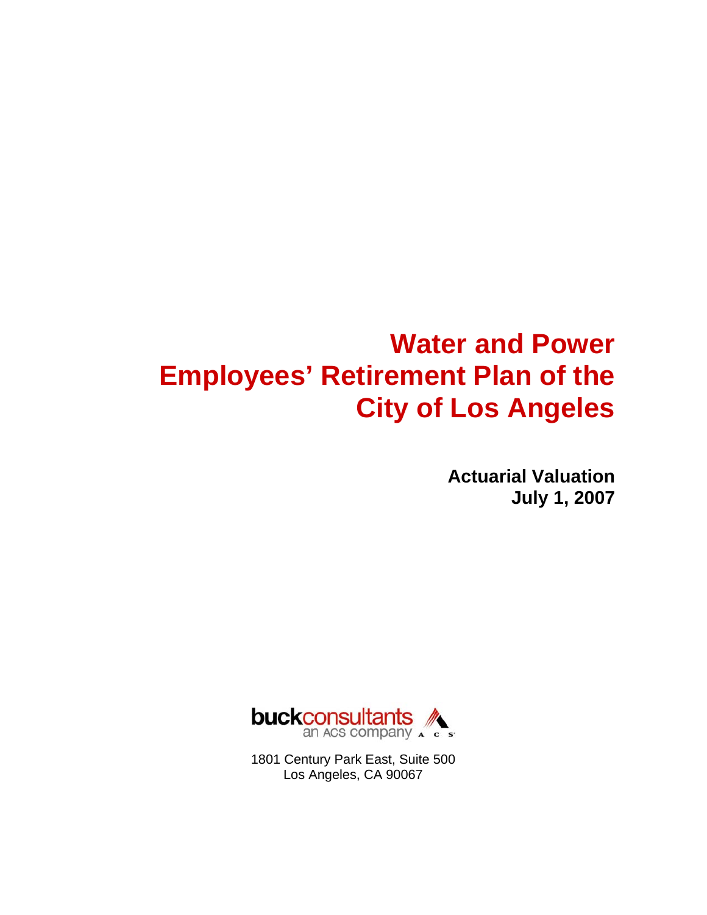# Water and Power Employees' Retirement Plan of the City of Los Angeles

**Actuarial Valuation**
**July 1, 2007**

buckconsultants
an ACS company

1801 Century Park East, Suite 500
Los Angeles, CA 90067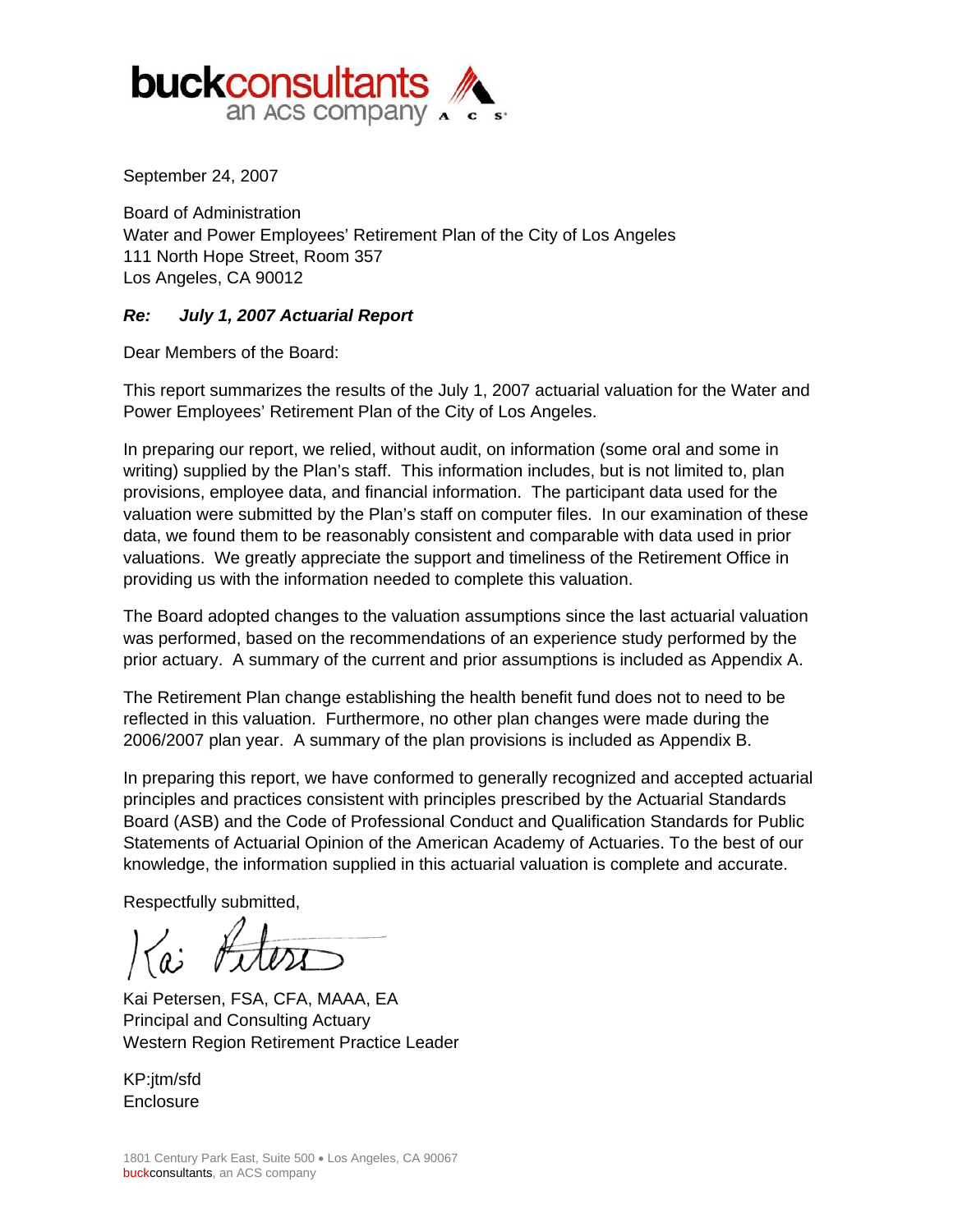**buckconsultants**
an ACS company

September 24, 2007

Board of Administration
Water and Power Employees' Retirement Plan of the City of Los Angeles
111 North Hope Street, Room 357
Los Angeles, CA 90012

***Re: July 1, 2007 Actuarial Report***

Dear Members of the Board:

This report summarizes the results of the July 1, 2007 actuarial valuation for the Water and Power Employees' Retirement Plan of the City of Los Angeles.

In preparing our report, we relied, without audit, on information (some oral and some in writing) supplied by the Plan's staff. This information includes, but is not limited to, plan provisions, employee data, and financial information. The participant data used for the valuation were submitted by the Plan's staff on computer files. In our examination of these data, we found them to be reasonably consistent and comparable with data used in prior valuations. We greatly appreciate the support and timeliness of the Retirement Office in providing us with the information needed to complete this valuation.

The Board adopted changes to the valuation assumptions since the last actuarial valuation was performed, based on the recommendations of an experience study performed by the prior actuary. A summary of the current and prior assumptions is included as Appendix A.

The Retirement Plan change establishing the health benefit fund does not to need to be reflected in this valuation. Furthermore, no other plan changes were made during the 2006/2007 plan year. A summary of the plan provisions is included as Appendix B.

In preparing this report, we have conformed to generally recognized and accepted actuarial principles and practices consistent with principles prescribed by the Actuarial Standards Board (ASB) and the Code of Professional Conduct and Qualification Standards for Public Statements of Actuarial Opinion of the American Academy of Actuaries. To the best of our knowledge, the information supplied in this actuarial valuation is complete and accurate.

Respectfully submitted,

Kai Petersen, FSA, CFA, MAAA, EA
Principal and Consulting Actuary
Western Region Retirement Practice Leader

KP:jtm/sfd
Enclosure

1801 Century Park East, Suite 500 • Los Angeles, CA 90067
buckconsultants, an ACS company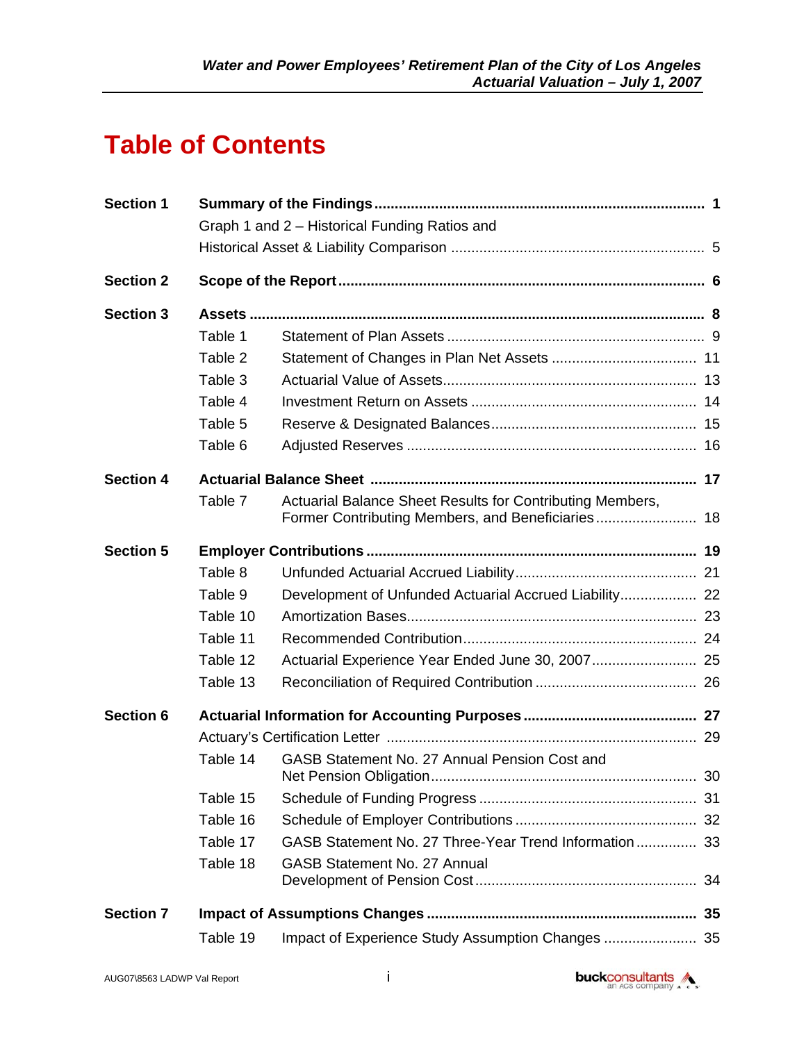# Table of Contents

| | | | |
|---|---|---|---|
| **Section 1** | **Summary of the Findings** | | **1** |
| | Graph 1 and 2 – Historical Funding Ratios and Historical Asset & Liability Comparison | | 5 |
| **Section 2** | **Scope of the Report** | | **6** |
| **Section 3** | **Assets** | | **8** |
| | Table 1 | Statement of Plan Assets | 9 |
| | Table 2 | Statement of Changes in Plan Net Assets | 11 |
| | Table 3 | Actuarial Value of Assets | 13 |
| | Table 4 | Investment Return on Assets | 14 |
| | Table 5 | Reserve & Designated Balances | 15 |
| | Table 6 | Adjusted Reserves | 16 |
| **Section 4** | **Actuarial Balance Sheet** | | **17** |
| | Table 7 | Actuarial Balance Sheet Results for Contributing Members, Former Contributing Members, and Beneficiaries | 18 |
| **Section 5** | **Employer Contributions** | | **19** |
| | Table 8 | Unfunded Actuarial Accrued Liability | 21 |
| | Table 9 | Development of Unfunded Actuarial Accrued Liability | 22 |
| | Table 10 | Amortization Bases | 23 |
| | Table 11 | Recommended Contribution | 24 |
| | Table 12 | Actuarial Experience Year Ended June 30, 2007 | 25 |
| | Table 13 | Reconciliation of Required Contribution | 26 |
| **Section 6** | **Actuarial Information for Accounting Purposes** | | **27** |
| | Actuary's Certification Letter | | 29 |
| | Table 14 | GASB Statement No. 27 Annual Pension Cost and Net Pension Obligation | 30 |
| | Table 15 | Schedule of Funding Progress | 31 |
| | Table 16 | Schedule of Employer Contributions | 32 |
| | Table 17 | GASB Statement No. 27 Three-Year Trend Information | 33 |
| | Table 18 | GASB Statement No. 27 Annual Development of Pension Cost | 34 |
| **Section 7** | **Impact of Assumptions Changes** | | **35** |
| | Table 19 | Impact of Experience Study Assumption Changes | 35 |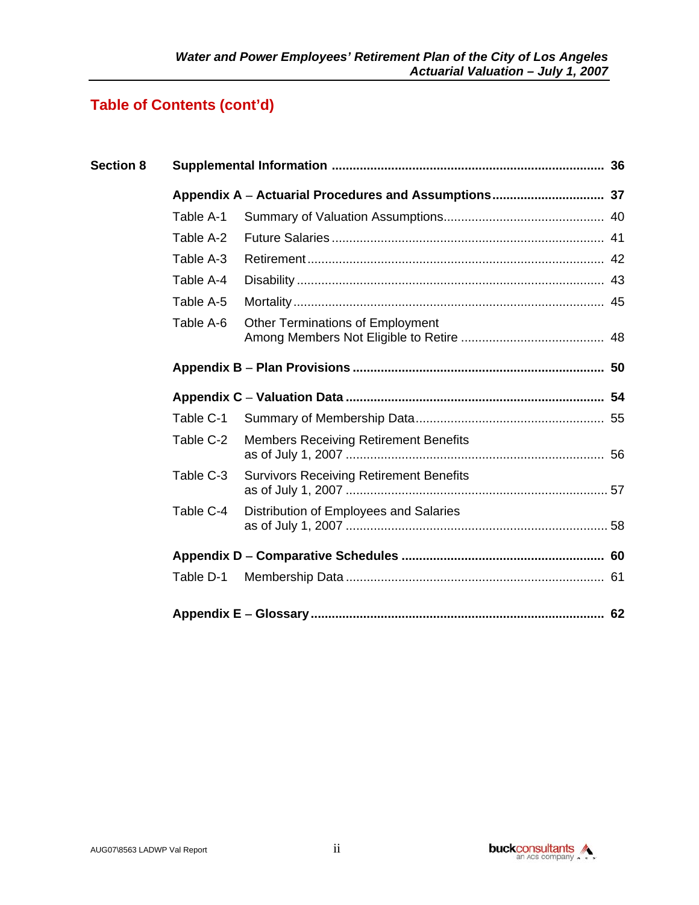## Table of Contents (cont'd)

| | | | |
|---|---|---|---|
| **Section 8** | **Supplemental Information** | | **36** |
| | **Appendix A – Actuarial Procedures and Assumptions** | | **37** |
| | Table A-1 | Summary of Valuation Assumptions | 40 |
| | Table A-2 | Future Salaries | 41 |
| | Table A-3 | Retirement | 42 |
| | Table A-4 | Disability | 43 |
| | Table A-5 | Mortality | 45 |
| | Table A-6 | Other Terminations of Employment Among Members Not Eligible to Retire | 48 |
| | **Appendix B – Plan Provisions** | | **50** |
| | **Appendix C – Valuation Data** | | **54** |
| | Table C-1 | Summary of Membership Data | 55 |
| | Table C-2 | Members Receiving Retirement Benefits as of July 1, 2007 | 56 |
| | Table C-3 | Survivors Receiving Retirement Benefits as of July 1, 2007 | 57 |
| | Table C-4 | Distribution of Employees and Salaries as of July 1, 2007 | 58 |
| | **Appendix D – Comparative Schedules** | | **60** |
| | Table D-1 | Membership Data | 61 |
| | **Appendix E – Glossary** | | **62** |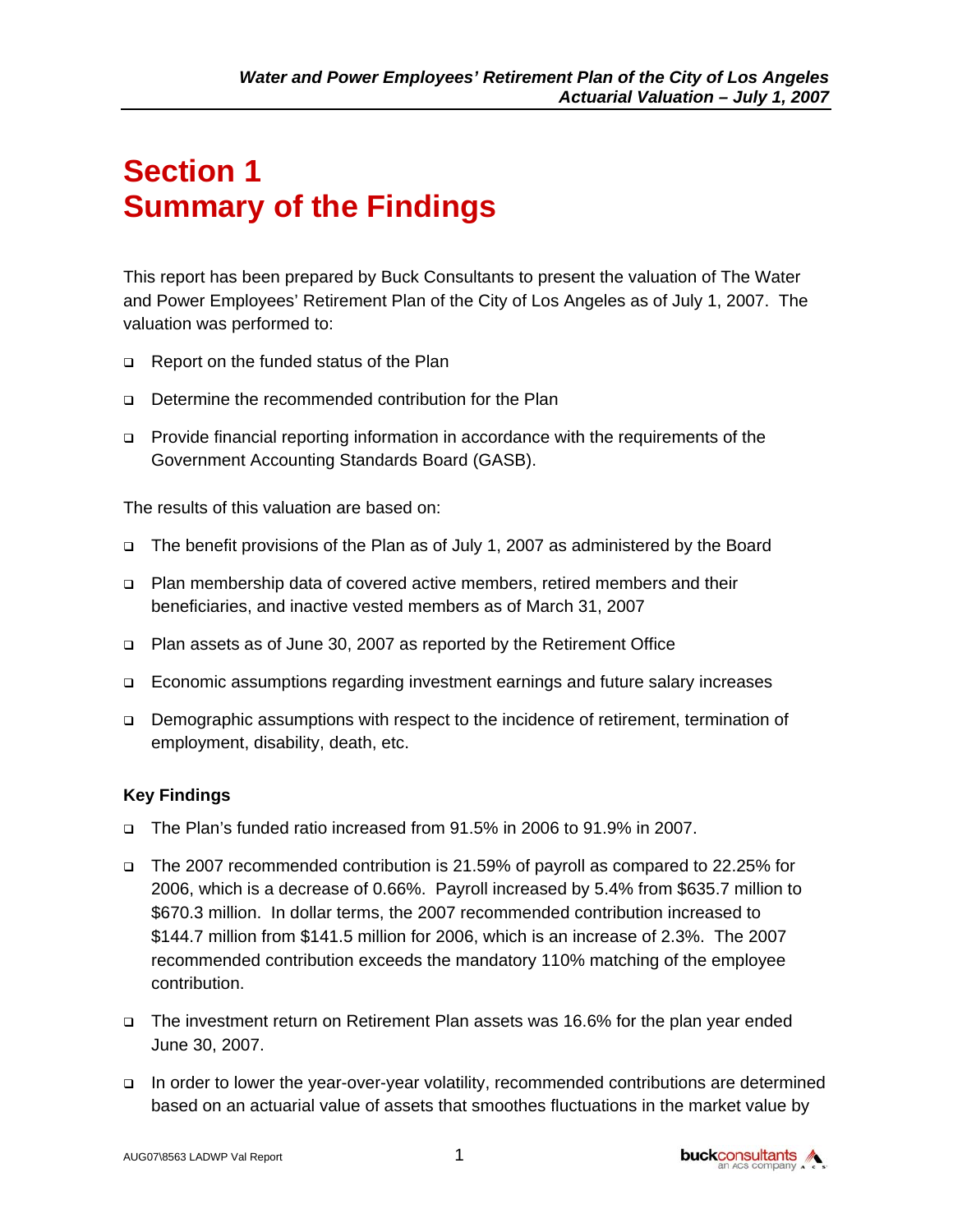# Section 1
# Summary of the Findings

This report has been prepared by Buck Consultants to present the valuation of The Water and Power Employees' Retirement Plan of the City of Los Angeles as of July 1, 2007. The valuation was performed to:

- Report on the funded status of the Plan
- Determine the recommended contribution for the Plan
- Provide financial reporting information in accordance with the requirements of the Government Accounting Standards Board (GASB).

The results of this valuation are based on:

- The benefit provisions of the Plan as of July 1, 2007 as administered by the Board
- Plan membership data of covered active members, retired members and their beneficiaries, and inactive vested members as of March 31, 2007
- Plan assets as of June 30, 2007 as reported by the Retirement Office
- Economic assumptions regarding investment earnings and future salary increases
- Demographic assumptions with respect to the incidence of retirement, termination of employment, disability, death, etc.

**Key Findings**

- The Plan's funded ratio increased from 91.5% in 2006 to 91.9% in 2007.
- The 2007 recommended contribution is 21.59% of payroll as compared to 22.25% for 2006, which is a decrease of 0.66%. Payroll increased by 5.4% from $635.7 million to $670.3 million. In dollar terms, the 2007 recommended contribution increased to $144.7 million from $141.5 million for 2006, which is an increase of 2.3%. The 2007 recommended contribution exceeds the mandatory 110% matching of the employee contribution.
- The investment return on Retirement Plan assets was 16.6% for the plan year ended June 30, 2007.
- In order to lower the year-over-year volatility, recommended contributions are determined based on an actuarial value of assets that smoothes fluctuations in the market value by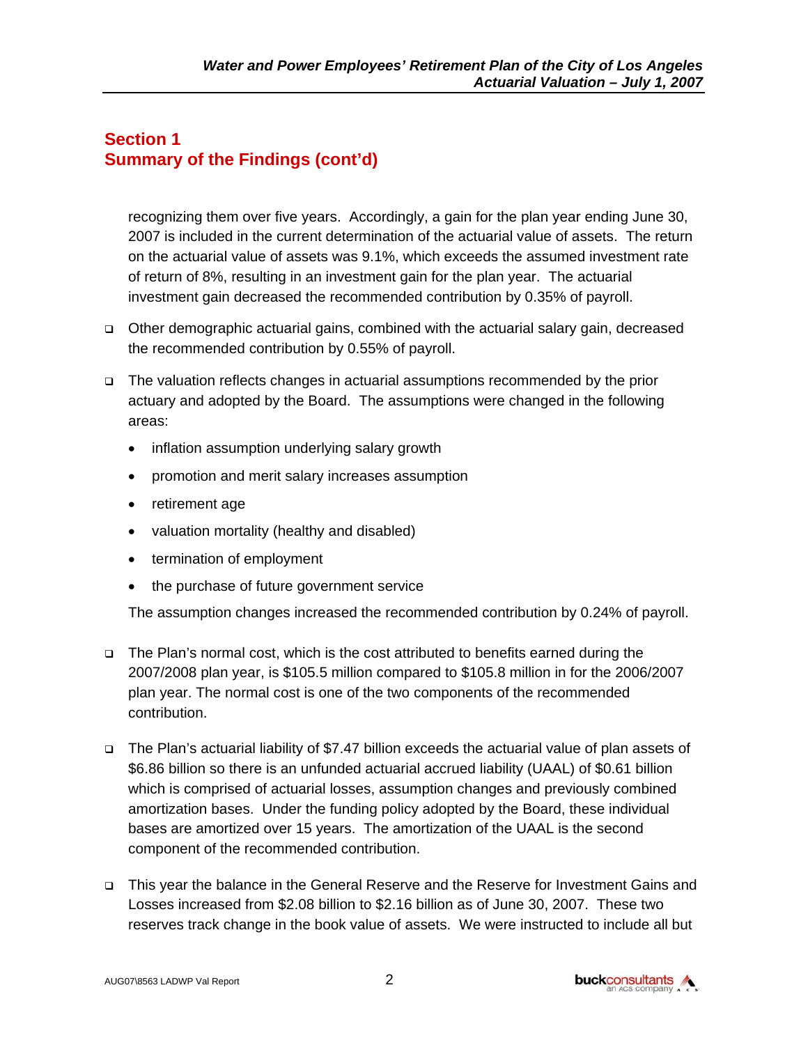## Section 1
## Summary of the Findings (cont'd)

recognizing them over five years. Accordingly, a gain for the plan year ending June 30, 2007 is included in the current determination of the actuarial value of assets. The return on the actuarial value of assets was 9.1%, which exceeds the assumed investment rate of return of 8%, resulting in an investment gain for the plan year. The actuarial investment gain decreased the recommended contribution by 0.35% of payroll.

- Other demographic actuarial gains, combined with the actuarial salary gain, decreased the recommended contribution by 0.55% of payroll.

- The valuation reflects changes in actuarial assumptions recommended by the prior actuary and adopted by the Board. The assumptions were changed in the following areas:

  - inflation assumption underlying salary growth
  - promotion and merit salary increases assumption
  - retirement age
  - valuation mortality (healthy and disabled)
  - termination of employment
  - the purchase of future government service

  The assumption changes increased the recommended contribution by 0.24% of payroll.

- The Plan's normal cost, which is the cost attributed to benefits earned during the 2007/2008 plan year, is $105.5 million compared to $105.8 million in for the 2006/2007 plan year. The normal cost is one of the two components of the recommended contribution.

- The Plan's actuarial liability of $7.47 billion exceeds the actuarial value of plan assets of $6.86 billion so there is an unfunded actuarial accrued liability (UAAL) of $0.61 billion which is comprised of actuarial losses, assumption changes and previously combined amortization bases. Under the funding policy adopted by the Board, these individual bases are amortized over 15 years. The amortization of the UAAL is the second component of the recommended contribution.

- This year the balance in the General Reserve and the Reserve for Investment Gains and Losses increased from $2.08 billion to $2.16 billion as of June 30, 2007. These two reserves track change in the book value of assets. We were instructed to include all but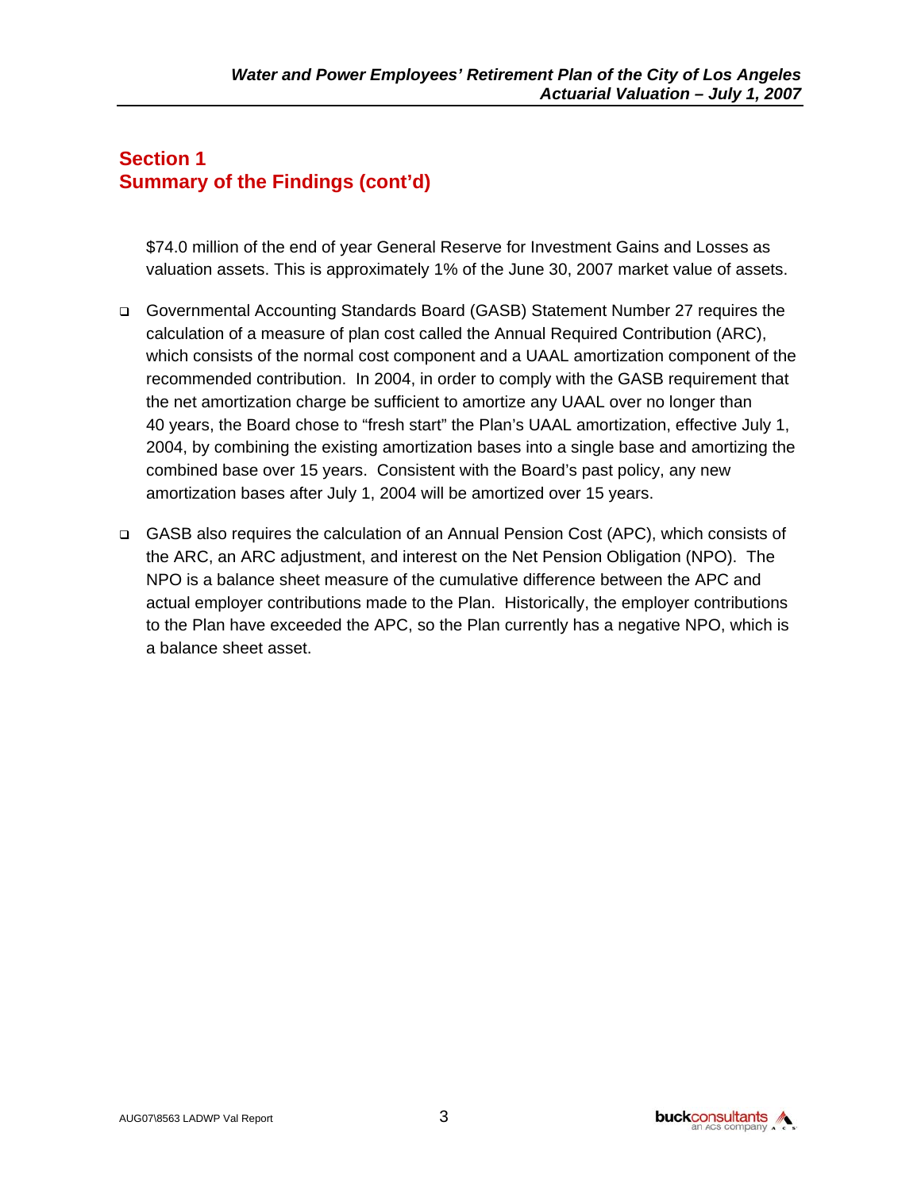## Section 1
## Summary of the Findings (cont'd)

$74.0 million of the end of year General Reserve for Investment Gains and Losses as valuation assets. This is approximately 1% of the June 30, 2007 market value of assets.

- Governmental Accounting Standards Board (GASB) Statement Number 27 requires the calculation of a measure of plan cost called the Annual Required Contribution (ARC), which consists of the normal cost component and a UAAL amortization component of the recommended contribution. In 2004, in order to comply with the GASB requirement that the net amortization charge be sufficient to amortize any UAAL over no longer than 40 years, the Board chose to "fresh start" the Plan's UAAL amortization, effective July 1, 2004, by combining the existing amortization bases into a single base and amortizing the combined base over 15 years. Consistent with the Board's past policy, any new amortization bases after July 1, 2004 will be amortized over 15 years.

- GASB also requires the calculation of an Annual Pension Cost (APC), which consists of the ARC, an ARC adjustment, and interest on the Net Pension Obligation (NPO). The NPO is a balance sheet measure of the cumulative difference between the APC and actual employer contributions made to the Plan. Historically, the employer contributions to the Plan have exceeded the APC, so the Plan currently has a negative NPO, which is a balance sheet asset.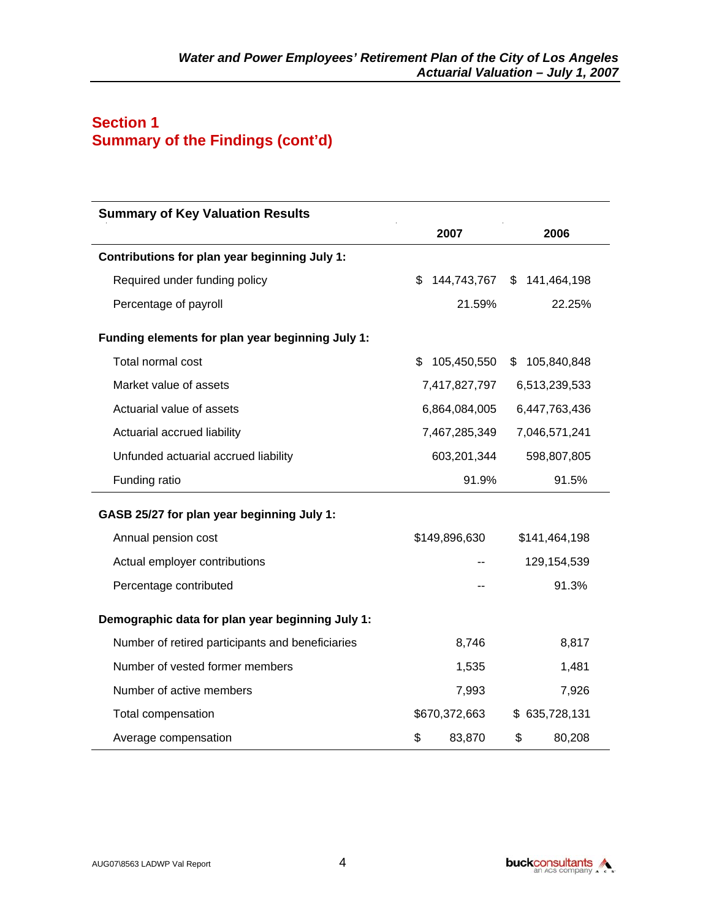## Section 1
## Summary of the Findings (cont'd)

| Summary of Key Valuation Results | 2007 | 2006 |
|---|---|---|
| **Contributions for plan year beginning July 1:** | | |
| Required under funding policy | $ 144,743,767 | $ 141,464,198 |
| Percentage of payroll | 21.59% | 22.25% |
| **Funding elements for plan year beginning July 1:** | | |
| Total normal cost | $ 105,450,550 | $ 105,840,848 |
| Market value of assets | 7,417,827,797 | 6,513,239,533 |
| Actuarial value of assets | 6,864,084,005 | 6,447,763,436 |
| Actuarial accrued liability | 7,467,285,349 | 7,046,571,241 |
| Unfunded actuarial accrued liability | 603,201,344 | 598,807,805 |
| Funding ratio | 91.9% | 91.5% |
| **GASB 25/27 for plan year beginning July 1:** | | |
| Annual pension cost | $149,896,630 | $141,464,198 |
| Actual employer contributions | -- | 129,154,539 |
| Percentage contributed | -- | 91.3% |
| **Demographic data for plan year beginning July 1:** | | |
| Number of retired participants and beneficiaries | 8,746 | 8,817 |
| Number of vested former members | 1,535 | 1,481 |
| Number of active members | 7,993 | 7,926 |
| Total compensation | $670,372,663 | $ 635,728,131 |
| Average compensation | $ 83,870 | $ 80,208 |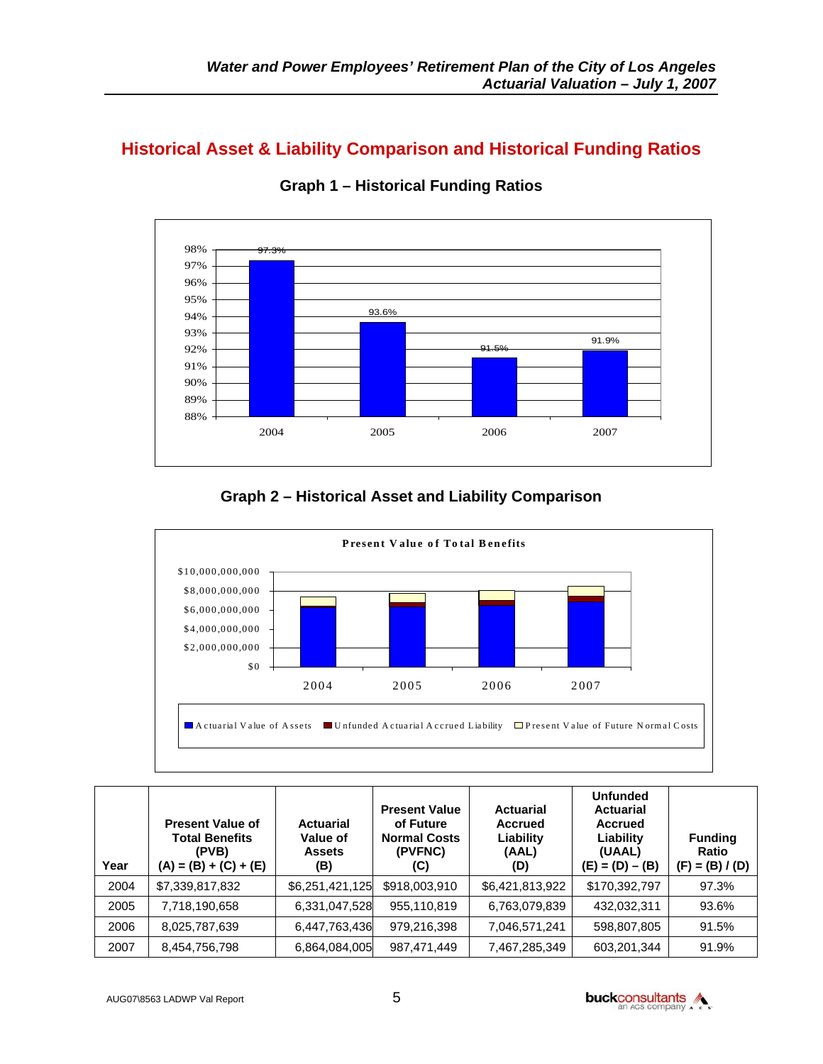## Historical Asset & Liability Comparison and Historical Funding Ratios

### Graph 1 – Historical Funding Ratios

### Graph 2 – Historical Asset and Liability Comparison

| Year | Present Value of Total Benefits (PVB) (A) = (B) + (C) + (E) | Actuarial Value of Assets (B) | Present Value of Future Normal Costs (PVFNC) (C) | Actuarial Accrued Liability (AAL) (D) | Unfunded Actuarial Accrued Liability (UAAL) (E) = (D) – (B) | Funding Ratio (F) = (B) / (D) |
|---|---|---|---|---|---|---|
| 2004 | $7,339,817,832 | $6,251,421,125 | $918,003,910 | $6,421,813,922 | $170,392,797 | 97.3% |
| 2005 | 7,718,190,658 | 6,331,047,528 | 955,110,819 | 6,763,079,839 | 432,032,311 | 93.6% |
| 2006 | 8,025,787,639 | 6,447,763,436 | 979,216,398 | 7,046,571,241 | 598,807,805 | 91.5% |
| 2007 | 8,454,756,798 | 6,864,084,005 | 987,471,449 | 7,467,285,349 | 603,201,344 | 91.9% |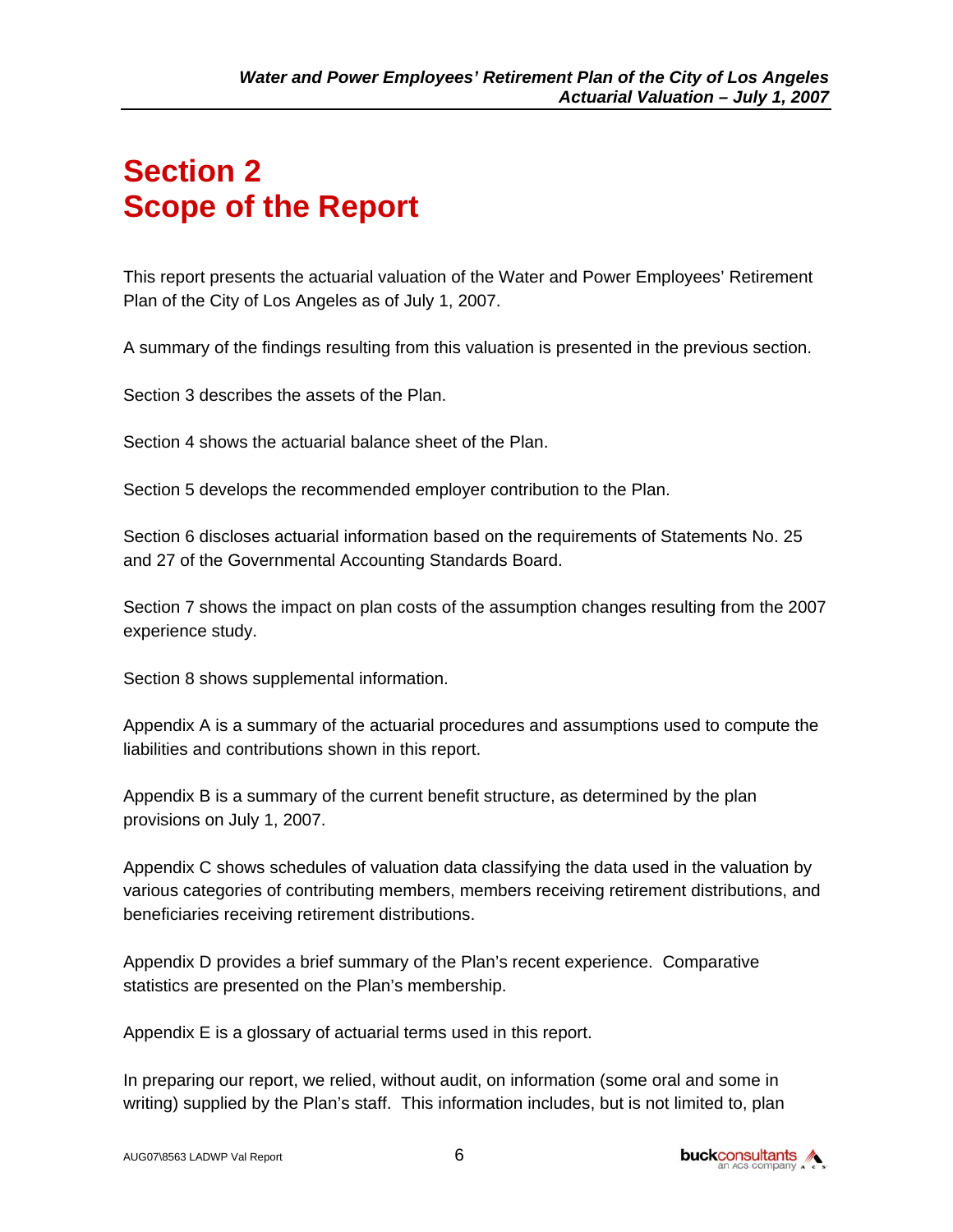# Section 2
# Scope of the Report

This report presents the actuarial valuation of the Water and Power Employees' Retirement Plan of the City of Los Angeles as of July 1, 2007.

A summary of the findings resulting from this valuation is presented in the previous section.

Section 3 describes the assets of the Plan.

Section 4 shows the actuarial balance sheet of the Plan.

Section 5 develops the recommended employer contribution to the Plan.

Section 6 discloses actuarial information based on the requirements of Statements No. 25 and 27 of the Governmental Accounting Standards Board.

Section 7 shows the impact on plan costs of the assumption changes resulting from the 2007 experience study.

Section 8 shows supplemental information.

Appendix A is a summary of the actuarial procedures and assumptions used to compute the liabilities and contributions shown in this report.

Appendix B is a summary of the current benefit structure, as determined by the plan provisions on July 1, 2007.

Appendix C shows schedules of valuation data classifying the data used in the valuation by various categories of contributing members, members receiving retirement distributions, and beneficiaries receiving retirement distributions.

Appendix D provides a brief summary of the Plan's recent experience. Comparative statistics are presented on the Plan's membership.

Appendix E is a glossary of actuarial terms used in this report.

In preparing our report, we relied, without audit, on information (some oral and some in writing) supplied by the Plan's staff. This information includes, but is not limited to, plan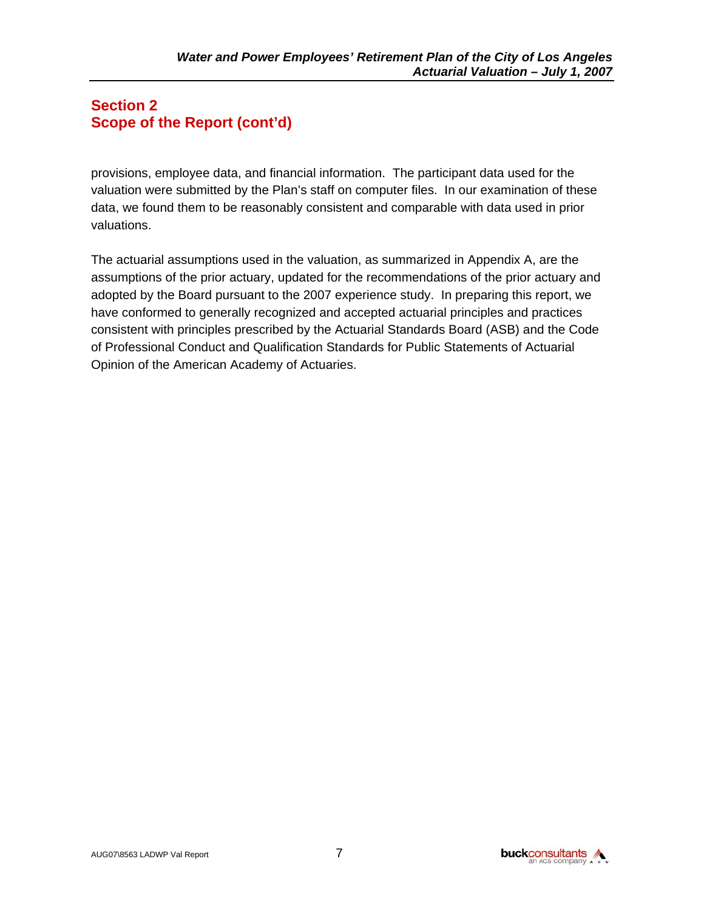## Section 2
## Scope of the Report (cont'd)

provisions, employee data, and financial information. The participant data used for the valuation were submitted by the Plan's staff on computer files. In our examination of these data, we found them to be reasonably consistent and comparable with data used in prior valuations.

The actuarial assumptions used in the valuation, as summarized in Appendix A, are the assumptions of the prior actuary, updated for the recommendations of the prior actuary and adopted by the Board pursuant to the 2007 experience study. In preparing this report, we have conformed to generally recognized and accepted actuarial principles and practices consistent with principles prescribed by the Actuarial Standards Board (ASB) and the Code of Professional Conduct and Qualification Standards for Public Statements of Actuarial Opinion of the American Academy of Actuaries.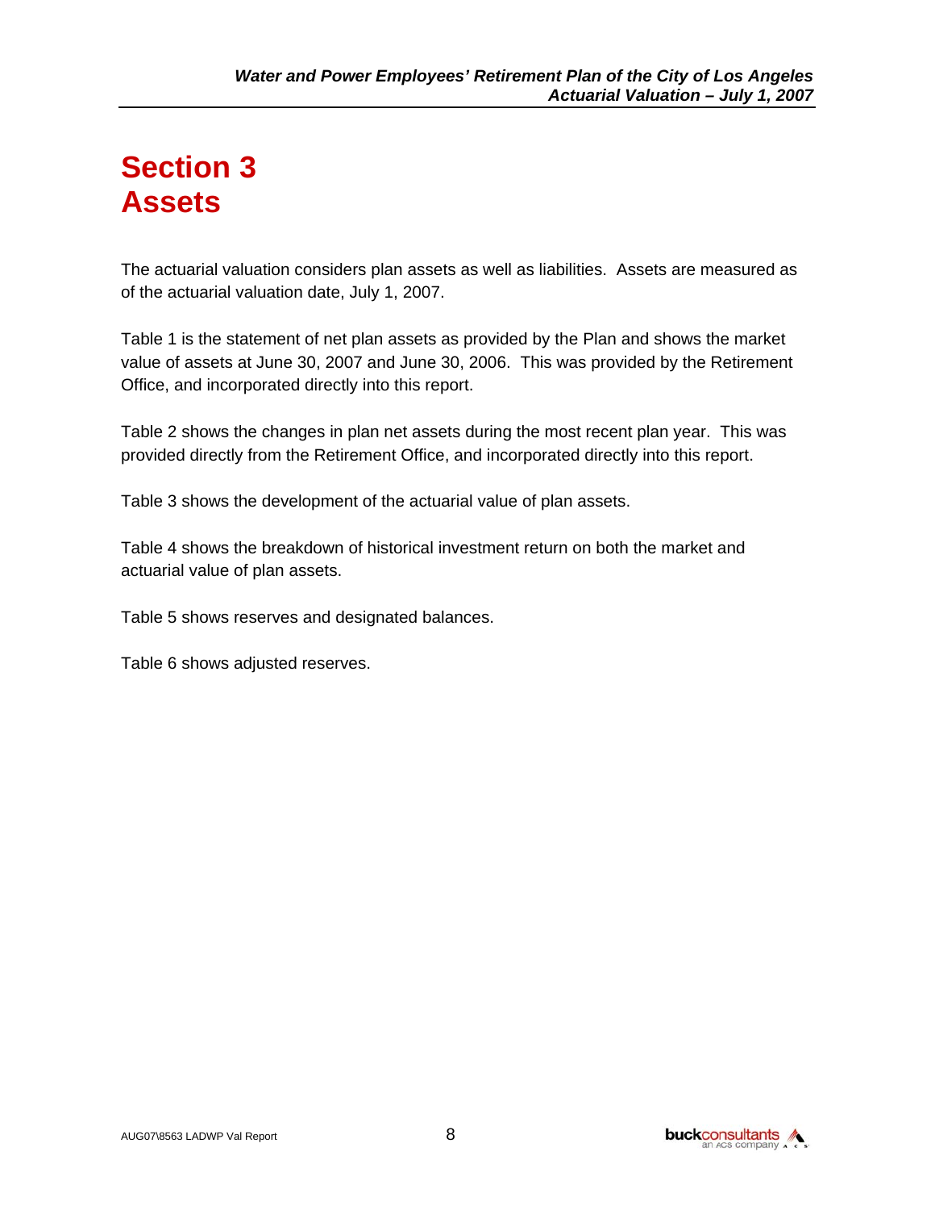# Section 3
# Assets

The actuarial valuation considers plan assets as well as liabilities. Assets are measured as of the actuarial valuation date, July 1, 2007.

Table 1 is the statement of net plan assets as provided by the Plan and shows the market value of assets at June 30, 2007 and June 30, 2006. This was provided by the Retirement Office, and incorporated directly into this report.

Table 2 shows the changes in plan net assets during the most recent plan year. This was provided directly from the Retirement Office, and incorporated directly into this report.

Table 3 shows the development of the actuarial value of plan assets.

Table 4 shows the breakdown of historical investment return on both the market and actuarial value of plan assets.

Table 5 shows reserves and designated balances.

Table 6 shows adjusted reserves.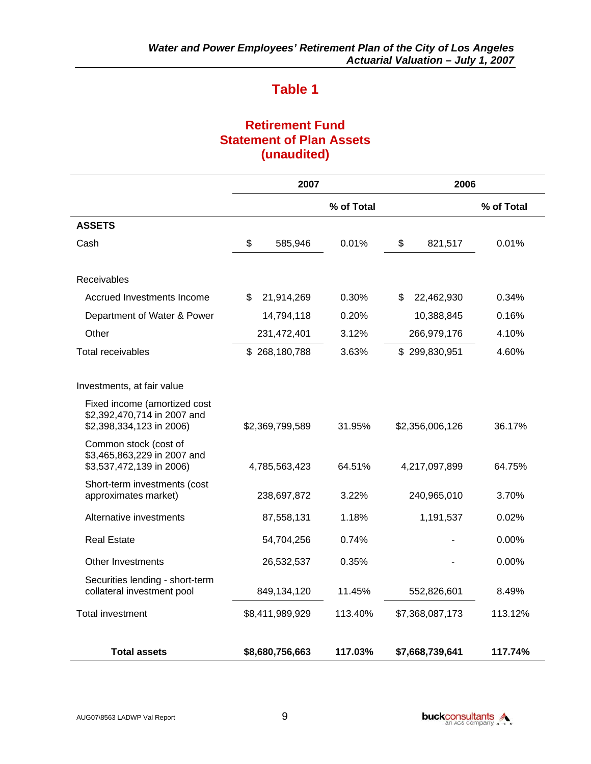# Table 1

## Retirement Fund
## Statement of Plan Assets
## (unaudited)

| | 2007 | | 2006 | |
|---|---|---|---|---|
| | | % of Total | | % of Total |
| **ASSETS** | | | | |
| Cash | $ 585,946 | 0.01% | $ 821,517 | 0.01% |
| Receivables | | | | |
| Accrued Investments Income | $ 21,914,269 | 0.30% | $ 22,462,930 | 0.34% |
| Department of Water & Power | 14,794,118 | 0.20% | 10,388,845 | 0.16% |
| Other | 231,472,401 | 3.12% | 266,979,176 | 4.10% |
| Total receivables | $ 268,180,788 | 3.63% | $ 299,830,951 | 4.60% |
| Investments, at fair value | | | | |
| Fixed income (amortized cost $2,392,470,714 in 2007 and $2,398,334,123 in 2006) | $2,369,799,589 | 31.95% | $2,356,006,126 | 36.17% |
| Common stock (cost of $3,465,863,229 in 2007 and $3,537,472,139 in 2006) | 4,785,563,423 | 64.51% | 4,217,097,899 | 64.75% |
| Short-term investments (cost approximates market) | 238,697,872 | 3.22% | 240,965,010 | 3.70% |
| Alternative investments | 87,558,131 | 1.18% | 1,191,537 | 0.02% |
| Real Estate | 54,704,256 | 0.74% | - | 0.00% |
| Other Investments | 26,532,537 | 0.35% | - | 0.00% |
| Securities lending - short-term collateral investment pool | 849,134,120 | 11.45% | 552,826,601 | 8.49% |
| Total investment | $8,411,989,929 | 113.40% | $7,368,087,173 | 113.12% |
| **Total assets** | **$8,680,756,663** | **117.03%** | **$7,668,739,641** | **117.74%** |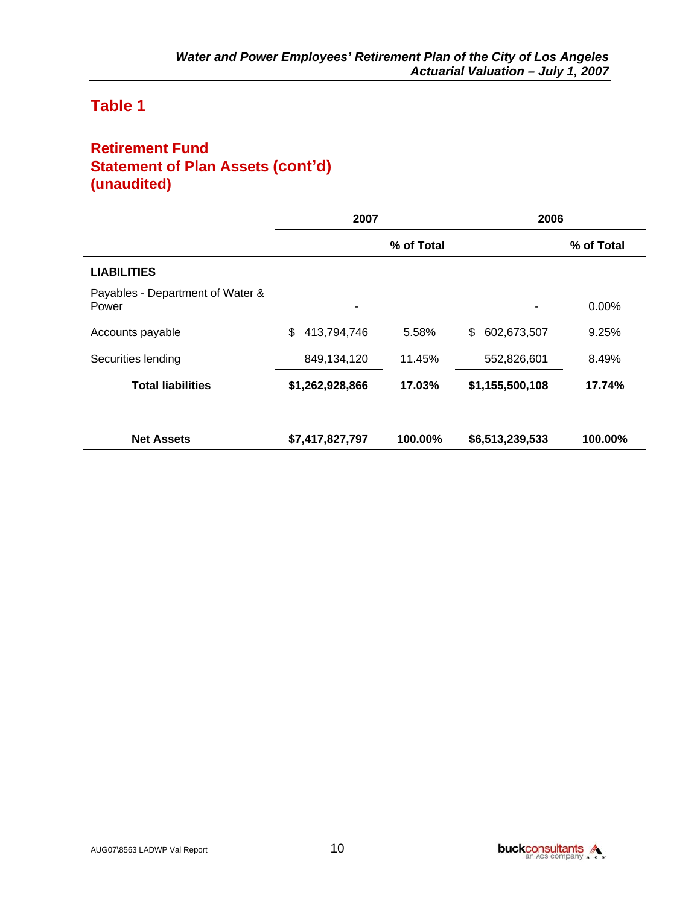## Table 1

### Retirement Fund
### Statement of Plan Assets (cont'd)
### (unaudited)

| | 2007 | | 2006 | |
|---|---|---|---|---|
| | | % of Total | | % of Total |
| **LIABILITIES** | | | | |
| Payables - Department of Water & Power | - | | - | 0.00% |
| Accounts payable | $ 413,794,746 | 5.58% | $ 602,673,507 | 9.25% |
| Securities lending | 849,134,120 | 11.45% | 552,826,601 | 8.49% |
| **Total liabilities** | **$1,262,928,866** | **17.03%** | **$1,155,500,108** | **17.74%** |
| | | | | |
| **Net Assets** | **$7,417,827,797** | **100.00%** | **$6,513,239,533** | **100.00%** |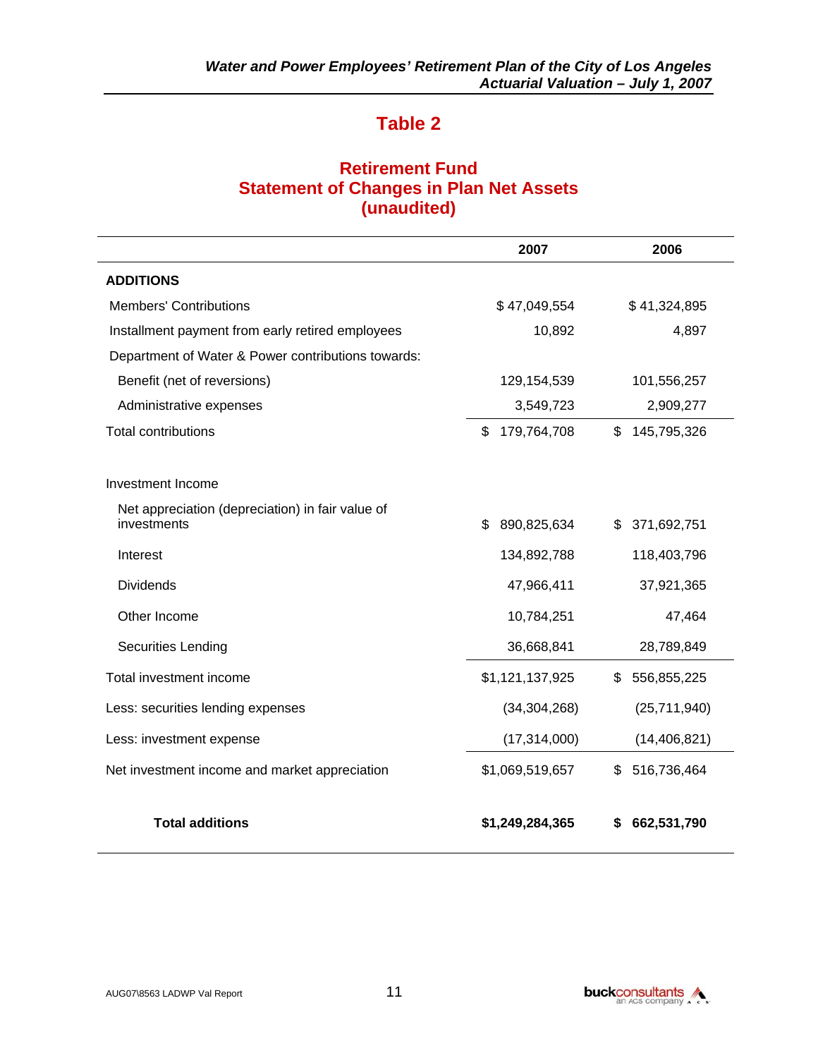# Table 2

## Retirement Fund
## Statement of Changes in Plan Net Assets
## (unaudited)

| | 2007 | 2006 |
|---|---|---|
| **ADDITIONS** | | |
| Members' Contributions | $ 47,049,554 | $ 41,324,895 |
| Installment payment from early retired employees | 10,892 | 4,897 |
| Department of Water & Power contributions towards: | | |
| Benefit (net of reversions) | 129,154,539 | 101,556,257 |
| Administrative expenses | 3,549,723 | 2,909,277 |
| Total contributions | $ 179,764,708 | $ 145,795,326 |
| | | |
| Investment Income | | |
| Net appreciation (depreciation) in fair value of investments | $ 890,825,634 | $ 371,692,751 |
| Interest | 134,892,788 | 118,403,796 |
| Dividends | 47,966,411 | 37,921,365 |
| Other Income | 10,784,251 | 47,464 |
| Securities Lending | 36,668,841 | 28,789,849 |
| Total investment income | $1,121,137,925 | $ 556,855,225 |
| Less: securities lending expenses | (34,304,268) | (25,711,940) |
| Less: investment expense | (17,314,000) | (14,406,821) |
| Net investment income and market appreciation | $1,069,519,657 | $ 516,736,464 |
| | | |
| **Total additions** | **$1,249,284,365** | **$ 662,531,790** |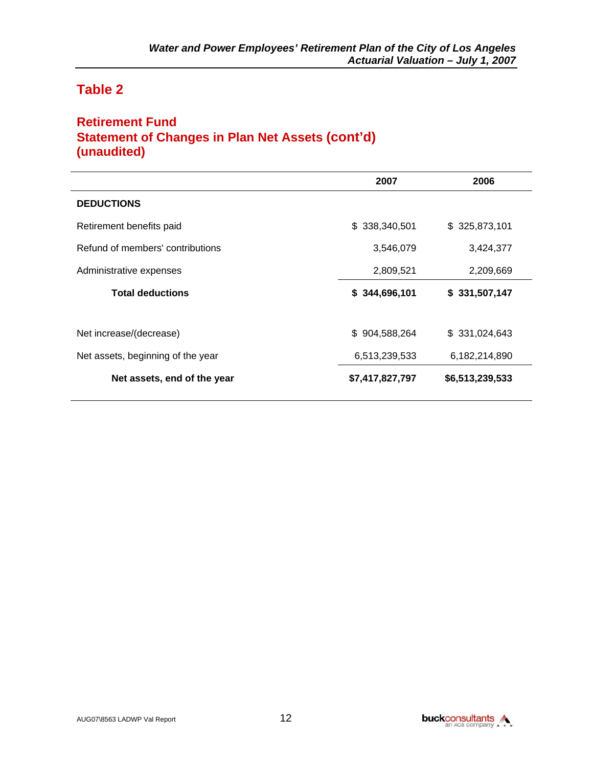## Table 2

### Retirement Fund
### Statement of Changes in Plan Net Assets (cont'd)
### (unaudited)

| | 2007 | 2006 |
|---|---|---|
| **DEDUCTIONS** | | |
| Retirement benefits paid | $ 338,340,501 | $ 325,873,101 |
| Refund of members' contributions | 3,546,079 | 3,424,377 |
| Administrative expenses | 2,809,521 | 2,209,669 |
| **Total deductions** | **$ 344,696,101** | **$ 331,507,147** |
| | | |
| Net increase/(decrease) | $ 904,588,264 | $ 331,024,643 |
| Net assets, beginning of the year | 6,513,239,533 | 6,182,214,890 |
| **Net assets, end of the year** | **$7,417,827,797** | **$6,513,239,533** |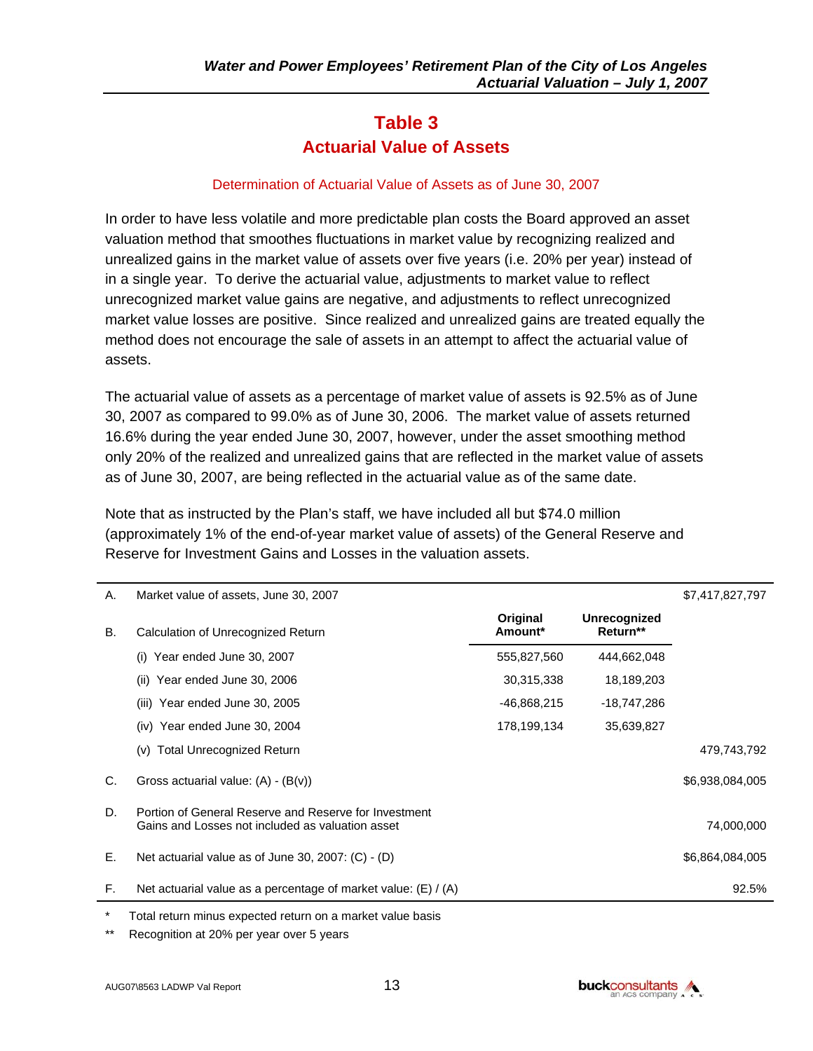# Table 3
## Actuarial Value of Assets

### Determination of Actuarial Value of Assets as of June 30, 2007

In order to have less volatile and more predictable plan costs the Board approved an asset valuation method that smoothes fluctuations in market value by recognizing realized and unrealized gains in the market value of assets over five years (i.e. 20% per year) instead of in a single year. To derive the actuarial value, adjustments to market value to reflect unrecognized market value gains are negative, and adjustments to reflect unrecognized market value losses are positive. Since realized and unrealized gains are treated equally the method does not encourage the sale of assets in an attempt to affect the actuarial value of assets.

The actuarial value of assets as a percentage of market value of assets is 92.5% as of June 30, 2007 as compared to 99.0% as of June 30, 2006. The market value of assets returned 16.6% during the year ended June 30, 2007, however, under the asset smoothing method only 20% of the realized and unrealized gains that are reflected in the market value of assets as of June 30, 2007, are being reflected in the actuarial value as of the same date.

Note that as instructed by the Plan's staff, we have included all but $74.0 million (approximately 1% of the end-of-year market value of assets) of the General Reserve and Reserve for Investment Gains and Losses in the valuation assets.

| | | Original Amount* | Unrecognized Return** | |
|---|---|---|---|---|
| A. | Market value of assets, June 30, 2007 | | | $7,417,827,797 |
| B. | Calculation of Unrecognized Return | | | |
| | (i) Year ended June 30, 2007 | 555,827,560 | 444,662,048 | |
| | (ii) Year ended June 30, 2006 | 30,315,338 | 18,189,203 | |
| | (iii) Year ended June 30, 2005 | -46,868,215 | -18,747,286 | |
| | (iv) Year ended June 30, 2004 | 178,199,134 | 35,639,827 | |
| | (v) Total Unrecognized Return | | | 479,743,792 |
| C. | Gross actuarial value: (A) - (B(v)) | | | $6,938,084,005 |
| D. | Portion of General Reserve and Reserve for Investment Gains and Losses not included as valuation asset | | | 74,000,000 |
| E. | Net actuarial value as of June 30, 2007: (C) - (D) | | | $6,864,084,005 |
| F. | Net actuarial value as a percentage of market value: (E) / (A) | | | 92.5% |

\* Total return minus expected return on a market value basis

\*\* Recognition at 20% per year over 5 years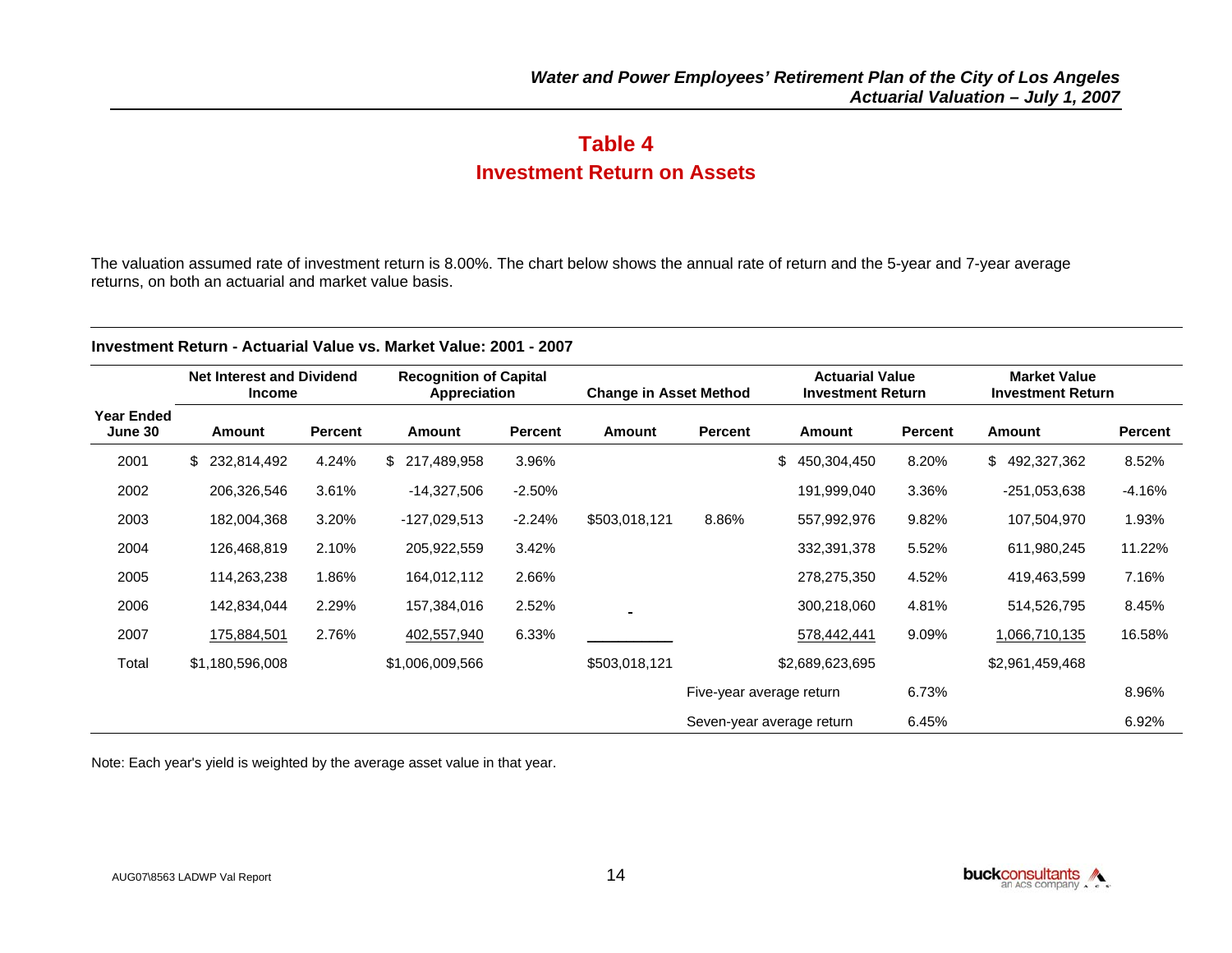# Table 4
## Investment Return on Assets

The valuation assumed rate of investment return is 8.00%. The chart below shows the annual rate of return and the 5-year and 7-year average returns, on both an actuarial and market value basis.

**Investment Return - Actuarial Value vs. Market Value: 2001 - 2007**

| | Net Interest and Dividend Income | | Recognition of Capital Appreciation | | Change in Asset Method | | Actuarial Value Investment Return | | Market Value Investment Return | |
|---|---|---|---|---|---|---|---|---|---|---|
| **Year Ended June 30** | **Amount** | **Percent** | **Amount** | **Percent** | **Amount** | **Percent** | **Amount** | **Percent** | **Amount** | **Percent** |
| 2001 | $ 232,814,492 | 4.24% | $ 217,489,958 | 3.96% | | | $ 450,304,450 | 8.20% | $ 492,327,362 | 8.52% |
| 2002 | 206,326,546 | 3.61% | -14,327,506 | -2.50% | | | 191,999,040 | 3.36% | -251,053,638 | -4.16% |
| 2003 | 182,004,368 | 3.20% | -127,029,513 | -2.24% | $503,018,121 | 8.86% | 557,992,976 | 9.82% | 107,504,970 | 1.93% |
| 2004 | 126,468,819 | 2.10% | 205,922,559 | 3.42% | | | 332,391,378 | 5.52% | 611,980,245 | 11.22% |
| 2005 | 114,263,238 | 1.86% | 164,012,112 | 2.66% | | | 278,275,350 | 4.52% | 419,463,599 | 7.16% |
| 2006 | 142,834,044 | 2.29% | 157,384,016 | 2.52% | - | | 300,218,060 | 4.81% | 514,526,795 | 8.45% |
| 2007 | 175,884,501 | 2.76% | 402,557,940 | 6.33% | | | 578,442,441 | 9.09% | 1,066,710,135 | 16.58% |
| Total | $1,180,596,008 | | $1,006,009,566 | | $503,018,121 | | $2,689,623,695 | | $2,961,459,468 | |
| | | | | | | Five-year average return | | 6.73% | | 8.96% |
| | | | | | | Seven-year average return | | 6.45% | | 6.92% |

Note: Each year's yield is weighted by the average asset value in that year.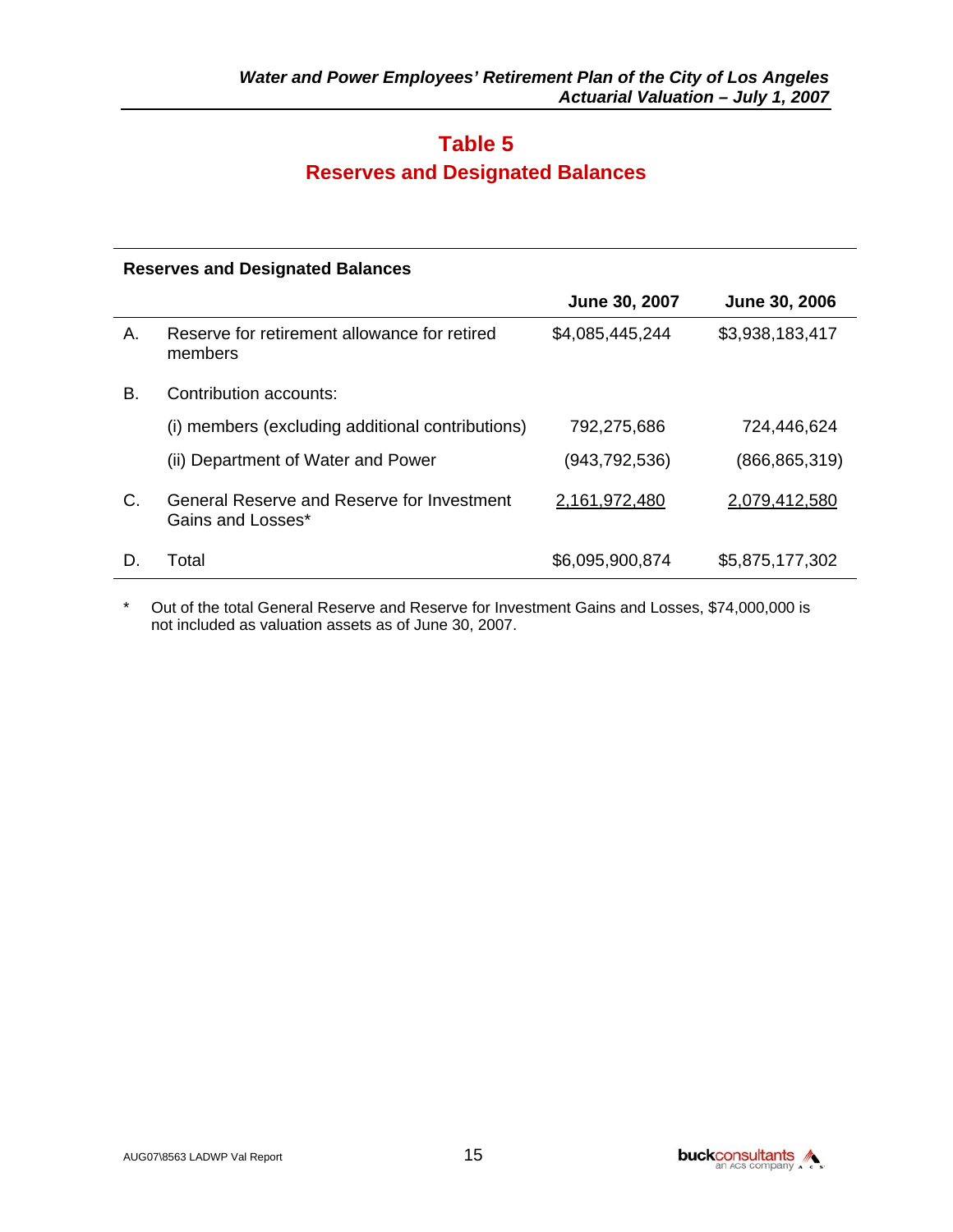# Table 5
## Reserves and Designated Balances

**Reserves and Designated Balances**

| | | June 30, 2007 | June 30, 2006 |
|---|---|---|---|
| A. | Reserve for retirement allowance for retired members | $4,085,445,244 | $3,938,183,417 |
| B. | Contribution accounts: | | |
| | (i) members (excluding additional contributions) | 792,275,686 | 724,446,624 |
| | (ii) Department of Water and Power | (943,792,536) | (866,865,319) |
| C. | General Reserve and Reserve for Investment Gains and Losses* | 2,161,972,480 | 2,079,412,580 |
| D. | Total | $6,095,900,874 | $5,875,177,302 |

\* Out of the total General Reserve and Reserve for Investment Gains and Losses, $74,000,000 is not included as valuation assets as of June 30, 2007.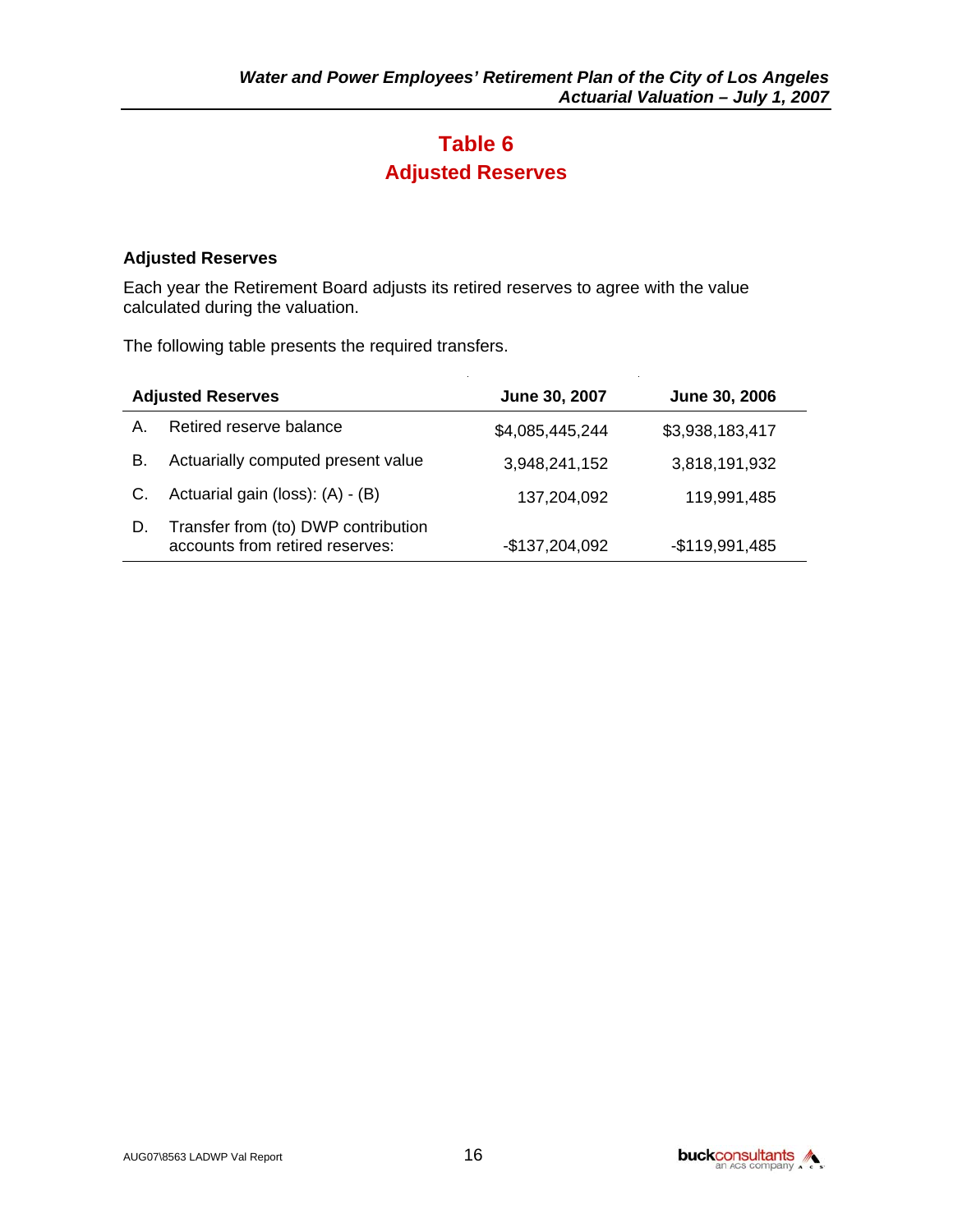# Table 6
## Adjusted Reserves

### Adjusted Reserves

Each year the Retirement Board adjusts its retired reserves to agree with the value calculated during the valuation.

The following table presents the required transfers.

| Adjusted Reserves | | June 30, 2007 | June 30, 2006 |
|---|---|---|---|
| A. | Retired reserve balance | $4,085,445,244 | $3,938,183,417 |
| B. | Actuarially computed present value | 3,948,241,152 | 3,818,191,932 |
| C. | Actuarial gain (loss): (A) - (B) | 137,204,092 | 119,991,485 |
| D. | Transfer from (to) DWP contribution accounts from retired reserves: | -$137,204,092 | -$119,991,485 |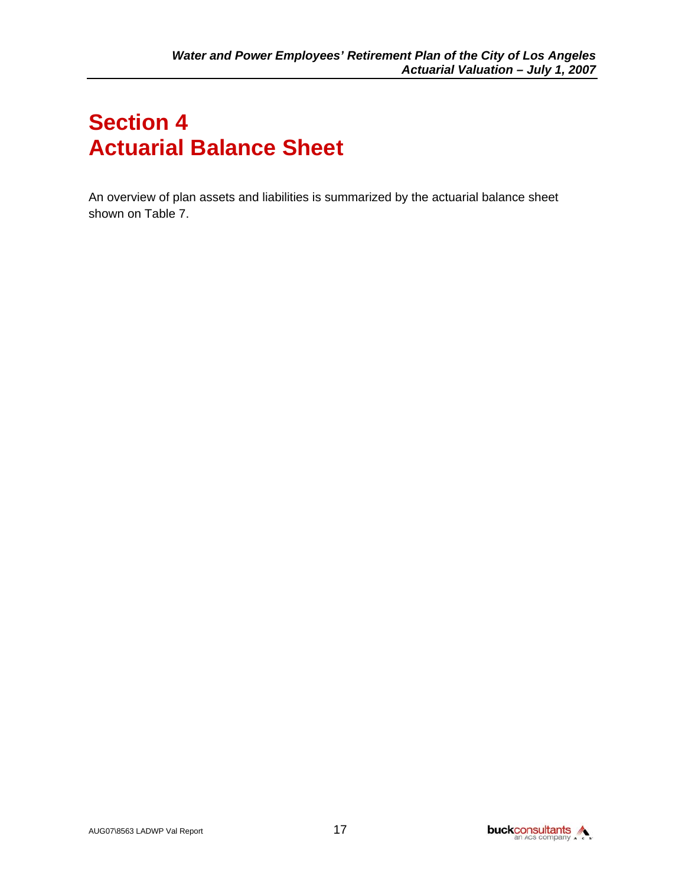# Section 4
# Actuarial Balance Sheet

An overview of plan assets and liabilities is summarized by the actuarial balance sheet shown on Table 7.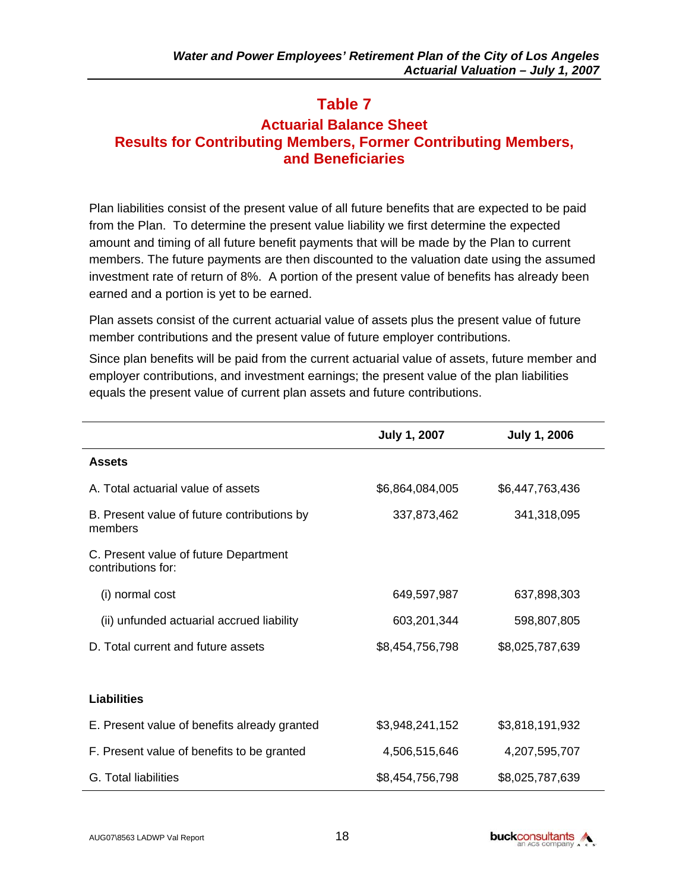## Table 7

### Actuarial Balance Sheet
### Results for Contributing Members, Former Contributing Members, and Beneficiaries

Plan liabilities consist of the present value of all future benefits that are expected to be paid from the Plan. To determine the present value liability we first determine the expected amount and timing of all future benefit payments that will be made by the Plan to current members. The future payments are then discounted to the valuation date using the assumed investment rate of return of 8%. A portion of the present value of benefits has already been earned and a portion is yet to be earned.

Plan assets consist of the current actuarial value of assets plus the present value of future member contributions and the present value of future employer contributions.

Since plan benefits will be paid from the current actuarial value of assets, future member and employer contributions, and investment earnings; the present value of the plan liabilities equals the present value of current plan assets and future contributions.

| | July 1, 2007 | July 1, 2006 |
|---|---|---|
| **Assets** | | |
| A. Total actuarial value of assets | $6,864,084,005 | $6,447,763,436 |
| B. Present value of future contributions by members | 337,873,462 | 341,318,095 |
| C. Present value of future Department contributions for: | | |
| (i) normal cost | 649,597,987 | 637,898,303 |
| (ii) unfunded actuarial accrued liability | 603,201,344 | 598,807,805 |
| D. Total current and future assets | $8,454,756,798 | $8,025,787,639 |
| **Liabilities** | | |
| E. Present value of benefits already granted | $3,948,241,152 | $3,818,191,932 |
| F. Present value of benefits to be granted | 4,506,515,646 | 4,207,595,707 |
| G. Total liabilities | $8,454,756,798 | $8,025,787,639 |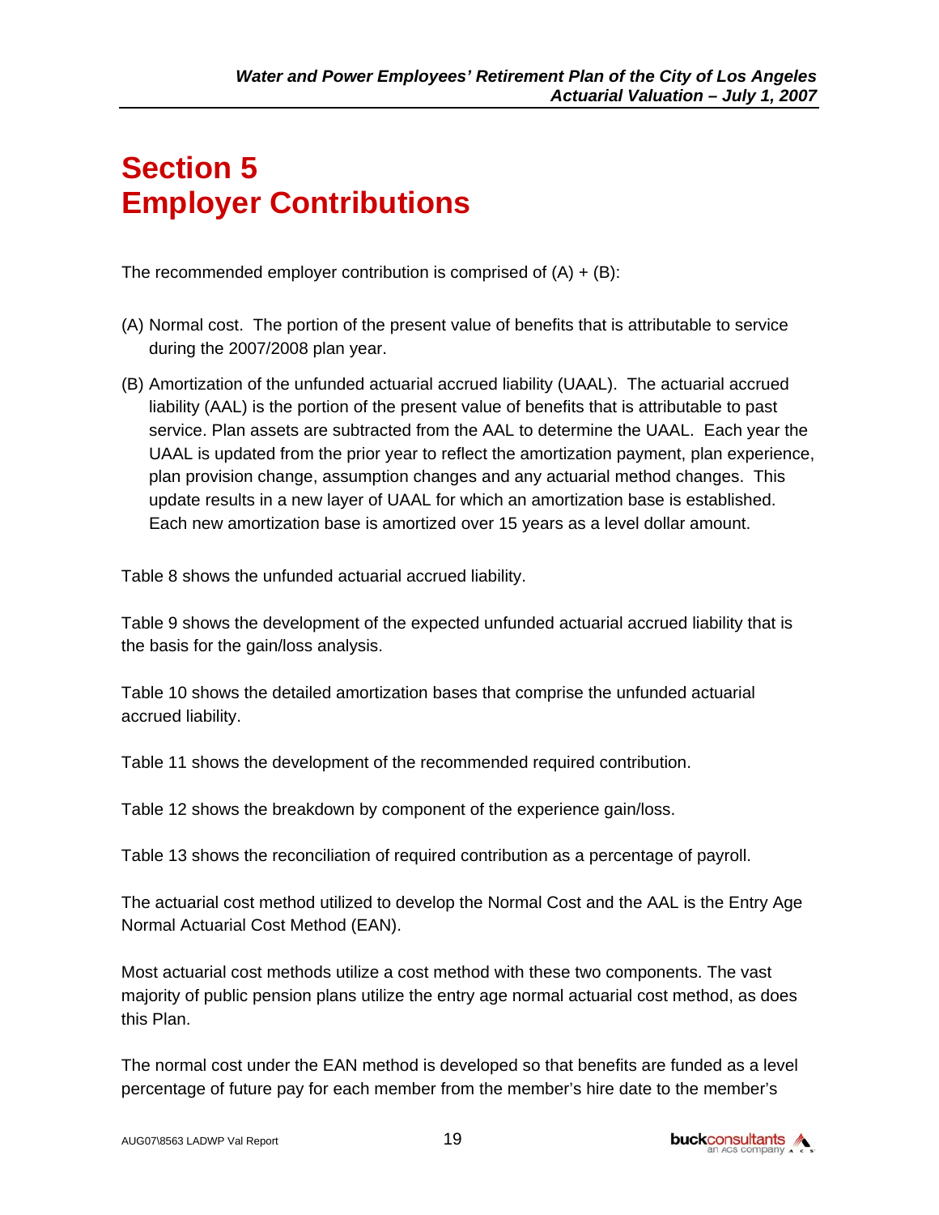# Section 5
# Employer Contributions

The recommended employer contribution is comprised of (A) + (B):

(A) Normal cost. The portion of the present value of benefits that is attributable to service during the 2007/2008 plan year.

(B) Amortization of the unfunded actuarial accrued liability (UAAL). The actuarial accrued liability (AAL) is the portion of the present value of benefits that is attributable to past service. Plan assets are subtracted from the AAL to determine the UAAL. Each year the UAAL is updated from the prior year to reflect the amortization payment, plan experience, plan provision change, assumption changes and any actuarial method changes. This update results in a new layer of UAAL for which an amortization base is established. Each new amortization base is amortized over 15 years as a level dollar amount.

Table 8 shows the unfunded actuarial accrued liability.

Table 9 shows the development of the expected unfunded actuarial accrued liability that is the basis for the gain/loss analysis.

Table 10 shows the detailed amortization bases that comprise the unfunded actuarial accrued liability.

Table 11 shows the development of the recommended required contribution.

Table 12 shows the breakdown by component of the experience gain/loss.

Table 13 shows the reconciliation of required contribution as a percentage of payroll.

The actuarial cost method utilized to develop the Normal Cost and the AAL is the Entry Age Normal Actuarial Cost Method (EAN).

Most actuarial cost methods utilize a cost method with these two components. The vast majority of public pension plans utilize the entry age normal actuarial cost method, as does this Plan.

The normal cost under the EAN method is developed so that benefits are funded as a level percentage of future pay for each member from the member's hire date to the member's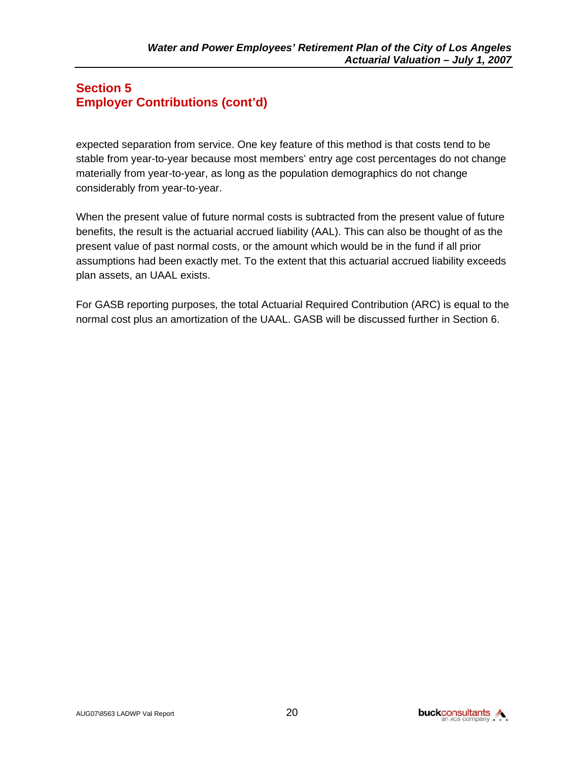## Section 5
## Employer Contributions (cont'd)

expected separation from service. One key feature of this method is that costs tend to be stable from year-to-year because most members' entry age cost percentages do not change materially from year-to-year, as long as the population demographics do not change considerably from year-to-year.

When the present value of future normal costs is subtracted from the present value of future benefits, the result is the actuarial accrued liability (AAL). This can also be thought of as the present value of past normal costs, or the amount which would be in the fund if all prior assumptions had been exactly met. To the extent that this actuarial accrued liability exceeds plan assets, an UAAL exists.

For GASB reporting purposes, the total Actuarial Required Contribution (ARC) is equal to the normal cost plus an amortization of the UAAL. GASB will be discussed further in Section 6.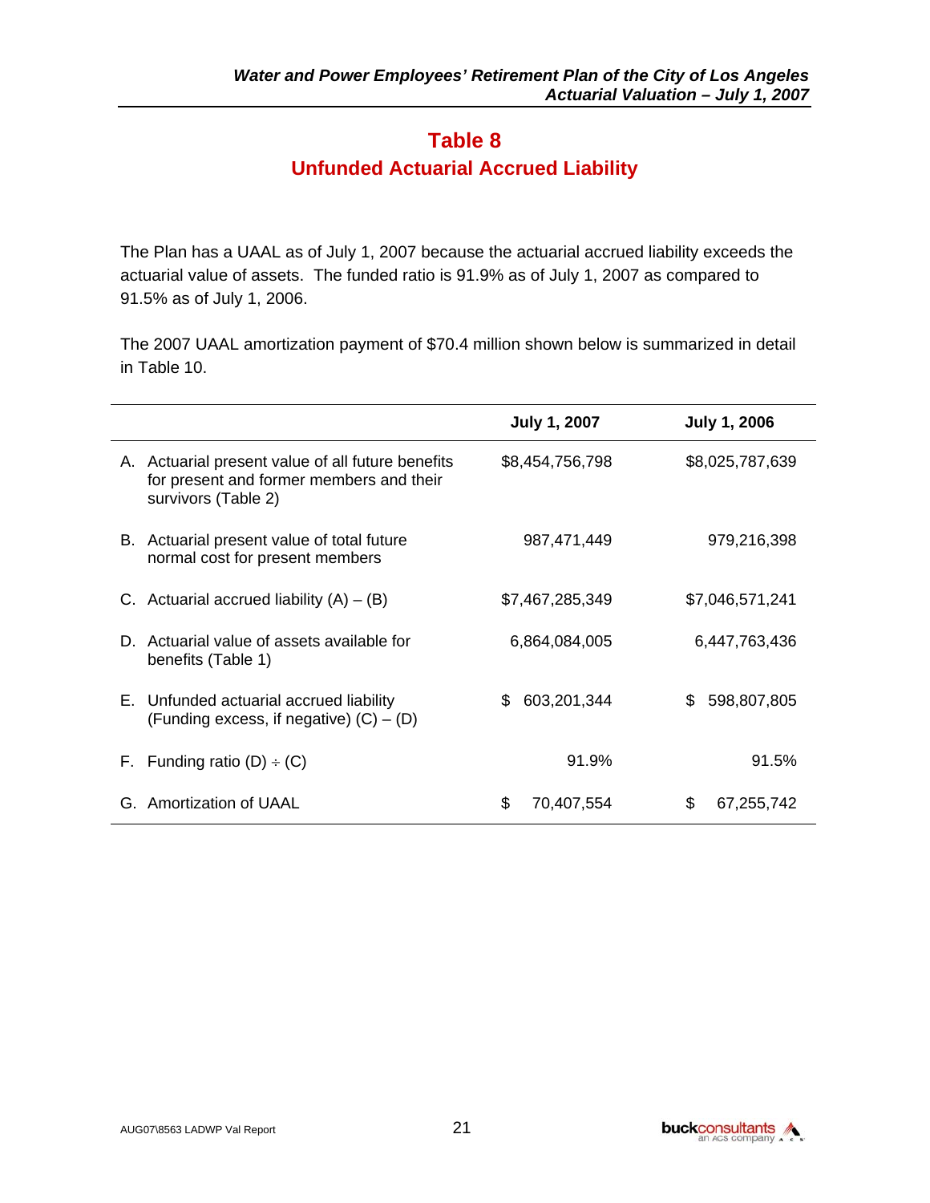# Table 8

## Unfunded Actuarial Accrued Liability

The Plan has a UAAL as of July 1, 2007 because the actuarial accrued liability exceeds the actuarial value of assets. The funded ratio is 91.9% as of July 1, 2007 as compared to 91.5% as of July 1, 2006.

The 2007 UAAL amortization payment of $70.4 million shown below is summarized in detail in Table 10.

| | July 1, 2007 | July 1, 2006 |
|---|---|---|
| A. Actuarial present value of all future benefits for present and former members and their survivors (Table 2) | $8,454,756,798 | $8,025,787,639 |
| B. Actuarial present value of total future normal cost for present members | 987,471,449 | 979,216,398 |
| C. Actuarial accrued liability (A) – (B) | $7,467,285,349 | $7,046,571,241 |
| D. Actuarial value of assets available for benefits (Table 1) | 6,864,084,005 | 6,447,763,436 |
| E. Unfunded actuarial accrued liability (Funding excess, if negative) (C) – (D) | $ 603,201,344 | $ 598,807,805 |
| F. Funding ratio (D) ÷ (C) | 91.9% | 91.5% |
| G. Amortization of UAAL | $ 70,407,554 | $ 67,255,742 |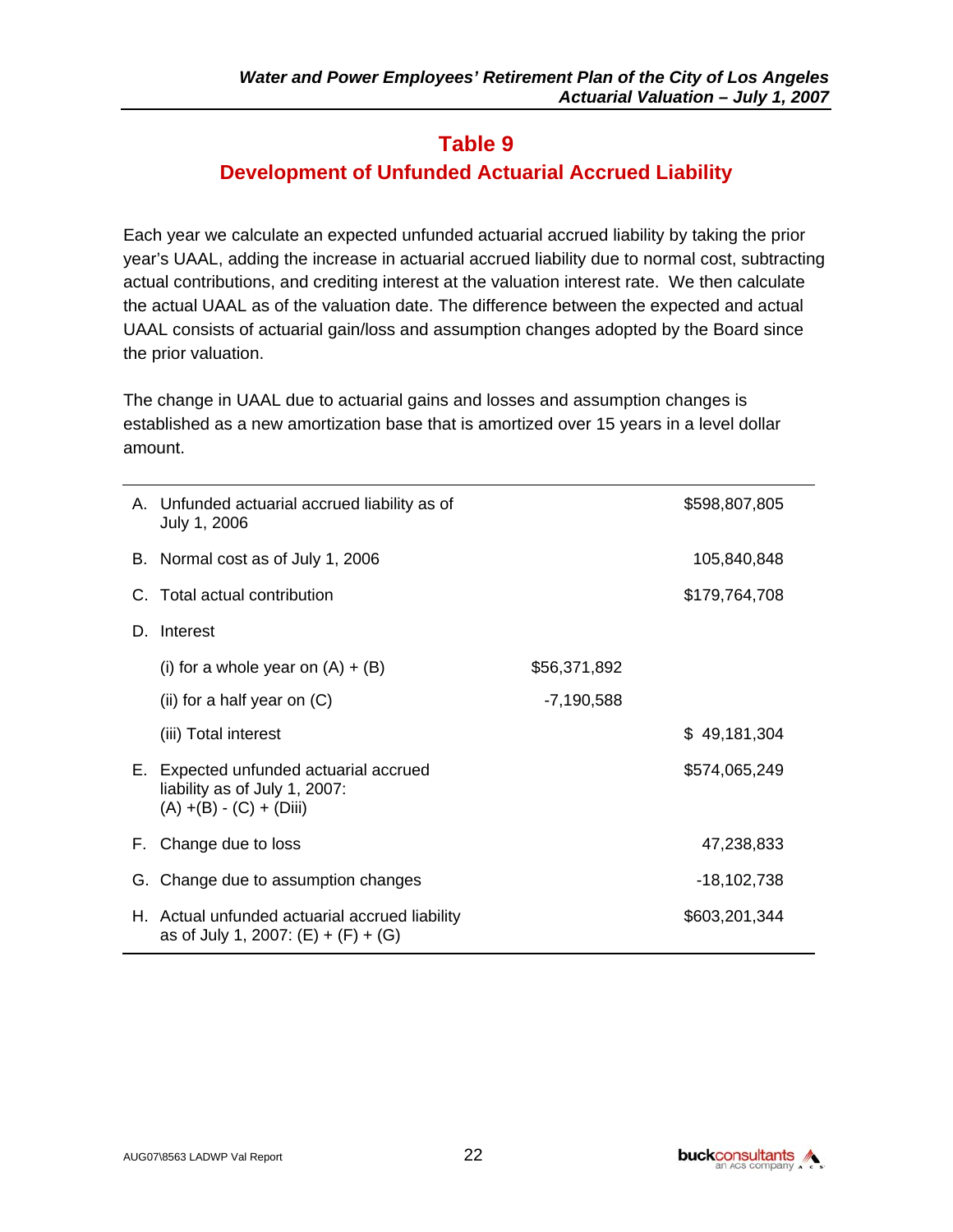# Table 9

## Development of Unfunded Actuarial Accrued Liability

Each year we calculate an expected unfunded actuarial accrued liability by taking the prior year's UAAL, adding the increase in actuarial accrued liability due to normal cost, subtracting actual contributions, and crediting interest at the valuation interest rate. We then calculate the actual UAAL as of the valuation date. The difference between the expected and actual UAAL consists of actuarial gain/loss and assumption changes adopted by the Board since the prior valuation.

The change in UAAL due to actuarial gains and losses and assumption changes is established as a new amortization base that is amortized over 15 years in a level dollar amount.

| | | | |
|---|---|---|---|
| A. | Unfunded actuarial accrued liability as of July 1, 2006 | | $598,807,805 |
| B. | Normal cost as of July 1, 2006 | | 105,840,848 |
| C. | Total actual contribution | | $179,764,708 |
| D. | Interest | | |
| | (i) for a whole year on (A) + (B) | $56,371,892 | |
| | (ii) for a half year on (C) | -7,190,588 | |
| | (iii) Total interest | | $ 49,181,304 |
| E. | Expected unfunded actuarial accrued liability as of July 1, 2007: (A) +(B) - (C) + (Diii) | | $574,065,249 |
| F. | Change due to loss | | 47,238,833 |
| G. | Change due to assumption changes | | -18,102,738 |
| H. | Actual unfunded actuarial accrued liability as of July 1, 2007: (E) + (F) + (G) | | $603,201,344 |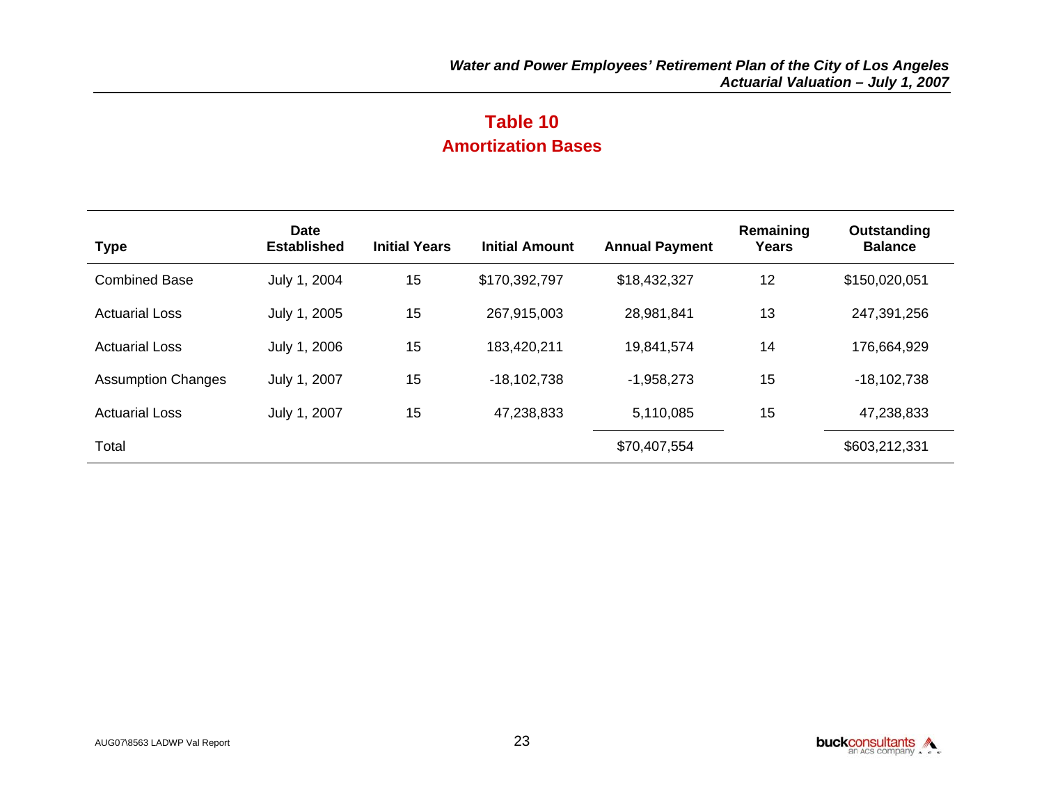# Table 10
## Amortization Bases

| Type | Date Established | Initial Years | Initial Amount | Annual Payment | Remaining Years | Outstanding Balance |
|---|---|---|---|---|---|---|
| Combined Base | July 1, 2004 | 15 | $170,392,797 | $18,432,327 | 12 | $150,020,051 |
| Actuarial Loss | July 1, 2005 | 15 | 267,915,003 | 28,981,841 | 13 | 247,391,256 |
| Actuarial Loss | July 1, 2006 | 15 | 183,420,211 | 19,841,574 | 14 | 176,664,929 |
| Assumption Changes | July 1, 2007 | 15 | -18,102,738 | -1,958,273 | 15 | -18,102,738 |
| Actuarial Loss | July 1, 2007 | 15 | 47,238,833 | 5,110,085 | 15 | 47,238,833 |
| Total | | | | $70,407,554 | | $603,212,331 |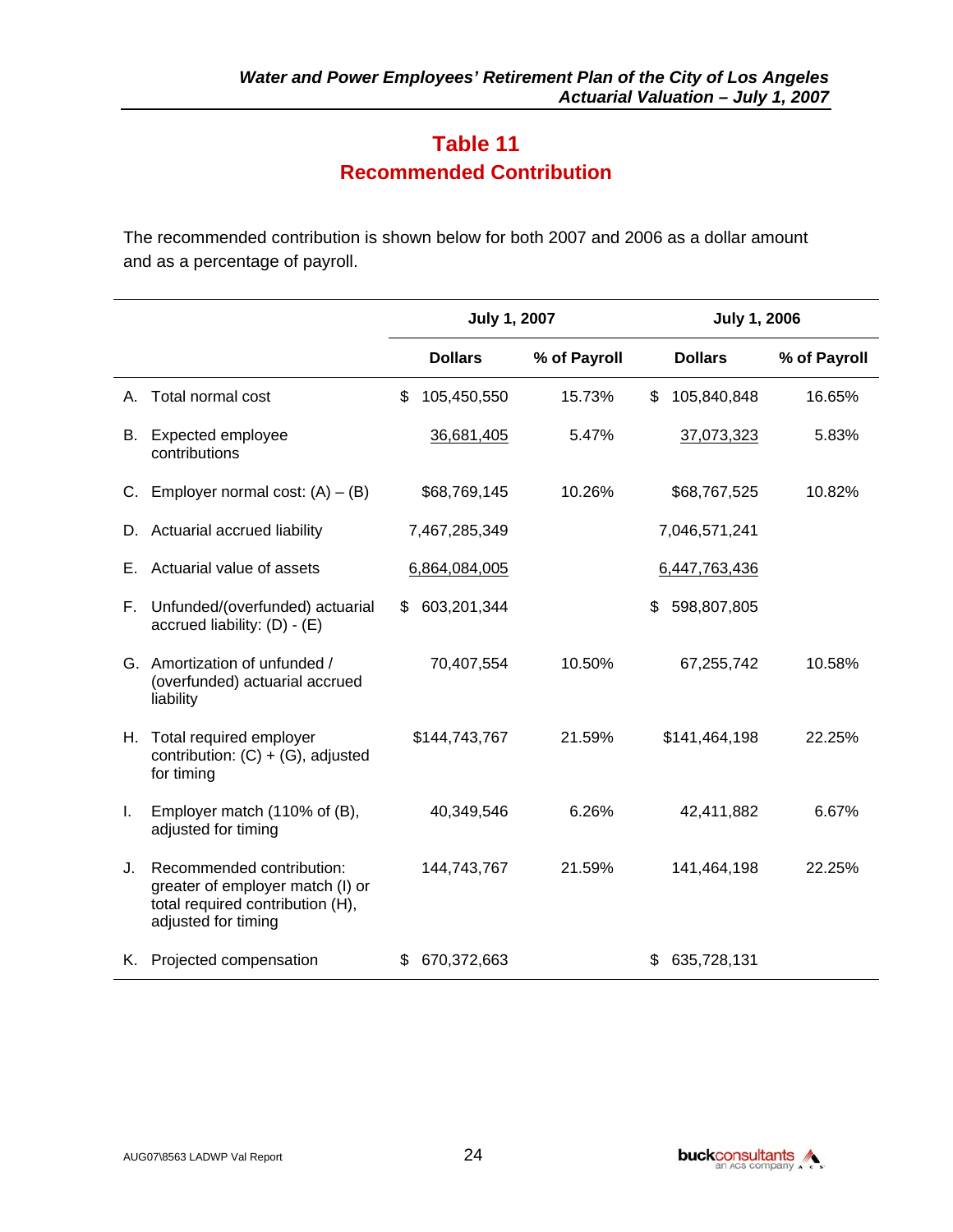# Table 11
## Recommended Contribution

The recommended contribution is shown below for both 2007 and 2006 as a dollar amount and as a percentage of payroll.

| | July 1, 2007 | | July 1, 2006 | |
|---|---|---|---|---|
| | **Dollars** | **% of Payroll** | **Dollars** | **% of Payroll** |
| A. Total normal cost | $ 105,450,550 | 15.73% | $ 105,840,848 | 16.65% |
| B. Expected employee contributions | 36,681,405 | 5.47% | 37,073,323 | 5.83% |
| C. Employer normal cost: (A) – (B) | $68,769,145 | 10.26% | $68,767,525 | 10.82% |
| D. Actuarial accrued liability | 7,467,285,349 | | 7,046,571,241 | |
| E. Actuarial value of assets | 6,864,084,005 | | 6,447,763,436 | |
| F. Unfunded/(overfunded) actuarial accrued liability: (D) - (E) | $ 603,201,344 | | $ 598,807,805 | |
| G. Amortization of unfunded / (overfunded) actuarial accrued liability | 70,407,554 | 10.50% | 67,255,742 | 10.58% |
| H. Total required employer contribution: (C) + (G), adjusted for timing | $144,743,767 | 21.59% | $141,464,198 | 22.25% |
| I. Employer match (110% of (B), adjusted for timing | 40,349,546 | 6.26% | 42,411,882 | 6.67% |
| J. Recommended contribution: greater of employer match (I) or total required contribution (H), adjusted for timing | 144,743,767 | 21.59% | 141,464,198 | 22.25% |
| K. Projected compensation | $ 670,372,663 | | $ 635,728,131 | |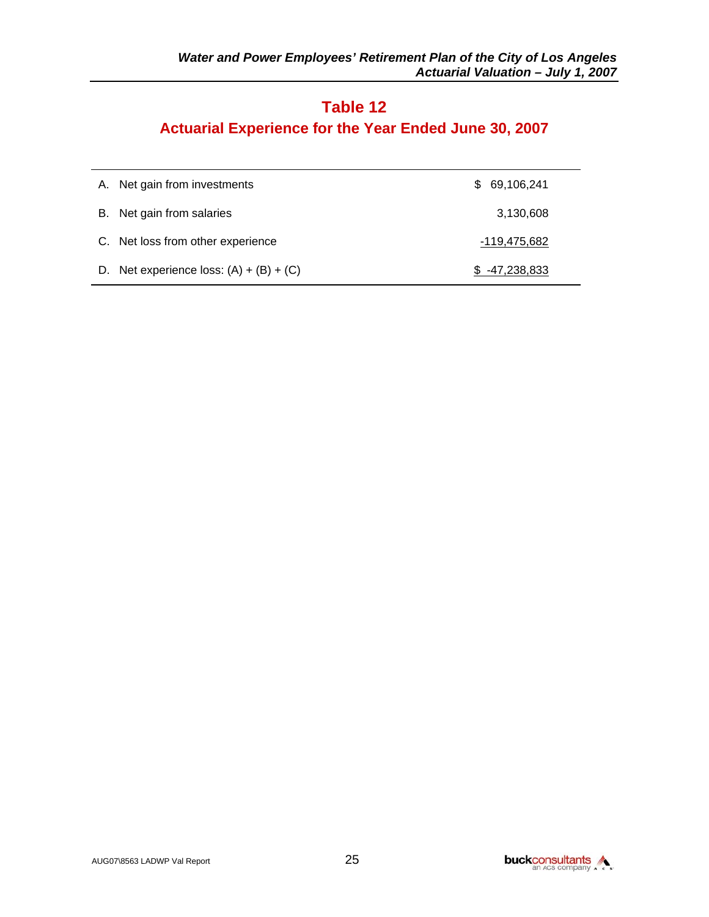# Table 12

## Actuarial Experience for the Year Ended June 30, 2007

| | | |
|---|---|---|
| A. | Net gain from investments | $ 69,106,241 |
| B. | Net gain from salaries | 3,130,608 |
| C. | Net loss from other experience | -119,475,682 |
| D. | Net experience loss: (A) + (B) + (C) | $ -47,238,833 |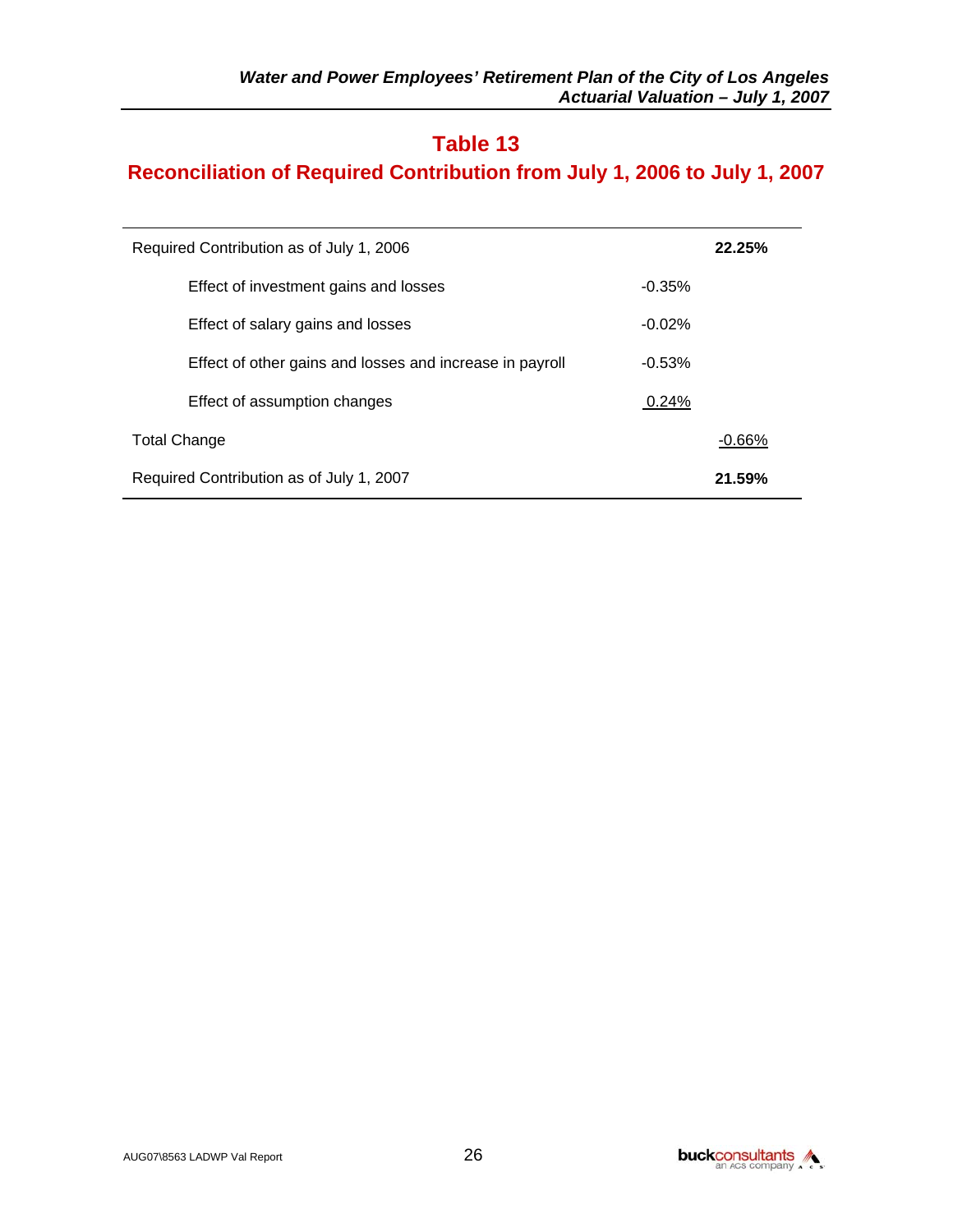# Table 13

## Reconciliation of Required Contribution from July 1, 2006 to July 1, 2007

| | | |
|---|---|---|
| Required Contribution as of July 1, 2006 | | **22.25%** |
| Effect of investment gains and losses | -0.35% | |
| Effect of salary gains and losses | -0.02% | |
| Effect of other gains and losses and increase in payroll | -0.53% | |
| Effect of assumption changes | 0.24% | |
| Total Change | | -0.66% |
| Required Contribution as of July 1, 2007 | | **21.59%** |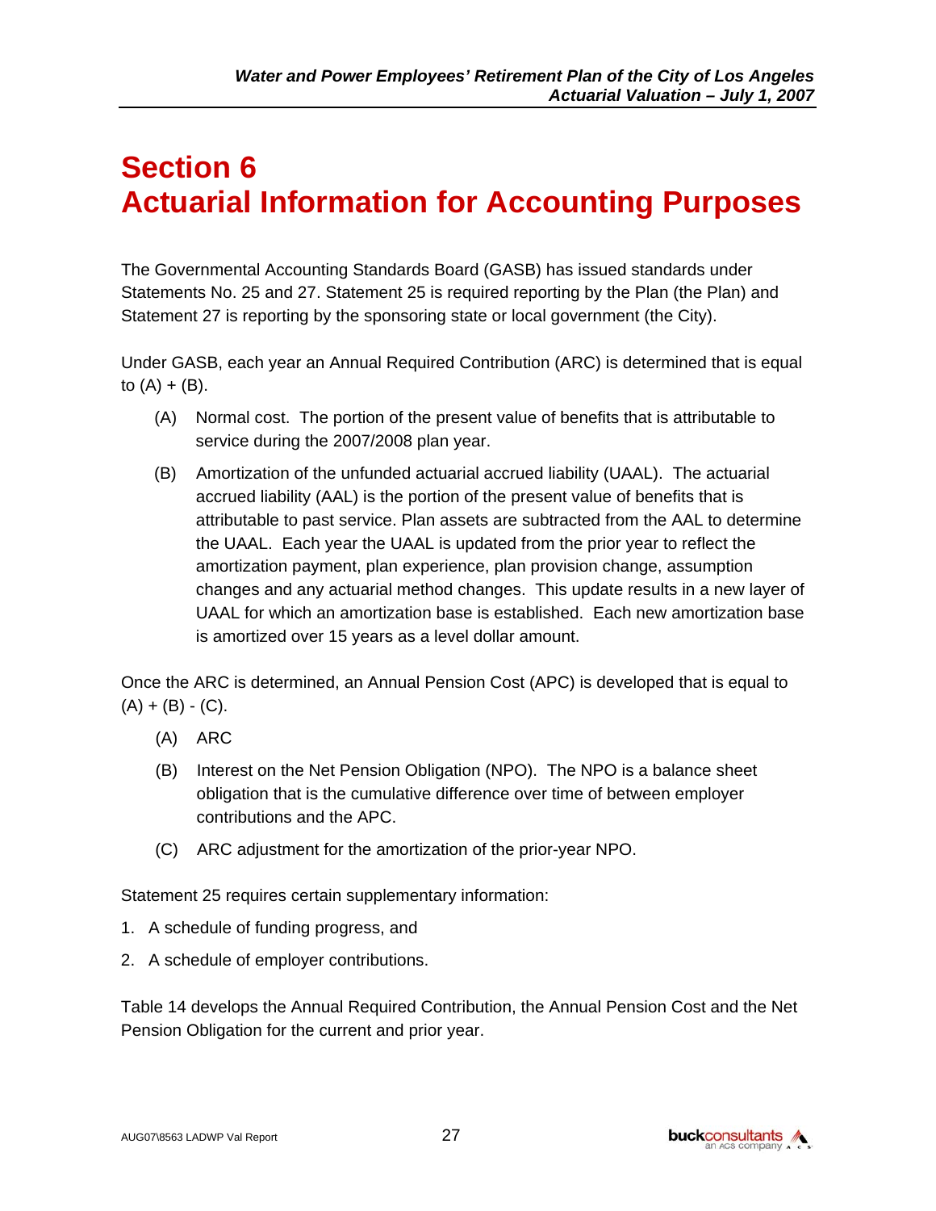# Section 6
# Actuarial Information for Accounting Purposes

The Governmental Accounting Standards Board (GASB) has issued standards under Statements No. 25 and 27. Statement 25 is required reporting by the Plan (the Plan) and Statement 27 is reporting by the sponsoring state or local government (the City).

Under GASB, each year an Annual Required Contribution (ARC) is determined that is equal to (A) + (B).

(A) Normal cost. The portion of the present value of benefits that is attributable to service during the 2007/2008 plan year.

(B) Amortization of the unfunded actuarial accrued liability (UAAL). The actuarial accrued liability (AAL) is the portion of the present value of benefits that is attributable to past service. Plan assets are subtracted from the AAL to determine the UAAL. Each year the UAAL is updated from the prior year to reflect the amortization payment, plan experience, plan provision change, assumption changes and any actuarial method changes. This update results in a new layer of UAAL for which an amortization base is established. Each new amortization base is amortized over 15 years as a level dollar amount.

Once the ARC is determined, an Annual Pension Cost (APC) is developed that is equal to (A) + (B) - (C).

(A) ARC

(B) Interest on the Net Pension Obligation (NPO). The NPO is a balance sheet obligation that is the cumulative difference over time of between employer contributions and the APC.

(C) ARC adjustment for the amortization of the prior-year NPO.

Statement 25 requires certain supplementary information:

1. A schedule of funding progress, and
2. A schedule of employer contributions.

Table 14 develops the Annual Required Contribution, the Annual Pension Cost and the Net Pension Obligation for the current and prior year.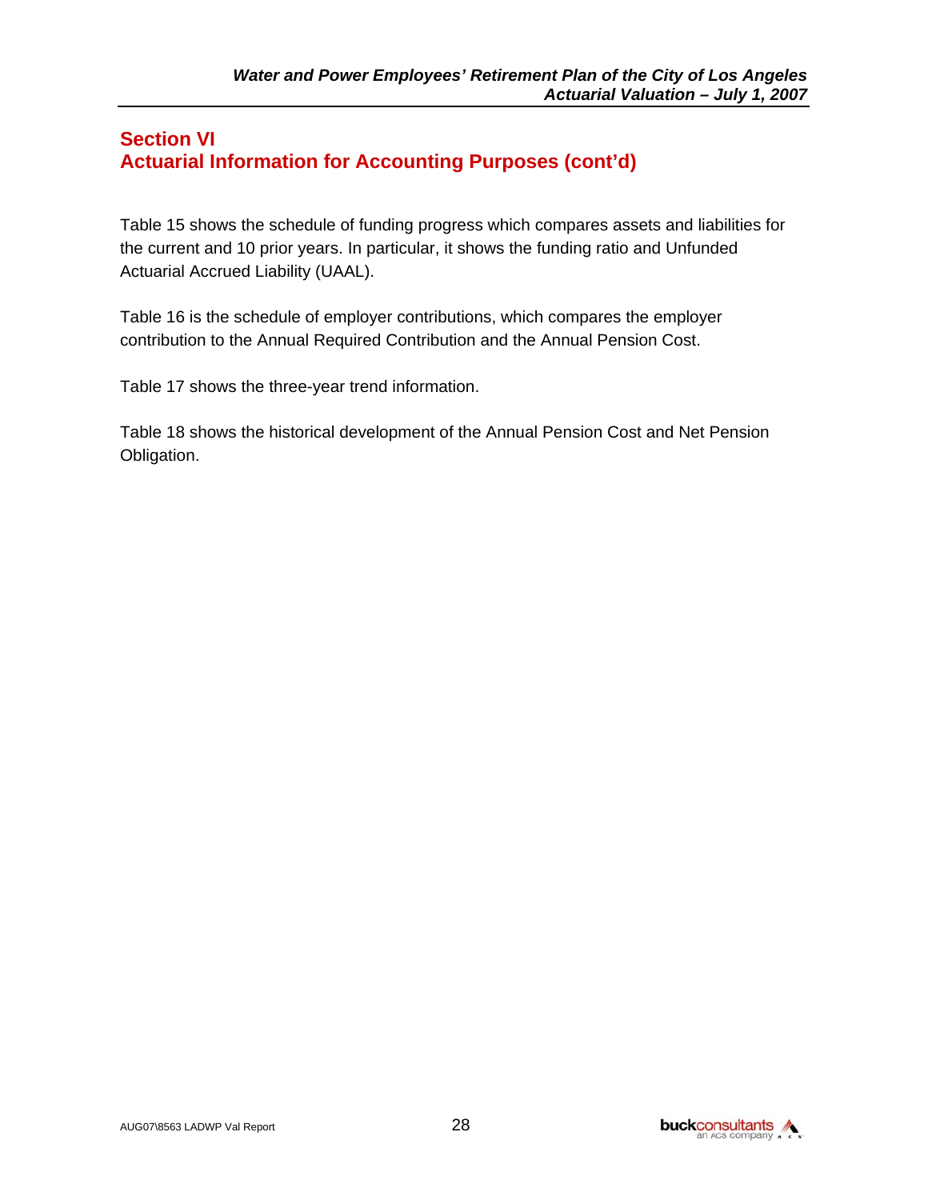## Section VI
## Actuarial Information for Accounting Purposes (cont'd)

Table 15 shows the schedule of funding progress which compares assets and liabilities for the current and 10 prior years. In particular, it shows the funding ratio and Unfunded Actuarial Accrued Liability (UAAL).

Table 16 is the schedule of employer contributions, which compares the employer contribution to the Annual Required Contribution and the Annual Pension Cost.

Table 17 shows the three-year trend information.

Table 18 shows the historical development of the Annual Pension Cost and Net Pension Obligation.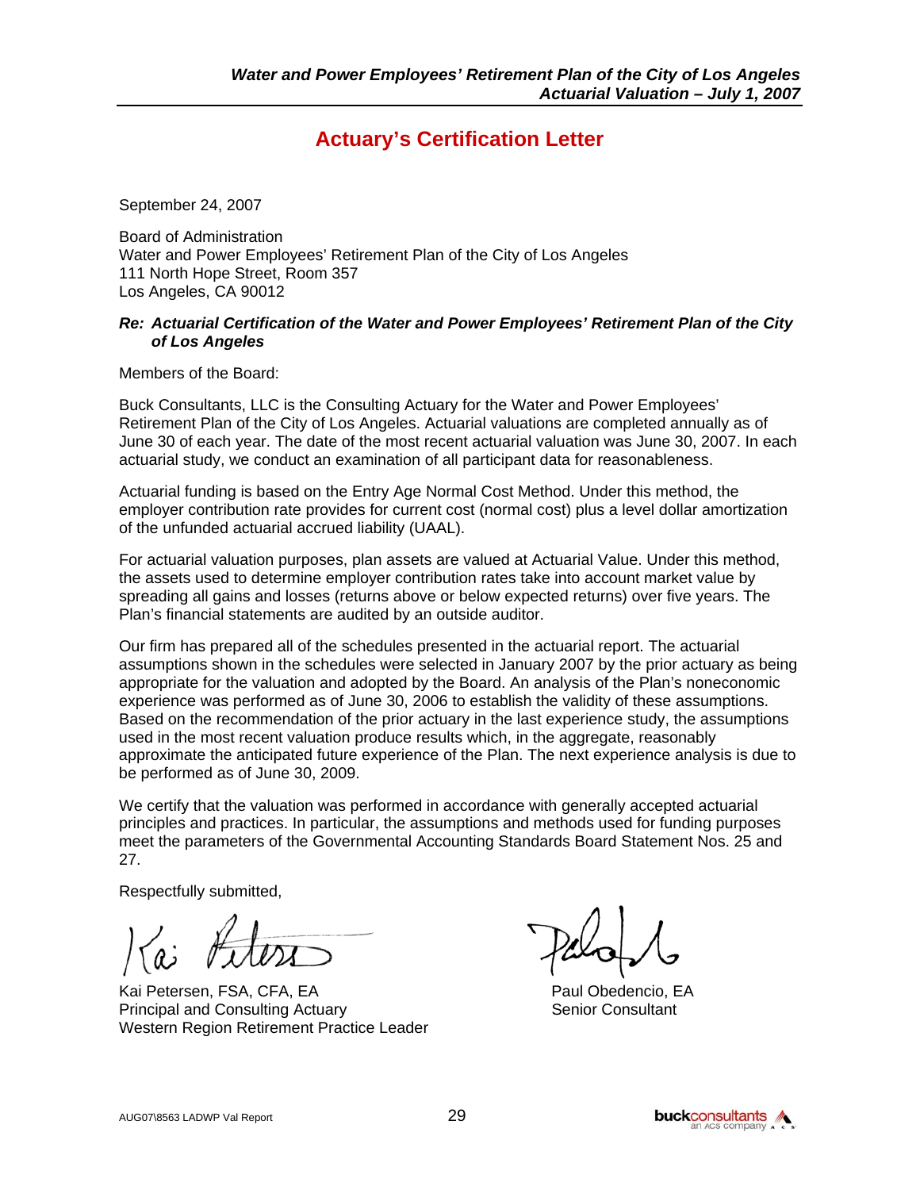# Actuary's Certification Letter

September 24, 2007

Board of Administration
Water and Power Employees' Retirement Plan of the City of Los Angeles
111 North Hope Street, Room 357
Los Angeles, CA 90012

***Re: Actuarial Certification of the Water and Power Employees' Retirement Plan of the City of Los Angeles***

Members of the Board:

Buck Consultants, LLC is the Consulting Actuary for the Water and Power Employees' Retirement Plan of the City of Los Angeles. Actuarial valuations are completed annually as of June 30 of each year. The date of the most recent actuarial valuation was June 30, 2007. In each actuarial study, we conduct an examination of all participant data for reasonableness.

Actuarial funding is based on the Entry Age Normal Cost Method. Under this method, the employer contribution rate provides for current cost (normal cost) plus a level dollar amortization of the unfunded actuarial accrued liability (UAAL).

For actuarial valuation purposes, plan assets are valued at Actuarial Value. Under this method, the assets used to determine employer contribution rates take into account market value by spreading all gains and losses (returns above or below expected returns) over five years. The Plan's financial statements are audited by an outside auditor.

Our firm has prepared all of the schedules presented in the actuarial report. The actuarial assumptions shown in the schedules were selected in January 2007 by the prior actuary as being appropriate for the valuation and adopted by the Board. An analysis of the Plan's noneconomic experience was performed as of June 30, 2006 to establish the validity of these assumptions. Based on the recommendation of the prior actuary in the last experience study, the assumptions used in the most recent valuation produce results which, in the aggregate, reasonably approximate the anticipated future experience of the Plan. The next experience analysis is due to be performed as of June 30, 2009.

We certify that the valuation was performed in accordance with generally accepted actuarial principles and practices. In particular, the assumptions and methods used for funding purposes meet the parameters of the Governmental Accounting Standards Board Statement Nos. 25 and 27.

Respectfully submitted,

Kai Petersen, FSA, CFA, EA
Principal and Consulting Actuary
Western Region Retirement Practice Leader

Paul Obedencio, EA
Senior Consultant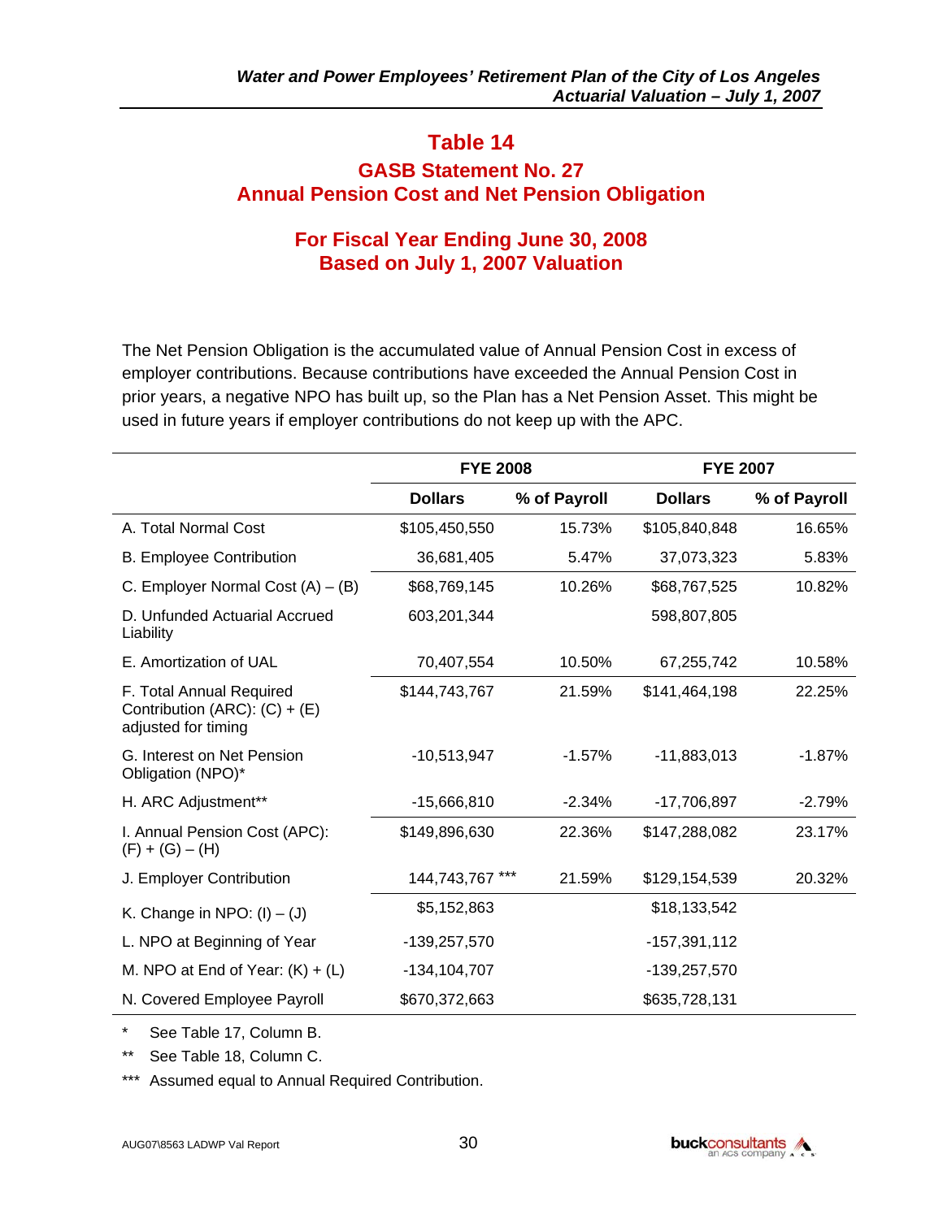# Table 14

## GASB Statement No. 27
## Annual Pension Cost and Net Pension Obligation

## For Fiscal Year Ending June 30, 2008
## Based on July 1, 2007 Valuation

The Net Pension Obligation is the accumulated value of Annual Pension Cost in excess of employer contributions. Because contributions have exceeded the Annual Pension Cost in prior years, a negative NPO has built up, so the Plan has a Net Pension Asset. This might be used in future years if employer contributions do not keep up with the APC.

| | FYE 2008 | | FYE 2007 | |
|---|---|---|---|---|
| | **Dollars** | **% of Payroll** | **Dollars** | **% of Payroll** |
| A. Total Normal Cost | $105,450,550 | 15.73% | $105,840,848 | 16.65% |
| B. Employee Contribution | 36,681,405 | 5.47% | 37,073,323 | 5.83% |
| C. Employer Normal Cost (A) – (B) | $68,769,145 | 10.26% | $68,767,525 | 10.82% |
| D. Unfunded Actuarial Accrued Liability | 603,201,344 | | 598,807,805 | |
| E. Amortization of UAL | 70,407,554 | 10.50% | 67,255,742 | 10.58% |
| F. Total Annual Required Contribution (ARC): (C) + (E) adjusted for timing | $144,743,767 | 21.59% | $141,464,198 | 22.25% |
| G. Interest on Net Pension Obligation (NPO)* | -10,513,947 | -1.57% | -11,883,013 | -1.87% |
| H. ARC Adjustment** | -15,666,810 | -2.34% | -17,706,897 | -2.79% |
| I. Annual Pension Cost (APC): (F) + (G) – (H) | $149,896,630 | 22.36% | $147,288,082 | 23.17% |
| J. Employer Contribution | 144,743,767 *** | 21.59% | $129,154,539 | 20.32% |
| K. Change in NPO: (I) – (J) | $5,152,863 | | $18,133,542 | |
| L. NPO at Beginning of Year | -139,257,570 | | -157,391,112 | |
| M. NPO at End of Year: (K) + (L) | -134,104,707 | | -139,257,570 | |
| N. Covered Employee Payroll | $670,372,663 | | $635,728,131 | |

\* See Table 17, Column B.

\*\* See Table 18, Column C.

\*\*\* Assumed equal to Annual Required Contribution.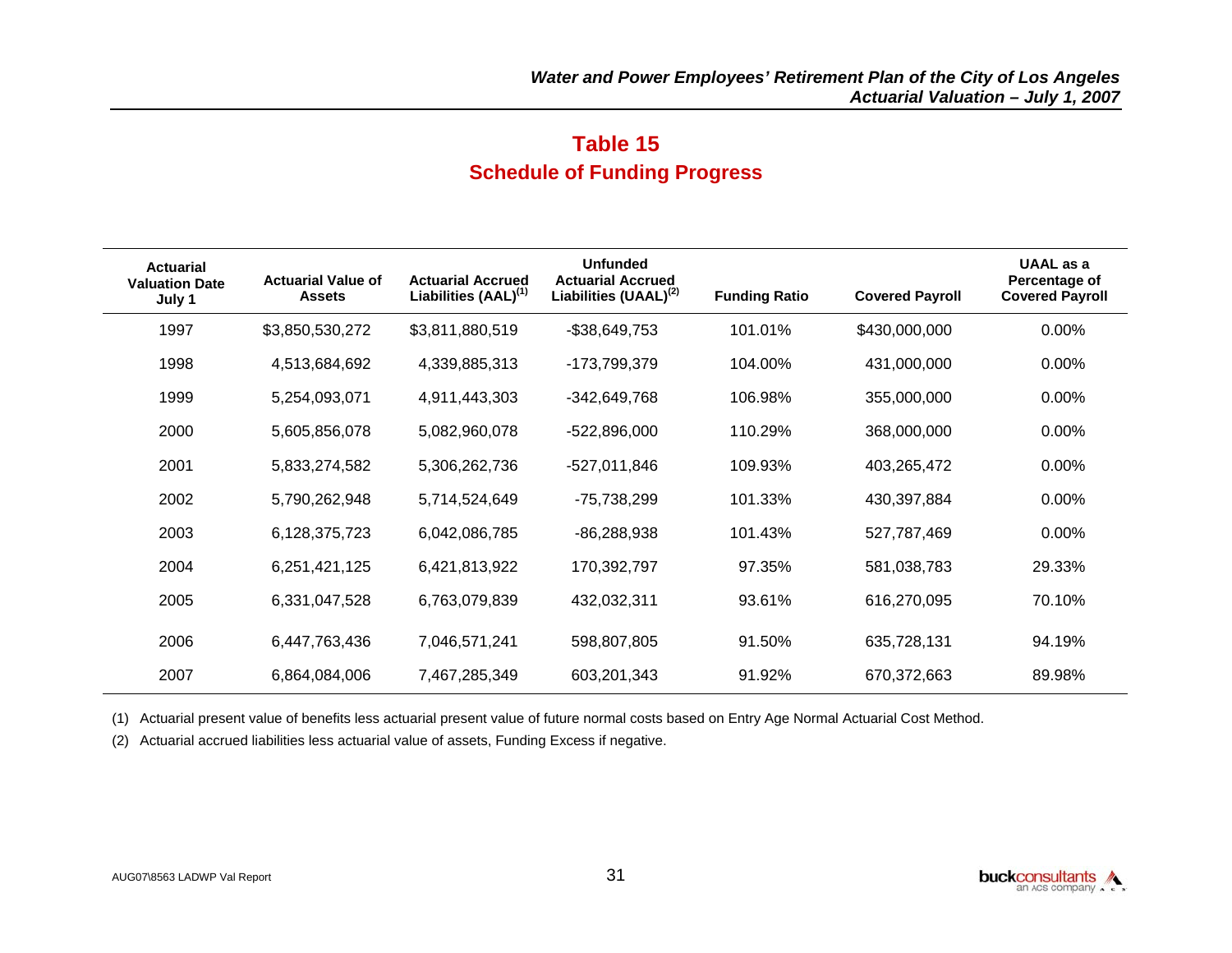## Table 15
## Schedule of Funding Progress

| Actuarial Valuation Date July 1 | Actuarial Value of Assets | Actuarial Accrued Liabilities (AAL)[(1)] | Unfunded Actuarial Accrued Liabilities (UAAL)[(2)] | Funding Ratio | Covered Payroll | UAAL as a Percentage of Covered Payroll |
|---|---|---|---|---|---|---|
| 1997 | $3,850,530,272 | $3,811,880,519 | -$38,649,753 | 101.01% | $430,000,000 | 0.00% |
| 1998 | 4,513,684,692 | 4,339,885,313 | -173,799,379 | 104.00% | 431,000,000 | 0.00% |
| 1999 | 5,254,093,071 | 4,911,443,303 | -342,649,768 | 106.98% | 355,000,000 | 0.00% |
| 2000 | 5,605,856,078 | 5,082,960,078 | -522,896,000 | 110.29% | 368,000,000 | 0.00% |
| 2001 | 5,833,274,582 | 5,306,262,736 | -527,011,846 | 109.93% | 403,265,472 | 0.00% |
| 2002 | 5,790,262,948 | 5,714,524,649 | -75,738,299 | 101.33% | 430,397,884 | 0.00% |
| 2003 | 6,128,375,723 | 6,042,086,785 | -86,288,938 | 101.43% | 527,787,469 | 0.00% |
| 2004 | 6,251,421,125 | 6,421,813,922 | 170,392,797 | 97.35% | 581,038,783 | 29.33% |
| 2005 | 6,331,047,528 | 6,763,079,839 | 432,032,311 | 93.61% | 616,270,095 | 70.10% |
| 2006 | 6,447,763,436 | 7,046,571,241 | 598,807,805 | 91.50% | 635,728,131 | 94.19% |
| 2007 | 6,864,084,006 | 7,467,285,349 | 603,201,343 | 91.92% | 670,372,663 | 89.98% |

(1) Actuarial present value of benefits less actuarial present value of future normal costs based on Entry Age Normal Actuarial Cost Method.

(2) Actuarial accrued liabilities less actuarial value of assets, Funding Excess if negative.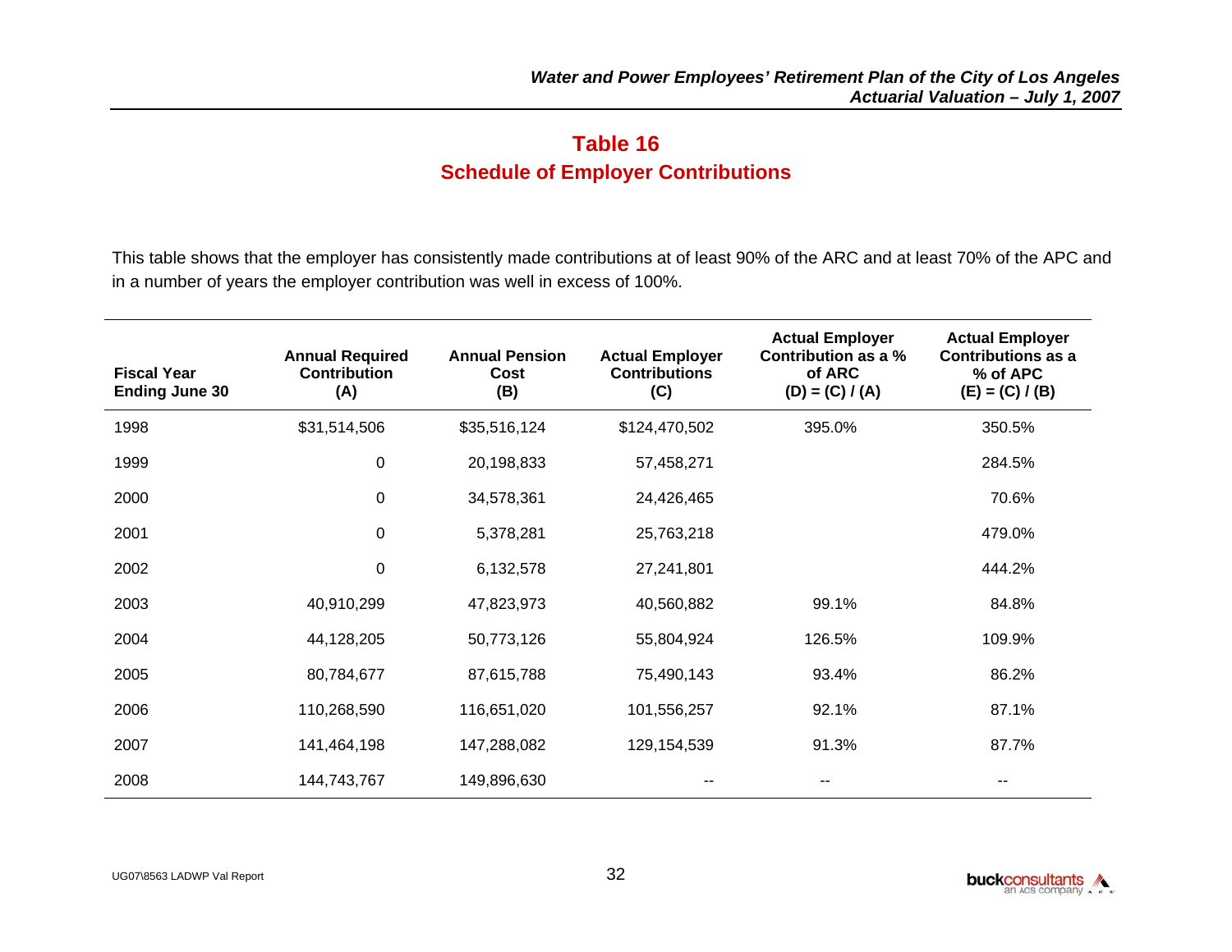# Table 16
## Schedule of Employer Contributions

This table shows that the employer has consistently made contributions at of least 90% of the ARC and at least 70% of the APC and in a number of years the employer contribution was well in excess of 100%.

| Fiscal Year Ending June 30 | Annual Required Contribution (A) | Annual Pension Cost (B) | Actual Employer Contributions (C) | Actual Employer Contribution as a % of ARC (D) = (C) / (A) | Actual Employer Contributions as a % of APC (E) = (C) / (B) |
|---|---|---|---|---|---|
| 1998 | $31,514,506 | $35,516,124 | $124,470,502 | 395.0% | 350.5% |
| 1999 | 0 | 20,198,833 | 57,458,271 | | 284.5% |
| 2000 | 0 | 34,578,361 | 24,426,465 | | 70.6% |
| 2001 | 0 | 5,378,281 | 25,763,218 | | 479.0% |
| 2002 | 0 | 6,132,578 | 27,241,801 | | 444.2% |
| 2003 | 40,910,299 | 47,823,973 | 40,560,882 | 99.1% | 84.8% |
| 2004 | 44,128,205 | 50,773,126 | 55,804,924 | 126.5% | 109.9% |
| 2005 | 80,784,677 | 87,615,788 | 75,490,143 | 93.4% | 86.2% |
| 2006 | 110,268,590 | 116,651,020 | 101,556,257 | 92.1% | 87.1% |
| 2007 | 141,464,198 | 147,288,082 | 129,154,539 | 91.3% | 87.7% |
| 2008 | 144,743,767 | 149,896,630 | -- | -- | -- |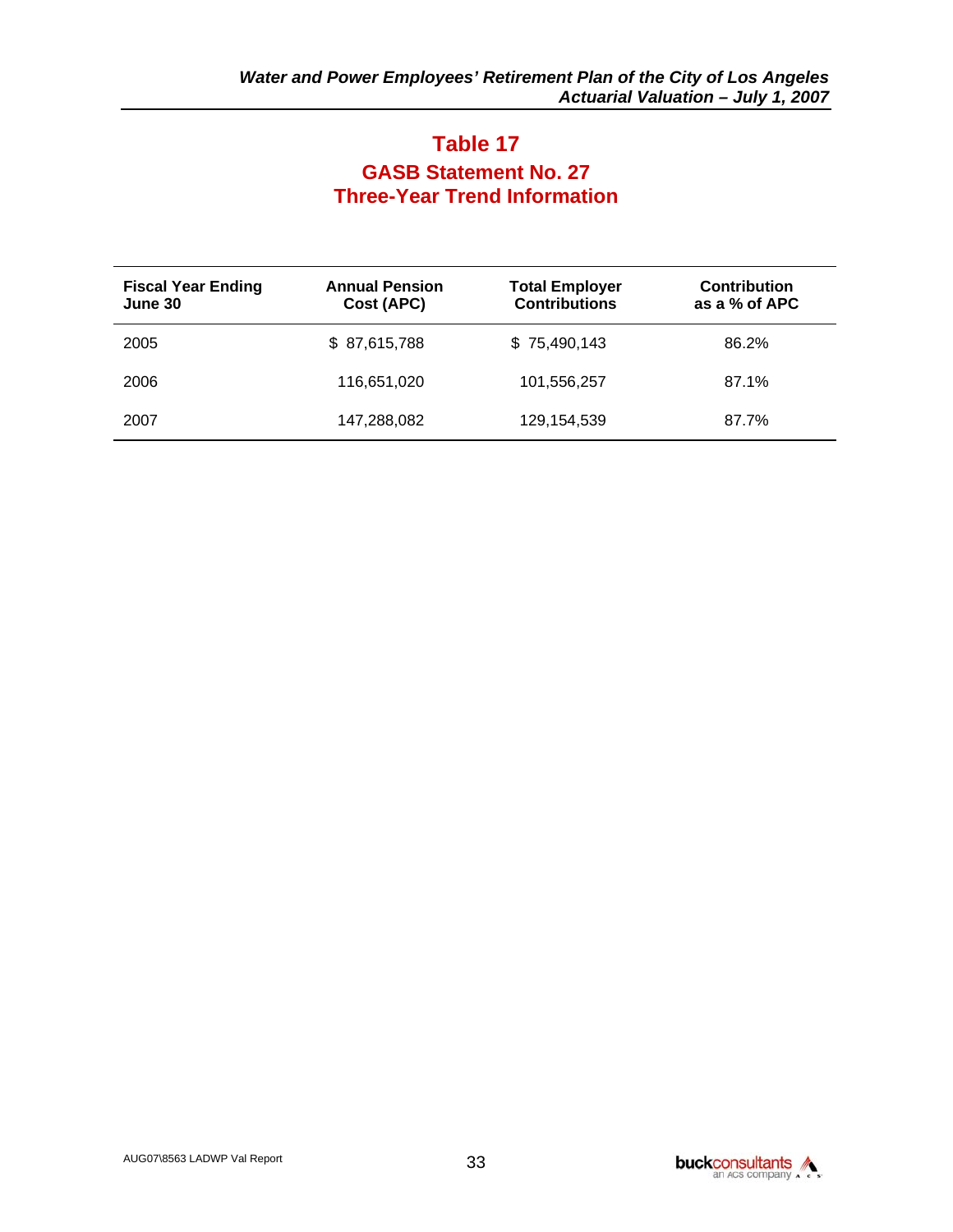# Table 17

## GASB Statement No. 27
## Three-Year Trend Information

| Fiscal Year Ending June 30 | Annual Pension Cost (APC) | Total Employer Contributions | Contribution as a % of APC |
|---|---|---|---|
| 2005 | $ 87,615,788 | $ 75,490,143 | 86.2% |
| 2006 | 116,651,020 | 101,556,257 | 87.1% |
| 2007 | 147,288,082 | 129,154,539 | 87.7% |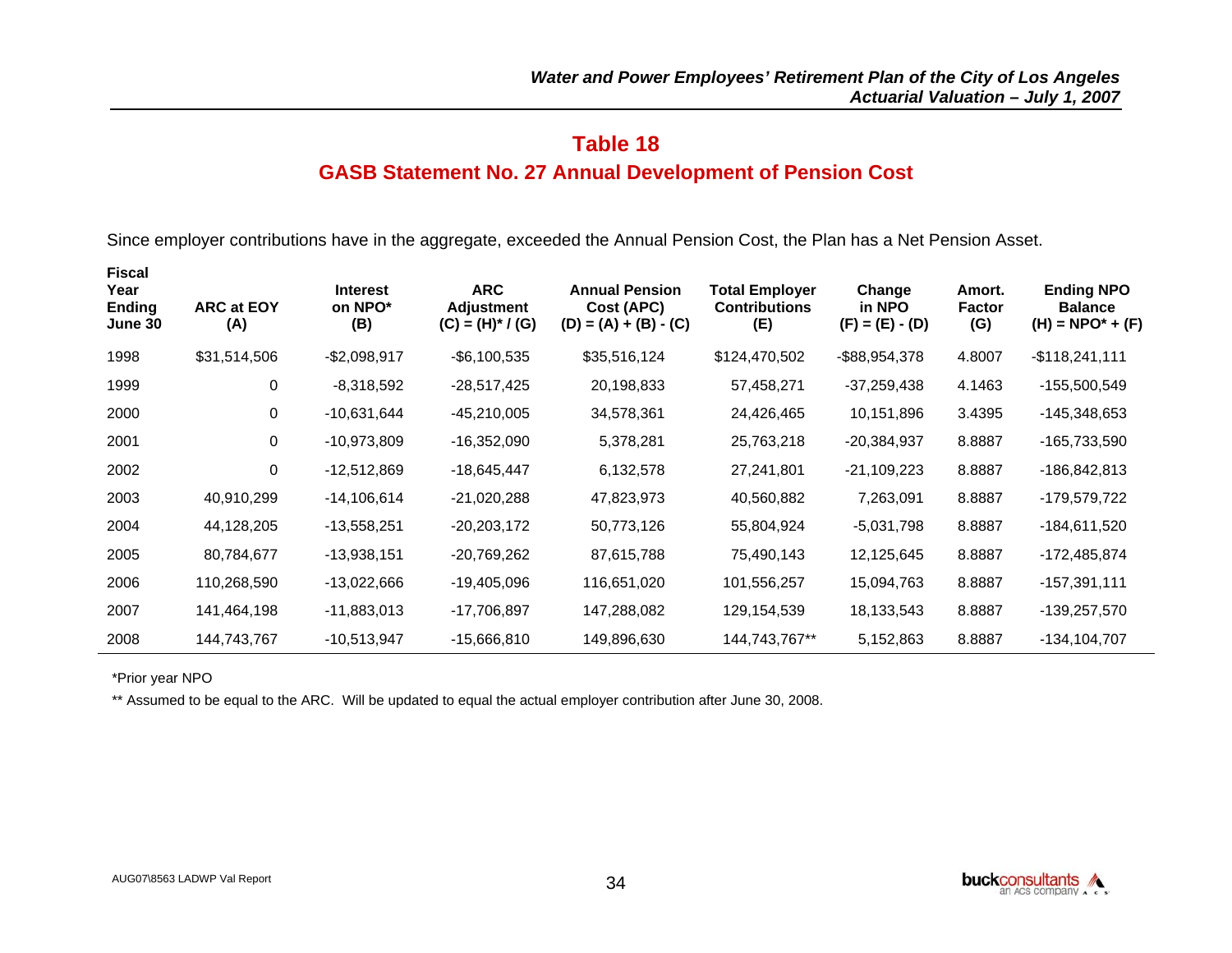# Table 18

## GASB Statement No. 27 Annual Development of Pension Cost

Since employer contributions have in the aggregate, exceeded the Annual Pension Cost, the Plan has a Net Pension Asset.

| Fiscal Year Ending June 30 | ARC at EOY (A) | Interest on NPO* (B) | ARC Adjustment (C) = (H)* / (G) | Annual Pension Cost (APC) (D) = (A) + (B) - (C) | Total Employer Contributions (E) | Change in NPO (F) = (E) - (D) | Amort. Factor (G) | Ending NPO Balance (H) = NPO* + (F) |
|---|---|---|---|---|---|---|---|---|
| 1998 | $31,514,506 | -$2,098,917 | -$6,100,535 | $35,516,124 | $124,470,502 | -$88,954,378 | 4.8007 | -$118,241,111 |
| 1999 | 0 | -8,318,592 | -28,517,425 | 20,198,833 | 57,458,271 | -37,259,438 | 4.1463 | -155,500,549 |
| 2000 | 0 | -10,631,644 | -45,210,005 | 34,578,361 | 24,426,465 | 10,151,896 | 3.4395 | -145,348,653 |
| 2001 | 0 | -10,973,809 | -16,352,090 | 5,378,281 | 25,763,218 | -20,384,937 | 8.8887 | -165,733,590 |
| 2002 | 0 | -12,512,869 | -18,645,447 | 6,132,578 | 27,241,801 | -21,109,223 | 8.8887 | -186,842,813 |
| 2003 | 40,910,299 | -14,106,614 | -21,020,288 | 47,823,973 | 40,560,882 | 7,263,091 | 8.8887 | -179,579,722 |
| 2004 | 44,128,205 | -13,558,251 | -20,203,172 | 50,773,126 | 55,804,924 | -5,031,798 | 8.8887 | -184,611,520 |
| 2005 | 80,784,677 | -13,938,151 | -20,769,262 | 87,615,788 | 75,490,143 | 12,125,645 | 8.8887 | -172,485,874 |
| 2006 | 110,268,590 | -13,022,666 | -19,405,096 | 116,651,020 | 101,556,257 | 15,094,763 | 8.8887 | -157,391,111 |
| 2007 | 141,464,198 | -11,883,013 | -17,706,897 | 147,288,082 | 129,154,539 | 18,133,543 | 8.8887 | -139,257,570 |
| 2008 | 144,743,767 | -10,513,947 | -15,666,810 | 149,896,630 | 144,743,767** | 5,152,863 | 8.8887 | -134,104,707 |

*Prior year NPO

** Assumed to be equal to the ARC. Will be updated to equal the actual employer contribution after June 30, 2008.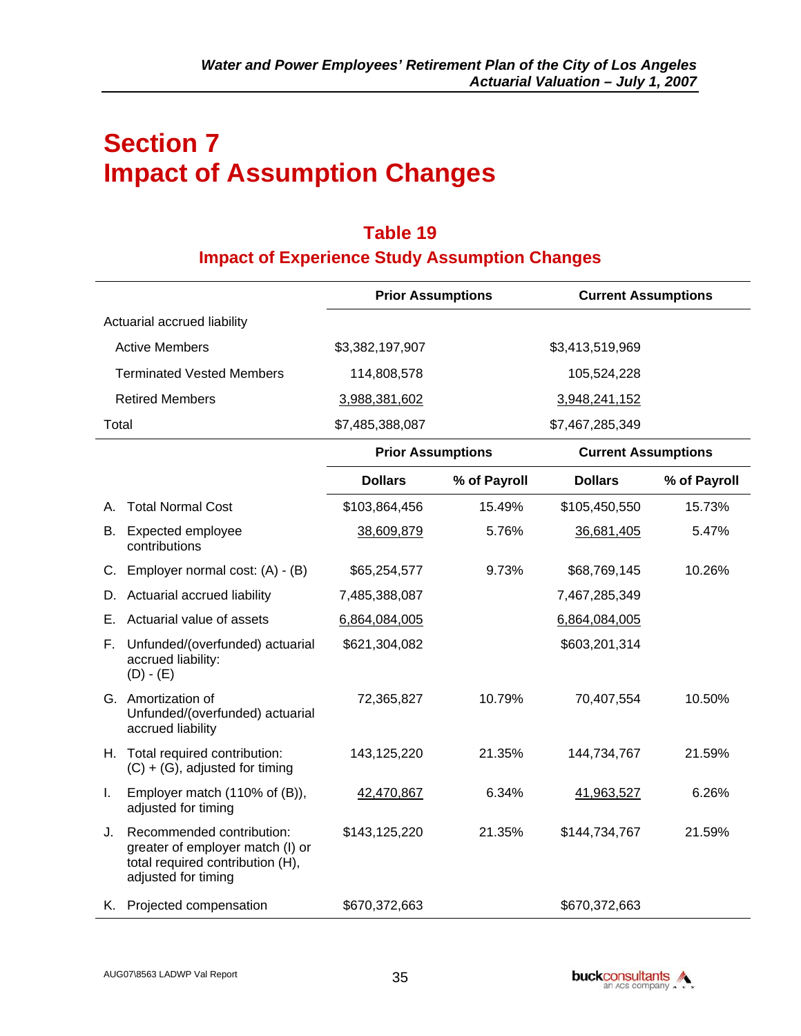# Section 7
# Impact of Assumption Changes

## Table 19
### Impact of Experience Study Assumption Changes

| | Prior Assumptions | | Current Assumptions | |
|---|---|---|---|---|
| Actuarial accrued liability | | | | |
| Active Members | $3,382,197,907 | | $3,413,519,969 | |
| Terminated Vested Members | 114,808,578 | | 105,524,228 | |
| Retired Members | 3,988,381,602 | | 3,948,241,152 | |
| Total | $7,485,388,087 | | $7,467,285,349 | |

| | Prior Assumptions | | Current Assumptions | |
|---|---|---|---|---|
| | **Dollars** | **% of Payroll** | **Dollars** | **% of Payroll** |
| A. Total Normal Cost | $103,864,456 | 15.49% | $105,450,550 | 15.73% |
| B. Expected employee contributions | 38,609,879 | 5.76% | 36,681,405 | 5.47% |
| C. Employer normal cost: (A) - (B) | $65,254,577 | 9.73% | $68,769,145 | 10.26% |
| D. Actuarial accrued liability | 7,485,388,087 | | 7,467,285,349 | |
| E. Actuarial value of assets | 6,864,084,005 | | 6,864,084,005 | |
| F. Unfunded/(overfunded) actuarial accrued liability: (D) - (E) | $621,304,082 | | $603,201,314 | |
| G. Amortization of Unfunded/(overfunded) actuarial accrued liability | 72,365,827 | 10.79% | 70,407,554 | 10.50% |
| H. Total required contribution: (C) + (G), adjusted for timing | 143,125,220 | 21.35% | 144,734,767 | 21.59% |
| I. Employer match (110% of (B)), adjusted for timing | 42,470,867 | 6.34% | 41,963,527 | 6.26% |
| J. Recommended contribution: greater of employer match (I) or total required contribution (H), adjusted for timing | $143,125,220 | 21.35% | $144,734,767 | 21.59% |
| K. Projected compensation | $670,372,663 | | $670,372,663 | |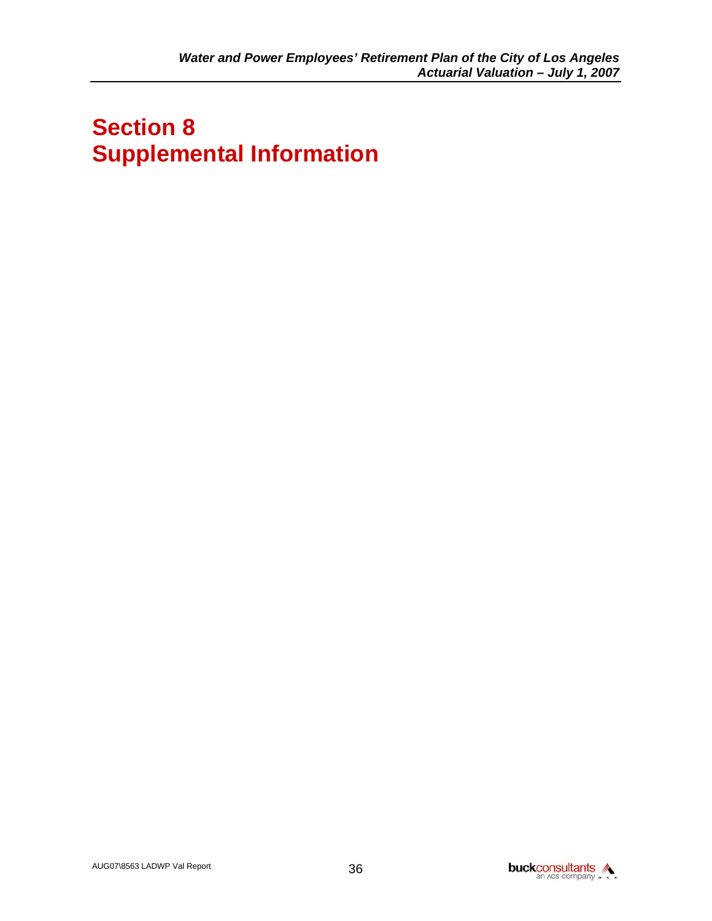# Section 8
# Supplemental Information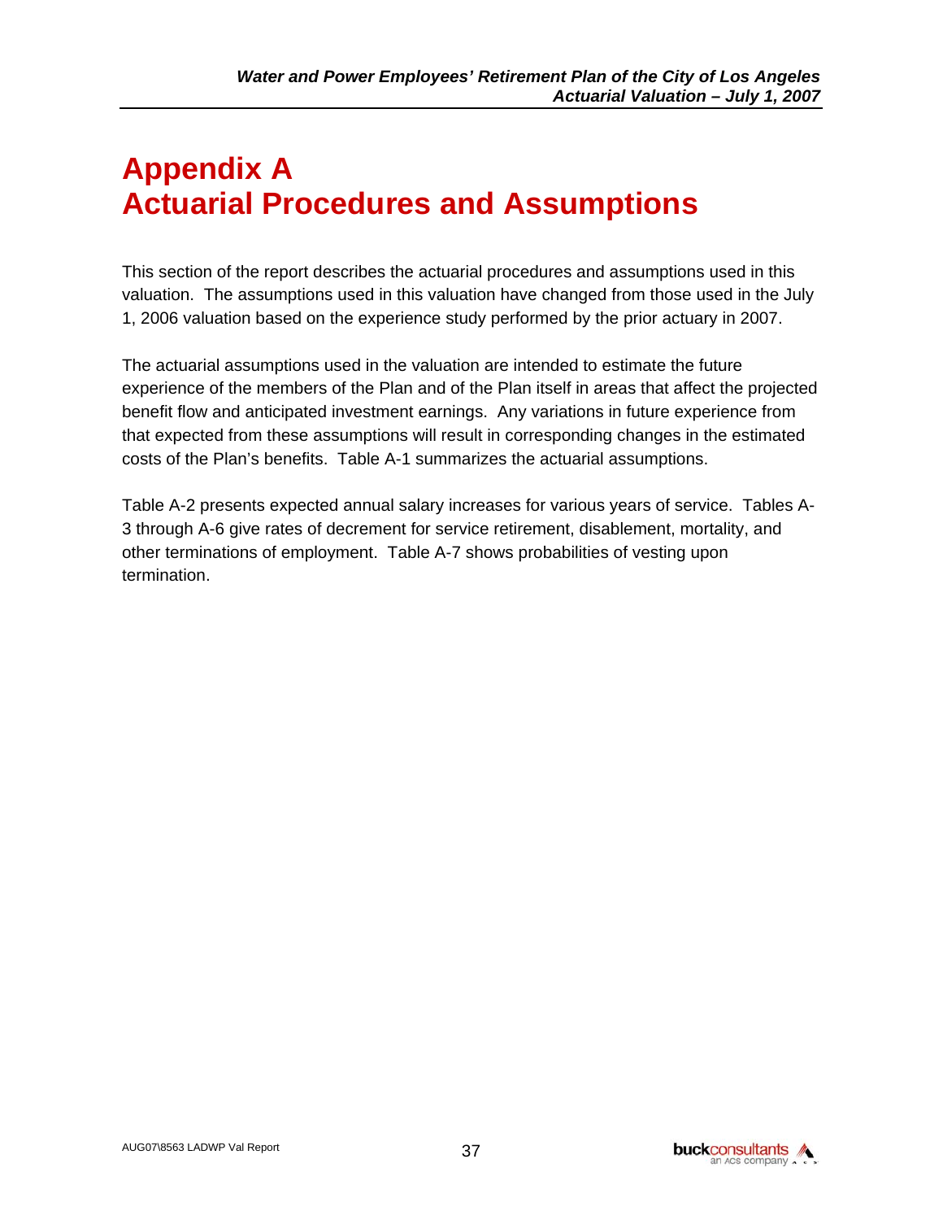# Appendix A
# Actuarial Procedures and Assumptions

This section of the report describes the actuarial procedures and assumptions used in this valuation. The assumptions used in this valuation have changed from those used in the July 1, 2006 valuation based on the experience study performed by the prior actuary in 2007.

The actuarial assumptions used in the valuation are intended to estimate the future experience of the members of the Plan and of the Plan itself in areas that affect the projected benefit flow and anticipated investment earnings. Any variations in future experience from that expected from these assumptions will result in corresponding changes in the estimated costs of the Plan's benefits. Table A-1 summarizes the actuarial assumptions.

Table A-2 presents expected annual salary increases for various years of service. Tables A-3 through A-6 give rates of decrement for service retirement, disablement, mortality, and other terminations of employment. Table A-7 shows probabilities of vesting upon termination.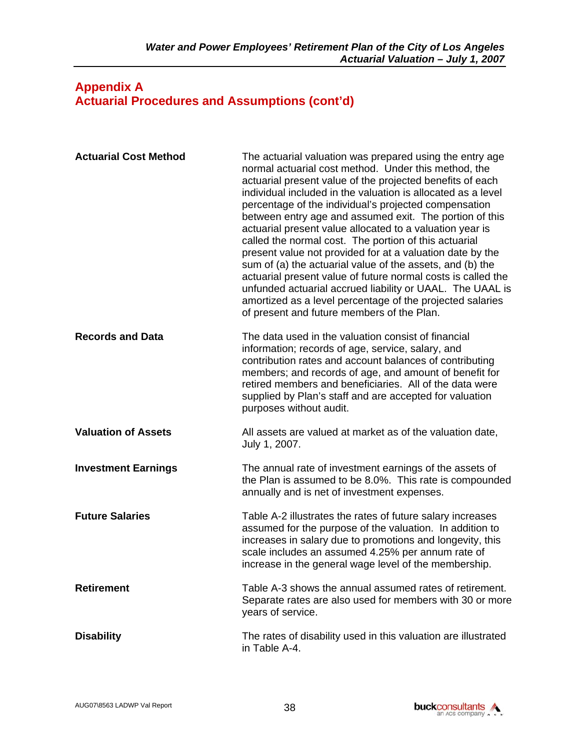## Appendix A
## Actuarial Procedures and Assumptions (cont'd)

**Actuarial Cost Method**

The actuarial valuation was prepared using the entry age normal actuarial cost method. Under this method, the actuarial present value of the projected benefits of each individual included in the valuation is allocated as a level percentage of the individual's projected compensation between entry age and assumed exit. The portion of this actuarial present value allocated to a valuation year is called the normal cost. The portion of this actuarial present value not provided for at a valuation date by the sum of (a) the actuarial value of the assets, and (b) the actuarial present value of future normal costs is called the unfunded actuarial accrued liability or UAAL. The UAAL is amortized as a level percentage of the projected salaries of present and future members of the Plan.

**Records and Data**

The data used in the valuation consist of financial information; records of age, service, salary, and contribution rates and account balances of contributing members; and records of age, and amount of benefit for retired members and beneficiaries. All of the data were supplied by Plan's staff and are accepted for valuation purposes without audit.

**Valuation of Assets**

All assets are valued at market as of the valuation date, July 1, 2007.

**Investment Earnings**

The annual rate of investment earnings of the assets of the Plan is assumed to be 8.0%. This rate is compounded annually and is net of investment expenses.

**Future Salaries**

Table A-2 illustrates the rates of future salary increases assumed for the purpose of the valuation. In addition to increases in salary due to promotions and longevity, this scale includes an assumed 4.25% per annum rate of increase in the general wage level of the membership.

**Retirement**

Table A-3 shows the annual assumed rates of retirement. Separate rates are also used for members with 30 or more years of service.

**Disability**

The rates of disability used in this valuation are illustrated in Table A-4.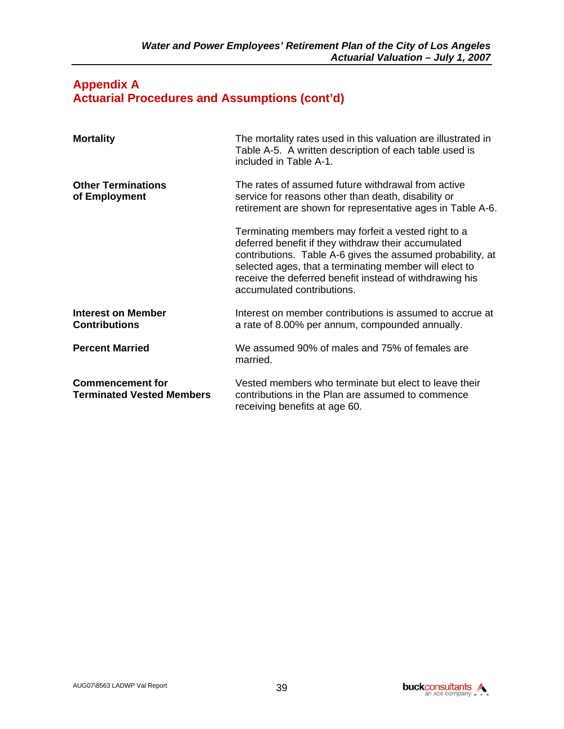## Appendix A
## Actuarial Procedures and Assumptions (cont'd)

**Mortality**

The mortality rates used in this valuation are illustrated in Table A-5. A written description of each table used is included in Table A-1.

**Other Terminations of Employment**

The rates of assumed future withdrawal from active service for reasons other than death, disability or retirement are shown for representative ages in Table A-6.

Terminating members may forfeit a vested right to a deferred benefit if they withdraw their accumulated contributions. Table A-6 gives the assumed probability, at selected ages, that a terminating member will elect to receive the deferred benefit instead of withdrawing his accumulated contributions.

**Interest on Member Contributions**

Interest on member contributions is assumed to accrue at a rate of 8.00% per annum, compounded annually.

**Percent Married**

We assumed 90% of males and 75% of females are married.

**Commencement for Terminated Vested Members**

Vested members who terminate but elect to leave their contributions in the Plan are assumed to commence receiving benefits at age 60.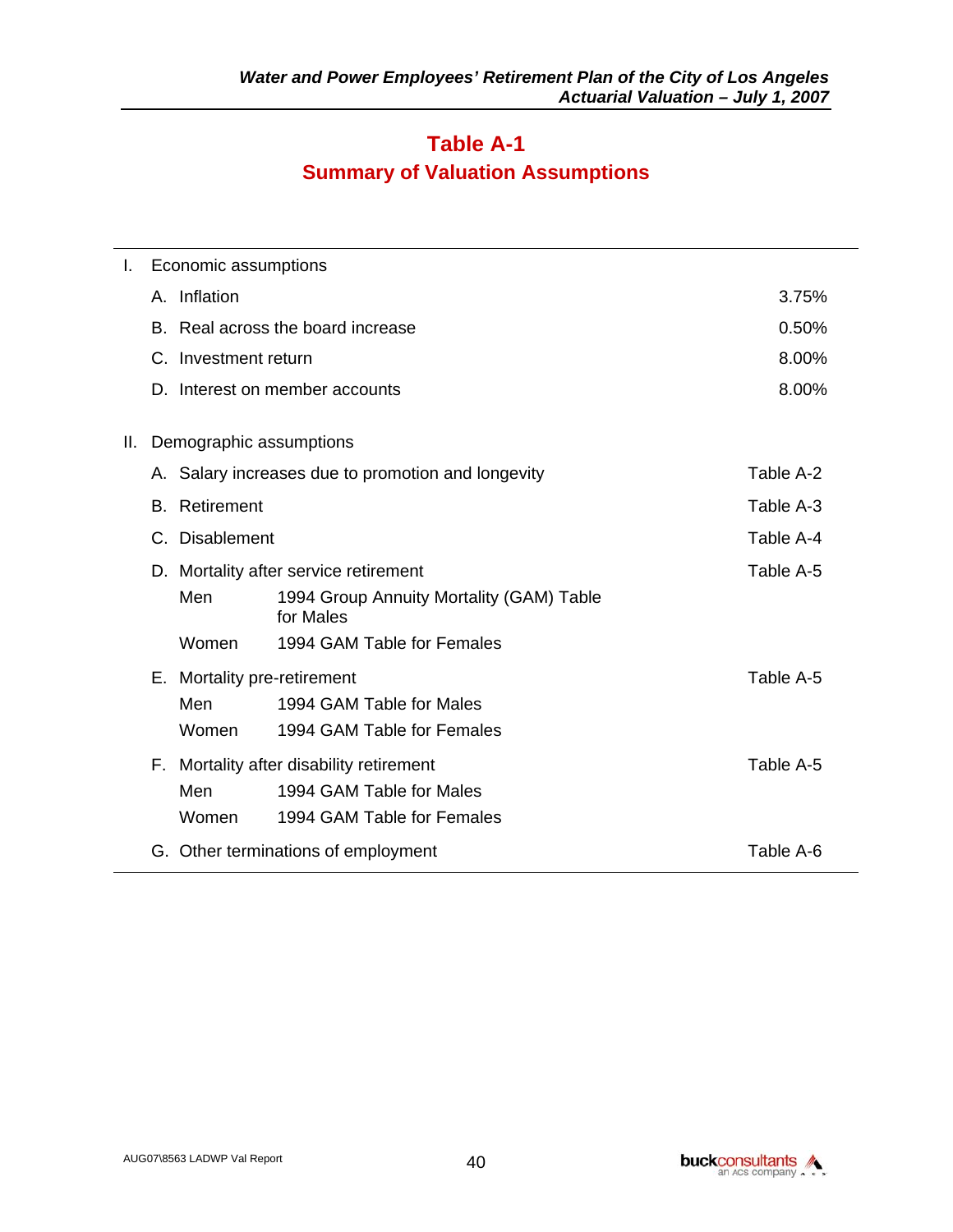# Table A-1

## Summary of Valuation Assumptions

| | | |
|---|---|---|
| **I.** | **Economic assumptions** | |
| | A. Inflation | 3.75% |
| | B. Real across the board increase | 0.50% |
| | C. Investment return | 8.00% |
| | D. Interest on member accounts | 8.00% |
| **II.** | **Demographic assumptions** | |
| | A. Salary increases due to promotion and longevity | Table A-2 |
| | B. Retirement | Table A-3 |
| | C. Disablement | Table A-4 |
| | D. Mortality after service retirement | Table A-5 |
| | Men — 1994 Group Annuity Mortality (GAM) Table for Males | |
| | Women — 1994 GAM Table for Females | |
| | E. Mortality pre-retirement | Table A-5 |
| | Men — 1994 GAM Table for Males | |
| | Women — 1994 GAM Table for Females | |
| | F. Mortality after disability retirement | Table A-5 |
| | Men — 1994 GAM Table for Males | |
| | Women — 1994 GAM Table for Females | |
| | G. Other terminations of employment | Table A-6 |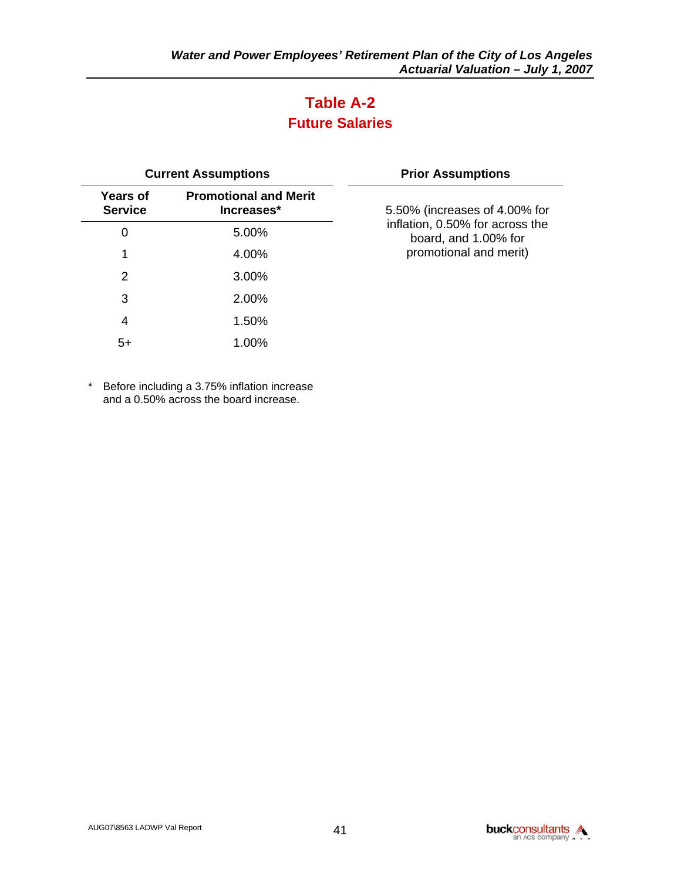# Table A-2
## Future Salaries

| Current Assumptions | | Prior Assumptions |
|---|---|---|
| **Years of Service** | **Promotional and Merit Increases*** | |
| 0 | 5.00% | 5.50% (increases of 4.00% for inflation, 0.50% for across the board, and 1.00% for promotional and merit) |
| 1 | 4.00% | |
| 2 | 3.00% | |
| 3 | 2.00% | |
| 4 | 1.50% | |
| 5+ | 1.00% | |

\* Before including a 3.75% inflation increase and a 0.50% across the board increase.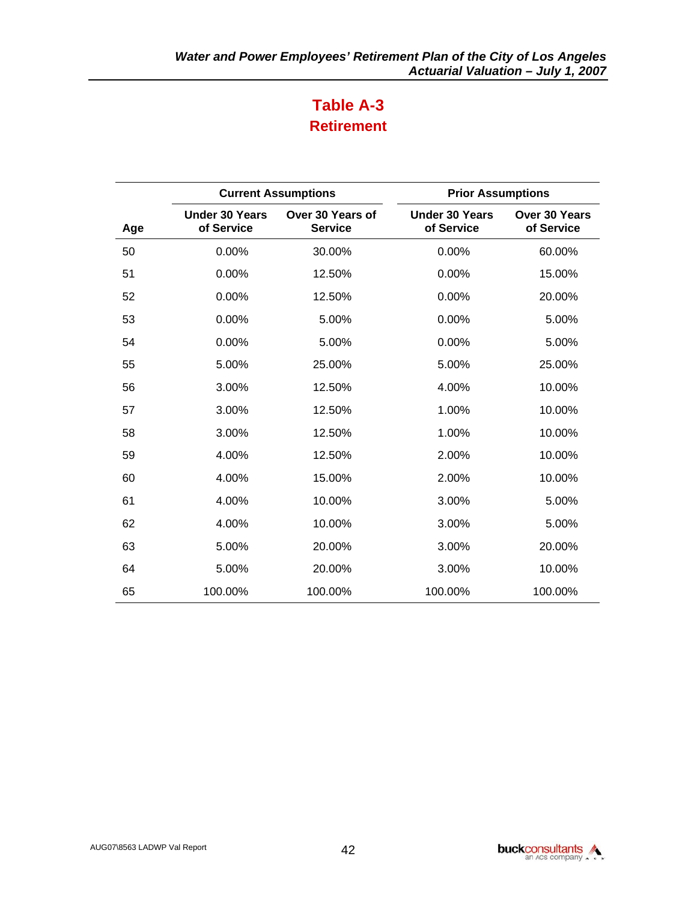# Table A-3

## Retirement

| | Current Assumptions | | Prior Assumptions | |
|---|---|---|---|---|
| **Age** | **Under 30 Years of Service** | **Over 30 Years of Service** | **Under 30 Years of Service** | **Over 30 Years of Service** |
| 50 | 0.00% | 30.00% | 0.00% | 60.00% |
| 51 | 0.00% | 12.50% | 0.00% | 15.00% |
| 52 | 0.00% | 12.50% | 0.00% | 20.00% |
| 53 | 0.00% | 5.00% | 0.00% | 5.00% |
| 54 | 0.00% | 5.00% | 0.00% | 5.00% |
| 55 | 5.00% | 25.00% | 5.00% | 25.00% |
| 56 | 3.00% | 12.50% | 4.00% | 10.00% |
| 57 | 3.00% | 12.50% | 1.00% | 10.00% |
| 58 | 3.00% | 12.50% | 1.00% | 10.00% |
| 59 | 4.00% | 12.50% | 2.00% | 10.00% |
| 60 | 4.00% | 15.00% | 2.00% | 10.00% |
| 61 | 4.00% | 10.00% | 3.00% | 5.00% |
| 62 | 4.00% | 10.00% | 3.00% | 5.00% |
| 63 | 5.00% | 20.00% | 3.00% | 20.00% |
| 64 | 5.00% | 20.00% | 3.00% | 10.00% |
| 65 | 100.00% | 100.00% | 100.00% | 100.00% |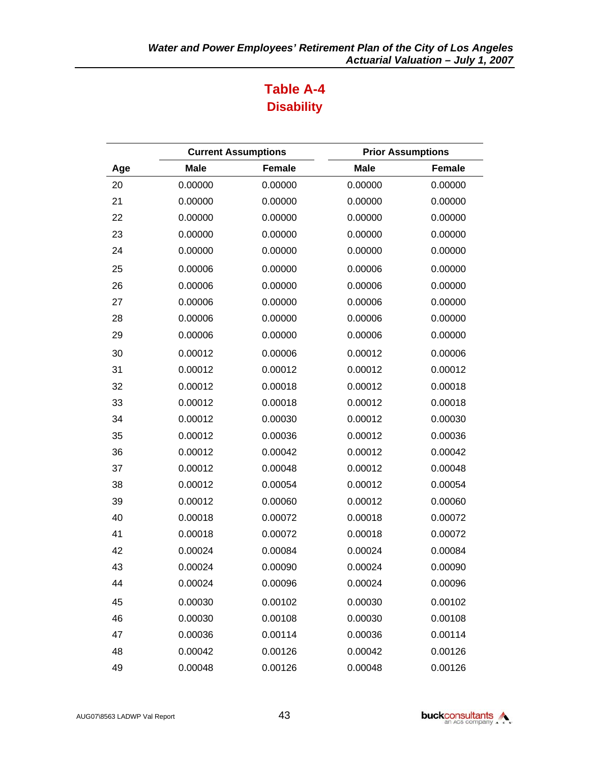# Table A-4
## Disability

| | Current Assumptions | | Prior Assumptions | |
|---|---|---|---|---|
| **Age** | **Male** | **Female** | **Male** | **Female** |
| 20 | 0.00000 | 0.00000 | 0.00000 | 0.00000 |
| 21 | 0.00000 | 0.00000 | 0.00000 | 0.00000 |
| 22 | 0.00000 | 0.00000 | 0.00000 | 0.00000 |
| 23 | 0.00000 | 0.00000 | 0.00000 | 0.00000 |
| 24 | 0.00000 | 0.00000 | 0.00000 | 0.00000 |
| 25 | 0.00006 | 0.00000 | 0.00006 | 0.00000 |
| 26 | 0.00006 | 0.00000 | 0.00006 | 0.00000 |
| 27 | 0.00006 | 0.00000 | 0.00006 | 0.00000 |
| 28 | 0.00006 | 0.00000 | 0.00006 | 0.00000 |
| 29 | 0.00006 | 0.00000 | 0.00006 | 0.00000 |
| 30 | 0.00012 | 0.00006 | 0.00012 | 0.00006 |
| 31 | 0.00012 | 0.00012 | 0.00012 | 0.00012 |
| 32 | 0.00012 | 0.00018 | 0.00012 | 0.00018 |
| 33 | 0.00012 | 0.00018 | 0.00012 | 0.00018 |
| 34 | 0.00012 | 0.00030 | 0.00012 | 0.00030 |
| 35 | 0.00012 | 0.00036 | 0.00012 | 0.00036 |
| 36 | 0.00012 | 0.00042 | 0.00012 | 0.00042 |
| 37 | 0.00012 | 0.00048 | 0.00012 | 0.00048 |
| 38 | 0.00012 | 0.00054 | 0.00012 | 0.00054 |
| 39 | 0.00012 | 0.00060 | 0.00012 | 0.00060 |
| 40 | 0.00018 | 0.00072 | 0.00018 | 0.00072 |
| 41 | 0.00018 | 0.00072 | 0.00018 | 0.00072 |
| 42 | 0.00024 | 0.00084 | 0.00024 | 0.00084 |
| 43 | 0.00024 | 0.00090 | 0.00024 | 0.00090 |
| 44 | 0.00024 | 0.00096 | 0.00024 | 0.00096 |
| 45 | 0.00030 | 0.00102 | 0.00030 | 0.00102 |
| 46 | 0.00030 | 0.00108 | 0.00030 | 0.00108 |
| 47 | 0.00036 | 0.00114 | 0.00036 | 0.00114 |
| 48 | 0.00042 | 0.00126 | 0.00042 | 0.00126 |
| 49 | 0.00048 | 0.00126 | 0.00048 | 0.00126 |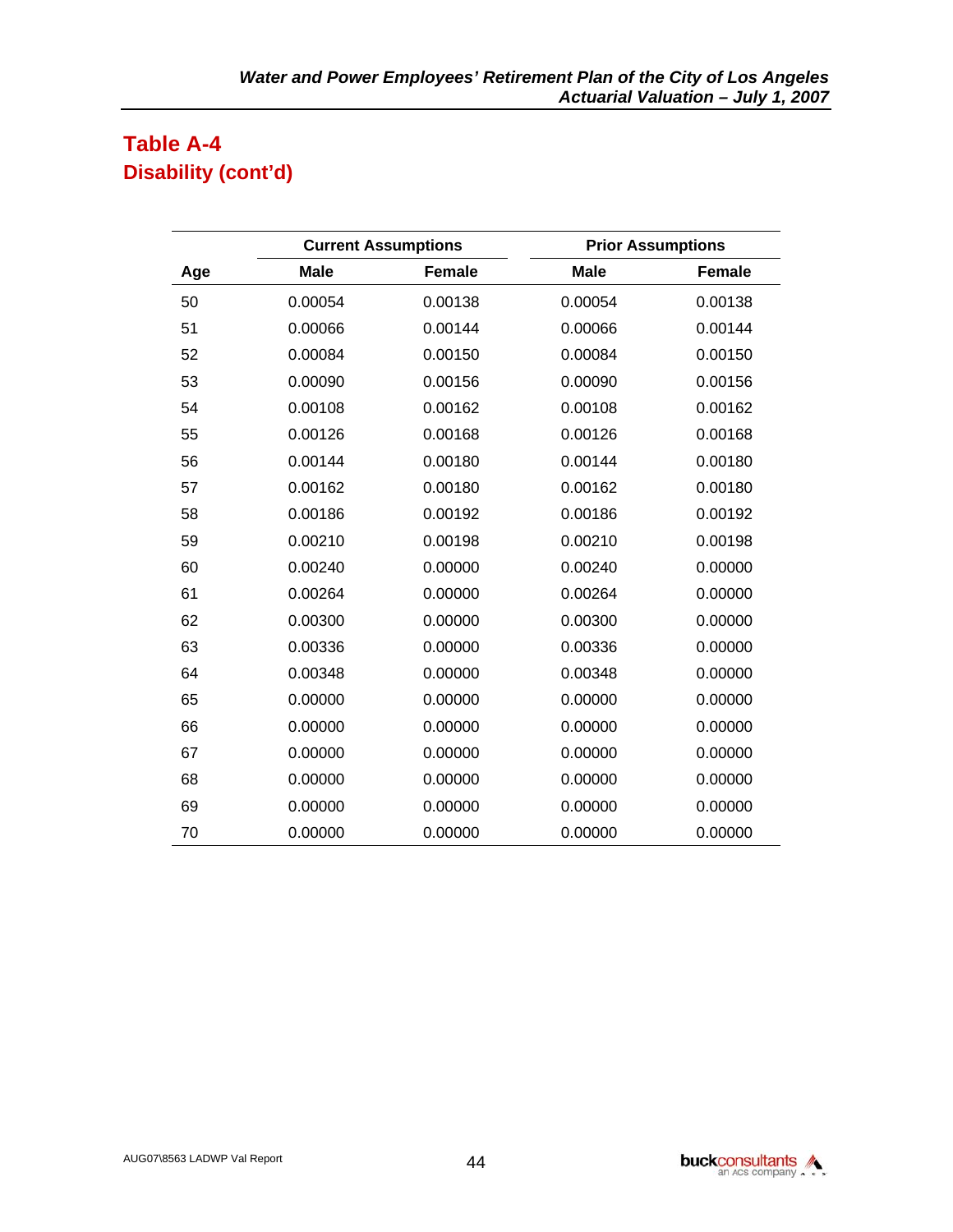## Table A-4
## Disability (cont'd)

| | Current Assumptions | | Prior Assumptions | |
|---|---|---|---|---|
| **Age** | **Male** | **Female** | **Male** | **Female** |
| 50 | 0.00054 | 0.00138 | 0.00054 | 0.00138 |
| 51 | 0.00066 | 0.00144 | 0.00066 | 0.00144 |
| 52 | 0.00084 | 0.00150 | 0.00084 | 0.00150 |
| 53 | 0.00090 | 0.00156 | 0.00090 | 0.00156 |
| 54 | 0.00108 | 0.00162 | 0.00108 | 0.00162 |
| 55 | 0.00126 | 0.00168 | 0.00126 | 0.00168 |
| 56 | 0.00144 | 0.00180 | 0.00144 | 0.00180 |
| 57 | 0.00162 | 0.00180 | 0.00162 | 0.00180 |
| 58 | 0.00186 | 0.00192 | 0.00186 | 0.00192 |
| 59 | 0.00210 | 0.00198 | 0.00210 | 0.00198 |
| 60 | 0.00240 | 0.00000 | 0.00240 | 0.00000 |
| 61 | 0.00264 | 0.00000 | 0.00264 | 0.00000 |
| 62 | 0.00300 | 0.00000 | 0.00300 | 0.00000 |
| 63 | 0.00336 | 0.00000 | 0.00336 | 0.00000 |
| 64 | 0.00348 | 0.00000 | 0.00348 | 0.00000 |
| 65 | 0.00000 | 0.00000 | 0.00000 | 0.00000 |
| 66 | 0.00000 | 0.00000 | 0.00000 | 0.00000 |
| 67 | 0.00000 | 0.00000 | 0.00000 | 0.00000 |
| 68 | 0.00000 | 0.00000 | 0.00000 | 0.00000 |
| 69 | 0.00000 | 0.00000 | 0.00000 | 0.00000 |
| 70 | 0.00000 | 0.00000 | 0.00000 | 0.00000 |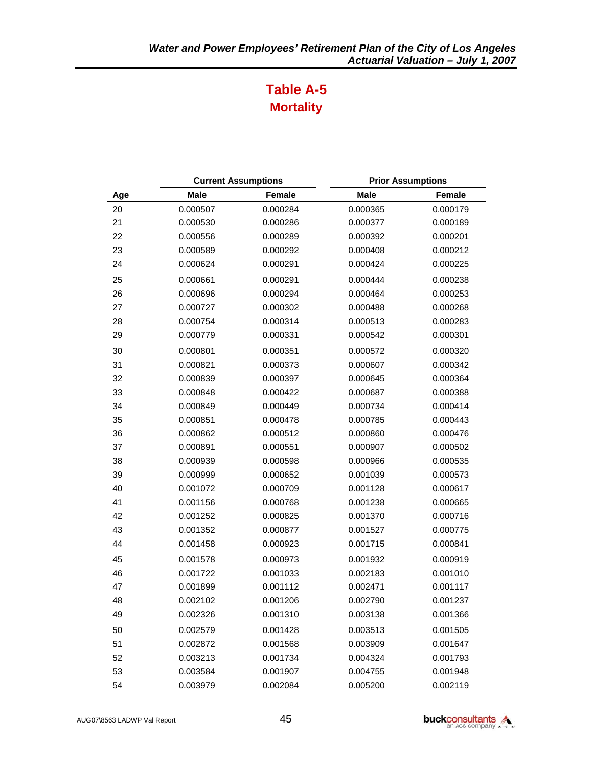# Table A-5
## Mortality

| | Current Assumptions | | Prior Assumptions | |
|---|---|---|---|---|
| Age | Male | Female | Male | Female |
| 20 | 0.000507 | 0.000284 | 0.000365 | 0.000179 |
| 21 | 0.000530 | 0.000286 | 0.000377 | 0.000189 |
| 22 | 0.000556 | 0.000289 | 0.000392 | 0.000201 |
| 23 | 0.000589 | 0.000292 | 0.000408 | 0.000212 |
| 24 | 0.000624 | 0.000291 | 0.000424 | 0.000225 |
| 25 | 0.000661 | 0.000291 | 0.000444 | 0.000238 |
| 26 | 0.000696 | 0.000294 | 0.000464 | 0.000253 |
| 27 | 0.000727 | 0.000302 | 0.000488 | 0.000268 |
| 28 | 0.000754 | 0.000314 | 0.000513 | 0.000283 |
| 29 | 0.000779 | 0.000331 | 0.000542 | 0.000301 |
| 30 | 0.000801 | 0.000351 | 0.000572 | 0.000320 |
| 31 | 0.000821 | 0.000373 | 0.000607 | 0.000342 |
| 32 | 0.000839 | 0.000397 | 0.000645 | 0.000364 |
| 33 | 0.000848 | 0.000422 | 0.000687 | 0.000388 |
| 34 | 0.000849 | 0.000449 | 0.000734 | 0.000414 |
| 35 | 0.000851 | 0.000478 | 0.000785 | 0.000443 |
| 36 | 0.000862 | 0.000512 | 0.000860 | 0.000476 |
| 37 | 0.000891 | 0.000551 | 0.000907 | 0.000502 |
| 38 | 0.000939 | 0.000598 | 0.000966 | 0.000535 |
| 39 | 0.000999 | 0.000652 | 0.001039 | 0.000573 |
| 40 | 0.001072 | 0.000709 | 0.001128 | 0.000617 |
| 41 | 0.001156 | 0.000768 | 0.001238 | 0.000665 |
| 42 | 0.001252 | 0.000825 | 0.001370 | 0.000716 |
| 43 | 0.001352 | 0.000877 | 0.001527 | 0.000775 |
| 44 | 0.001458 | 0.000923 | 0.001715 | 0.000841 |
| 45 | 0.001578 | 0.000973 | 0.001932 | 0.000919 |
| 46 | 0.001722 | 0.001033 | 0.002183 | 0.001010 |
| 47 | 0.001899 | 0.001112 | 0.002471 | 0.001117 |
| 48 | 0.002102 | 0.001206 | 0.002790 | 0.001237 |
| 49 | 0.002326 | 0.001310 | 0.003138 | 0.001366 |
| 50 | 0.002579 | 0.001428 | 0.003513 | 0.001505 |
| 51 | 0.002872 | 0.001568 | 0.003909 | 0.001647 |
| 52 | 0.003213 | 0.001734 | 0.004324 | 0.001793 |
| 53 | 0.003584 | 0.001907 | 0.004755 | 0.001948 |
| 54 | 0.003979 | 0.002084 | 0.005200 | 0.002119 |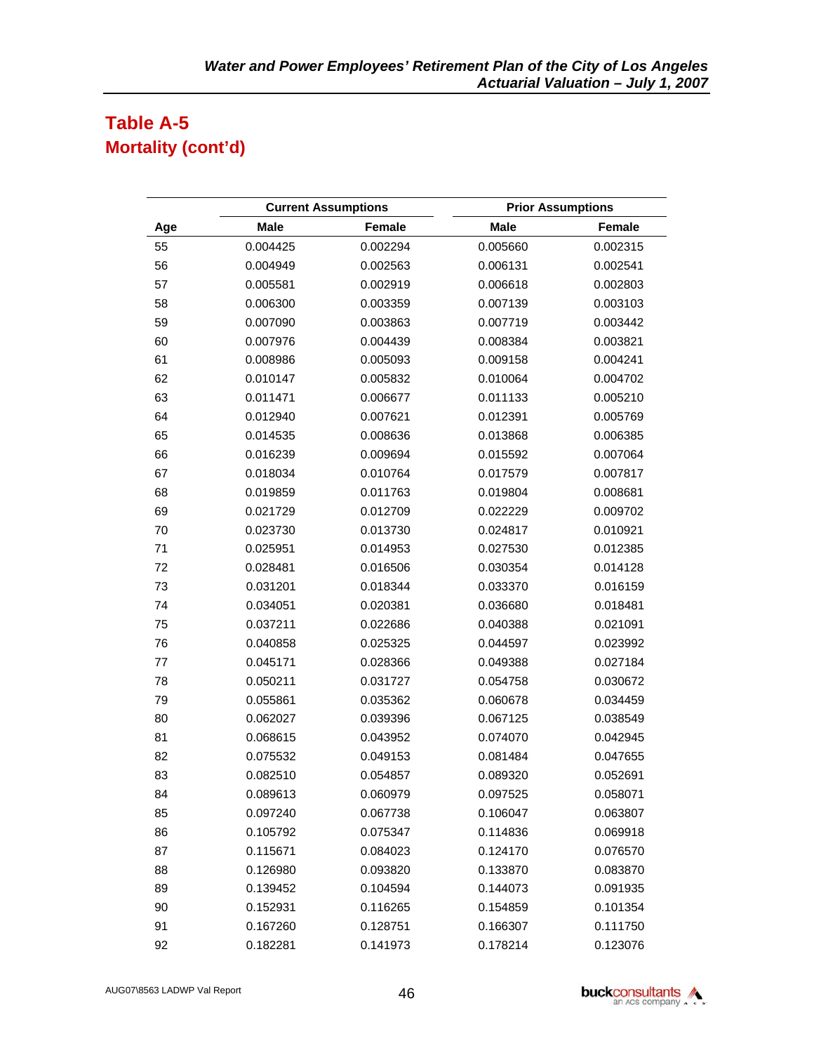## Table A-5
## Mortality (cont'd)

| Age | Current Assumptions | | Prior Assumptions | |
|---|---|---|---|---|
| | Male | Female | Male | Female |
| 55 | 0.004425 | 0.002294 | 0.005660 | 0.002315 |
| 56 | 0.004949 | 0.002563 | 0.006131 | 0.002541 |
| 57 | 0.005581 | 0.002919 | 0.006618 | 0.002803 |
| 58 | 0.006300 | 0.003359 | 0.007139 | 0.003103 |
| 59 | 0.007090 | 0.003863 | 0.007719 | 0.003442 |
| 60 | 0.007976 | 0.004439 | 0.008384 | 0.003821 |
| 61 | 0.008986 | 0.005093 | 0.009158 | 0.004241 |
| 62 | 0.010147 | 0.005832 | 0.010064 | 0.004702 |
| 63 | 0.011471 | 0.006677 | 0.011133 | 0.005210 |
| 64 | 0.012940 | 0.007621 | 0.012391 | 0.005769 |
| 65 | 0.014535 | 0.008636 | 0.013868 | 0.006385 |
| 66 | 0.016239 | 0.009694 | 0.015592 | 0.007064 |
| 67 | 0.018034 | 0.010764 | 0.017579 | 0.007817 |
| 68 | 0.019859 | 0.011763 | 0.019804 | 0.008681 |
| 69 | 0.021729 | 0.012709 | 0.022229 | 0.009702 |
| 70 | 0.023730 | 0.013730 | 0.024817 | 0.010921 |
| 71 | 0.025951 | 0.014953 | 0.027530 | 0.012385 |
| 72 | 0.028481 | 0.016506 | 0.030354 | 0.014128 |
| 73 | 0.031201 | 0.018344 | 0.033370 | 0.016159 |
| 74 | 0.034051 | 0.020381 | 0.036680 | 0.018481 |
| 75 | 0.037211 | 0.022686 | 0.040388 | 0.021091 |
| 76 | 0.040858 | 0.025325 | 0.044597 | 0.023992 |
| 77 | 0.045171 | 0.028366 | 0.049388 | 0.027184 |
| 78 | 0.050211 | 0.031727 | 0.054758 | 0.030672 |
| 79 | 0.055861 | 0.035362 | 0.060678 | 0.034459 |
| 80 | 0.062027 | 0.039396 | 0.067125 | 0.038549 |
| 81 | 0.068615 | 0.043952 | 0.074070 | 0.042945 |
| 82 | 0.075532 | 0.049153 | 0.081484 | 0.047655 |
| 83 | 0.082510 | 0.054857 | 0.089320 | 0.052691 |
| 84 | 0.089613 | 0.060979 | 0.097525 | 0.058071 |
| 85 | 0.097240 | 0.067738 | 0.106047 | 0.063807 |
| 86 | 0.105792 | 0.075347 | 0.114836 | 0.069918 |
| 87 | 0.115671 | 0.084023 | 0.124170 | 0.076570 |
| 88 | 0.126980 | 0.093820 | 0.133870 | 0.083870 |
| 89 | 0.139452 | 0.104594 | 0.144073 | 0.091935 |
| 90 | 0.152931 | 0.116265 | 0.154859 | 0.101354 |
| 91 | 0.167260 | 0.128751 | 0.166307 | 0.111750 |
| 92 | 0.182281 | 0.141973 | 0.178214 | 0.123076 |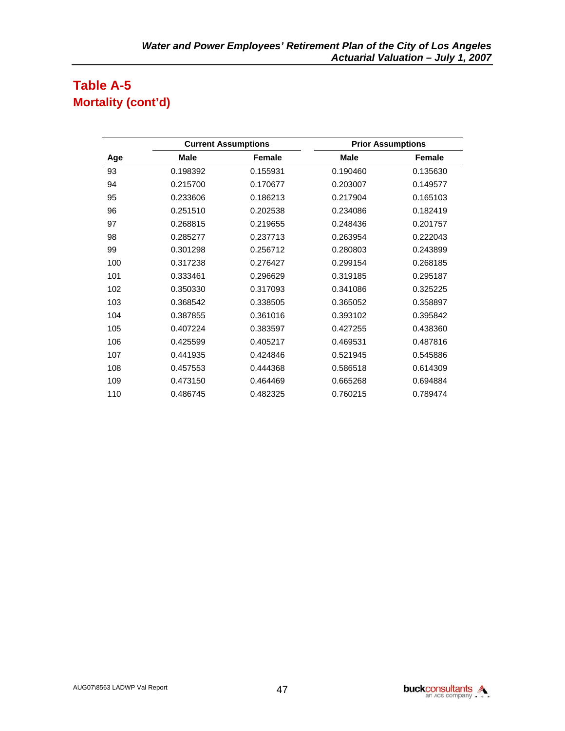## Table A-5
## Mortality (cont'd)

| Age | Current Assumptions | | Prior Assumptions | |
|---|---|---|---|---|
| | Male | Female | Male | Female |
| 93 | 0.198392 | 0.155931 | 0.190460 | 0.135630 |
| 94 | 0.215700 | 0.170677 | 0.203007 | 0.149577 |
| 95 | 0.233606 | 0.186213 | 0.217904 | 0.165103 |
| 96 | 0.251510 | 0.202538 | 0.234086 | 0.182419 |
| 97 | 0.268815 | 0.219655 | 0.248436 | 0.201757 |
| 98 | 0.285277 | 0.237713 | 0.263954 | 0.222043 |
| 99 | 0.301298 | 0.256712 | 0.280803 | 0.243899 |
| 100 | 0.317238 | 0.276427 | 0.299154 | 0.268185 |
| 101 | 0.333461 | 0.296629 | 0.319185 | 0.295187 |
| 102 | 0.350330 | 0.317093 | 0.341086 | 0.325225 |
| 103 | 0.368542 | 0.338505 | 0.365052 | 0.358897 |
| 104 | 0.387855 | 0.361016 | 0.393102 | 0.395842 |
| 105 | 0.407224 | 0.383597 | 0.427255 | 0.438360 |
| 106 | 0.425599 | 0.405217 | 0.469531 | 0.487816 |
| 107 | 0.441935 | 0.424846 | 0.521945 | 0.545886 |
| 108 | 0.457553 | 0.444368 | 0.586518 | 0.614309 |
| 109 | 0.473150 | 0.464469 | 0.665268 | 0.694884 |
| 110 | 0.486745 | 0.482325 | 0.760215 | 0.789474 |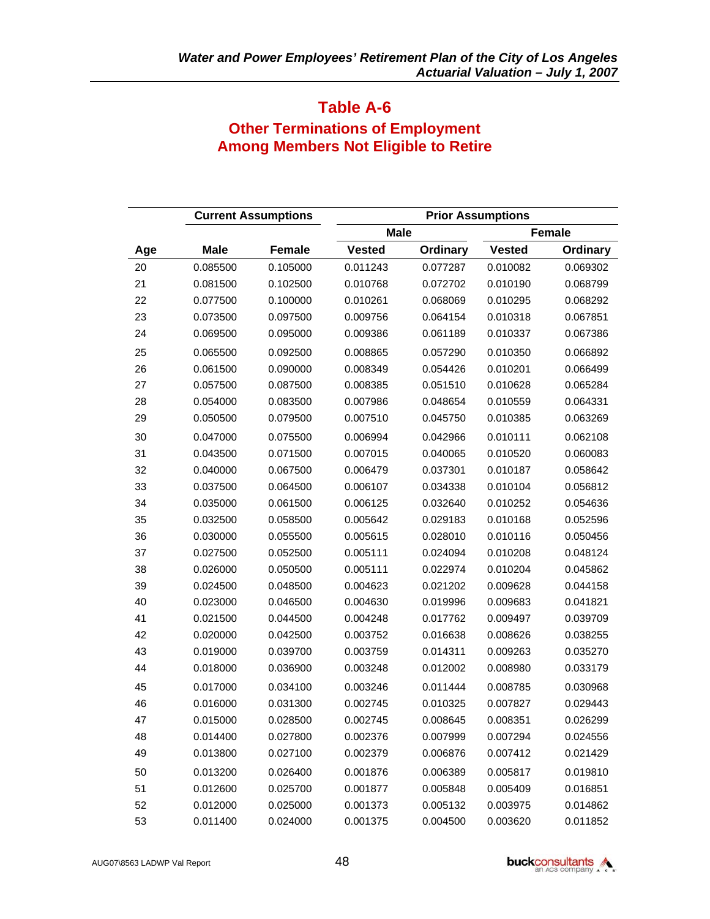## Table A-6

### Other Terminations of Employment Among Members Not Eligible to Retire

| | Current Assumptions | | Prior Assumptions | | | |
|---|---|---|---|---|---|---|
| | | | Male | | Female | |
| Age | Male | Female | Vested | Ordinary | Vested | Ordinary |
| 20 | 0.085500 | 0.105000 | 0.011243 | 0.077287 | 0.010082 | 0.069302 |
| 21 | 0.081500 | 0.102500 | 0.010768 | 0.072702 | 0.010190 | 0.068799 |
| 22 | 0.077500 | 0.100000 | 0.010261 | 0.068069 | 0.010295 | 0.068292 |
| 23 | 0.073500 | 0.097500 | 0.009756 | 0.064154 | 0.010318 | 0.067851 |
| 24 | 0.069500 | 0.095000 | 0.009386 | 0.061189 | 0.010337 | 0.067386 |
| 25 | 0.065500 | 0.092500 | 0.008865 | 0.057290 | 0.010350 | 0.066892 |
| 26 | 0.061500 | 0.090000 | 0.008349 | 0.054426 | 0.010201 | 0.066499 |
| 27 | 0.057500 | 0.087500 | 0.008385 | 0.051510 | 0.010628 | 0.065284 |
| 28 | 0.054000 | 0.083500 | 0.007986 | 0.048654 | 0.010559 | 0.064331 |
| 29 | 0.050500 | 0.079500 | 0.007510 | 0.045750 | 0.010385 | 0.063269 |
| 30 | 0.047000 | 0.075500 | 0.006994 | 0.042966 | 0.010111 | 0.062108 |
| 31 | 0.043500 | 0.071500 | 0.007015 | 0.040065 | 0.010520 | 0.060083 |
| 32 | 0.040000 | 0.067500 | 0.006479 | 0.037301 | 0.010187 | 0.058642 |
| 33 | 0.037500 | 0.064500 | 0.006107 | 0.034338 | 0.010104 | 0.056812 |
| 34 | 0.035000 | 0.061500 | 0.006125 | 0.032640 | 0.010252 | 0.054636 |
| 35 | 0.032500 | 0.058500 | 0.005642 | 0.029183 | 0.010168 | 0.052596 |
| 36 | 0.030000 | 0.055500 | 0.005615 | 0.028010 | 0.010116 | 0.050456 |
| 37 | 0.027500 | 0.052500 | 0.005111 | 0.024094 | 0.010208 | 0.048124 |
| 38 | 0.026000 | 0.050500 | 0.005111 | 0.022974 | 0.010204 | 0.045862 |
| 39 | 0.024500 | 0.048500 | 0.004623 | 0.021202 | 0.009628 | 0.044158 |
| 40 | 0.023000 | 0.046500 | 0.004630 | 0.019996 | 0.009683 | 0.041821 |
| 41 | 0.021500 | 0.044500 | 0.004248 | 0.017762 | 0.009497 | 0.039709 |
| 42 | 0.020000 | 0.042500 | 0.003752 | 0.016638 | 0.008626 | 0.038255 |
| 43 | 0.019000 | 0.039700 | 0.003759 | 0.014311 | 0.009263 | 0.035270 |
| 44 | 0.018000 | 0.036900 | 0.003248 | 0.012002 | 0.008980 | 0.033179 |
| 45 | 0.017000 | 0.034100 | 0.003246 | 0.011444 | 0.008785 | 0.030968 |
| 46 | 0.016000 | 0.031300 | 0.002745 | 0.010325 | 0.007827 | 0.029443 |
| 47 | 0.015000 | 0.028500 | 0.002745 | 0.008645 | 0.008351 | 0.026299 |
| 48 | 0.014400 | 0.027800 | 0.002376 | 0.007999 | 0.007294 | 0.024556 |
| 49 | 0.013800 | 0.027100 | 0.002379 | 0.006876 | 0.007412 | 0.021429 |
| 50 | 0.013200 | 0.026400 | 0.001876 | 0.006389 | 0.005817 | 0.019810 |
| 51 | 0.012600 | 0.025700 | 0.001877 | 0.005848 | 0.005409 | 0.016851 |
| 52 | 0.012000 | 0.025000 | 0.001373 | 0.005132 | 0.003975 | 0.014862 |
| 53 | 0.011400 | 0.024000 | 0.001375 | 0.004500 | 0.003620 | 0.011852 |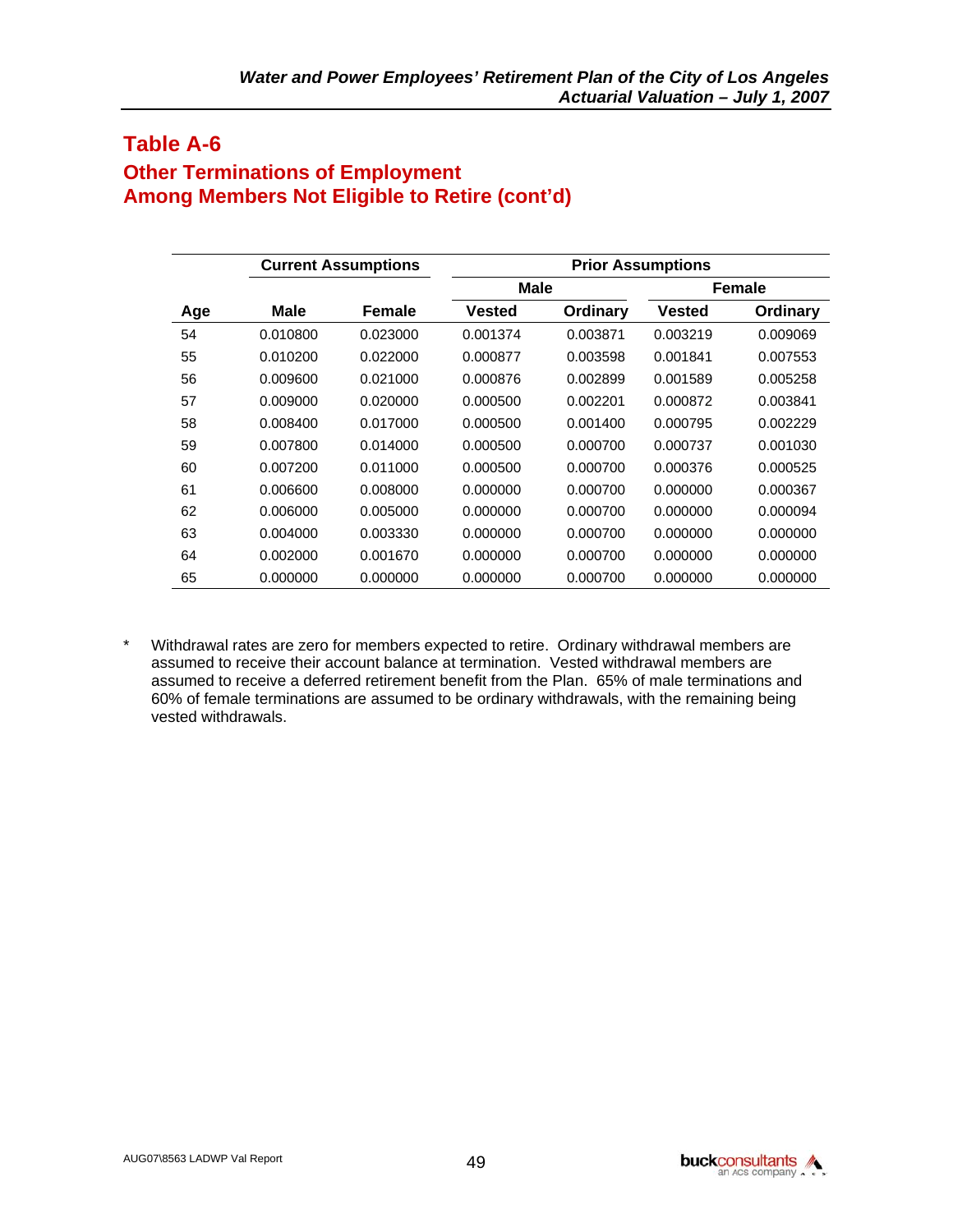## Table A-6

### Other Terminations of Employment
### Among Members Not Eligible to Retire (cont'd)

| | Current Assumptions | | Prior Assumptions | | | |
|---|---|---|---|---|---|---|
| | | | Male | | Female | |
| Age | Male | Female | Vested | Ordinary | Vested | Ordinary |
| 54 | 0.010800 | 0.023000 | 0.001374 | 0.003871 | 0.003219 | 0.009069 |
| 55 | 0.010200 | 0.022000 | 0.000877 | 0.003598 | 0.001841 | 0.007553 |
| 56 | 0.009600 | 0.021000 | 0.000876 | 0.002899 | 0.001589 | 0.005258 |
| 57 | 0.009000 | 0.020000 | 0.000500 | 0.002201 | 0.000872 | 0.003841 |
| 58 | 0.008400 | 0.017000 | 0.000500 | 0.001400 | 0.000795 | 0.002229 |
| 59 | 0.007800 | 0.014000 | 0.000500 | 0.000700 | 0.000737 | 0.001030 |
| 60 | 0.007200 | 0.011000 | 0.000500 | 0.000700 | 0.000376 | 0.000525 |
| 61 | 0.006600 | 0.008000 | 0.000000 | 0.000700 | 0.000000 | 0.000367 |
| 62 | 0.006000 | 0.005000 | 0.000000 | 0.000700 | 0.000000 | 0.000094 |
| 63 | 0.004000 | 0.003330 | 0.000000 | 0.000700 | 0.000000 | 0.000000 |
| 64 | 0.002000 | 0.001670 | 0.000000 | 0.000700 | 0.000000 | 0.000000 |
| 65 | 0.000000 | 0.000000 | 0.000000 | 0.000700 | 0.000000 | 0.000000 |

\* Withdrawal rates are zero for members expected to retire. Ordinary withdrawal members are assumed to receive their account balance at termination. Vested withdrawal members are assumed to receive a deferred retirement benefit from the Plan. 65% of male terminations and 60% of female terminations are assumed to be ordinary withdrawals, with the remaining being vested withdrawals.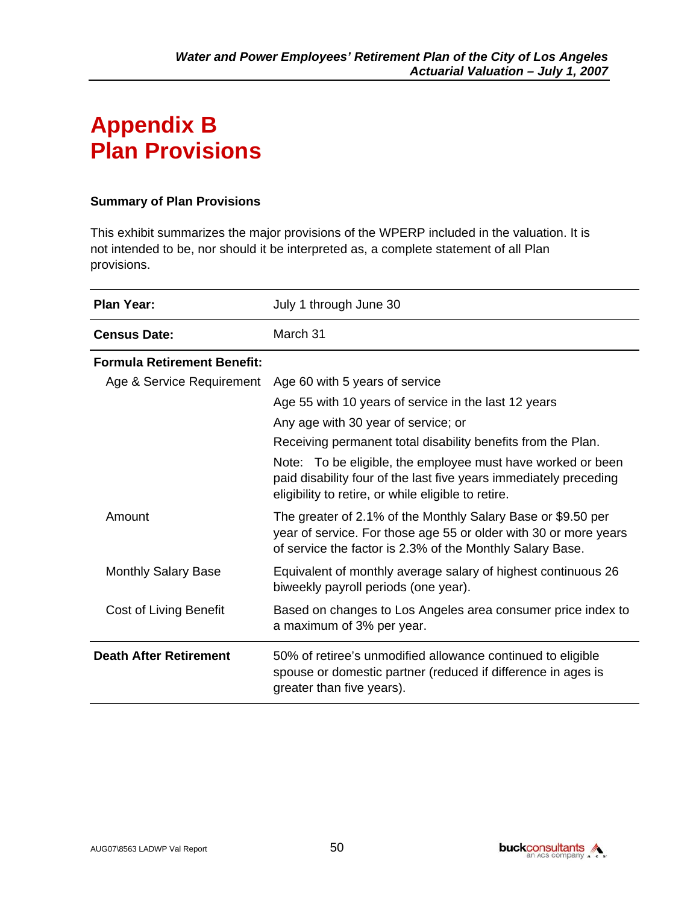# Appendix B
# Plan Provisions

**Summary of Plan Provisions**

This exhibit summarizes the major provisions of the WPERP included in the valuation. It is not intended to be, nor should it be interpreted as, a complete statement of all Plan provisions.

| | |
|---|---|
| **Plan Year:** | July 1 through June 30 |
| **Census Date:** | March 31 |
| **Formula Retirement Benefit:** | |
| Age & Service Requirement | Age 60 with 5 years of service<br>Age 55 with 10 years of service in the last 12 years<br>Any age with 30 year of service; or<br>Receiving permanent total disability benefits from the Plan.<br>Note: To be eligible, the employee must have worked or been paid disability four of the last five years immediately preceding eligibility to retire, or while eligible to retire. |
| Amount | The greater of 2.1% of the Monthly Salary Base or $9.50 per year of service. For those age 55 or older with 30 or more years of service the factor is 2.3% of the Monthly Salary Base. |
| Monthly Salary Base | Equivalent of monthly average salary of highest continuous 26 biweekly payroll periods (one year). |
| Cost of Living Benefit | Based on changes to Los Angeles area consumer price index to a maximum of 3% per year. |
| **Death After Retirement** | 50% of retiree's unmodified allowance continued to eligible spouse or domestic partner (reduced if difference in ages is greater than five years). |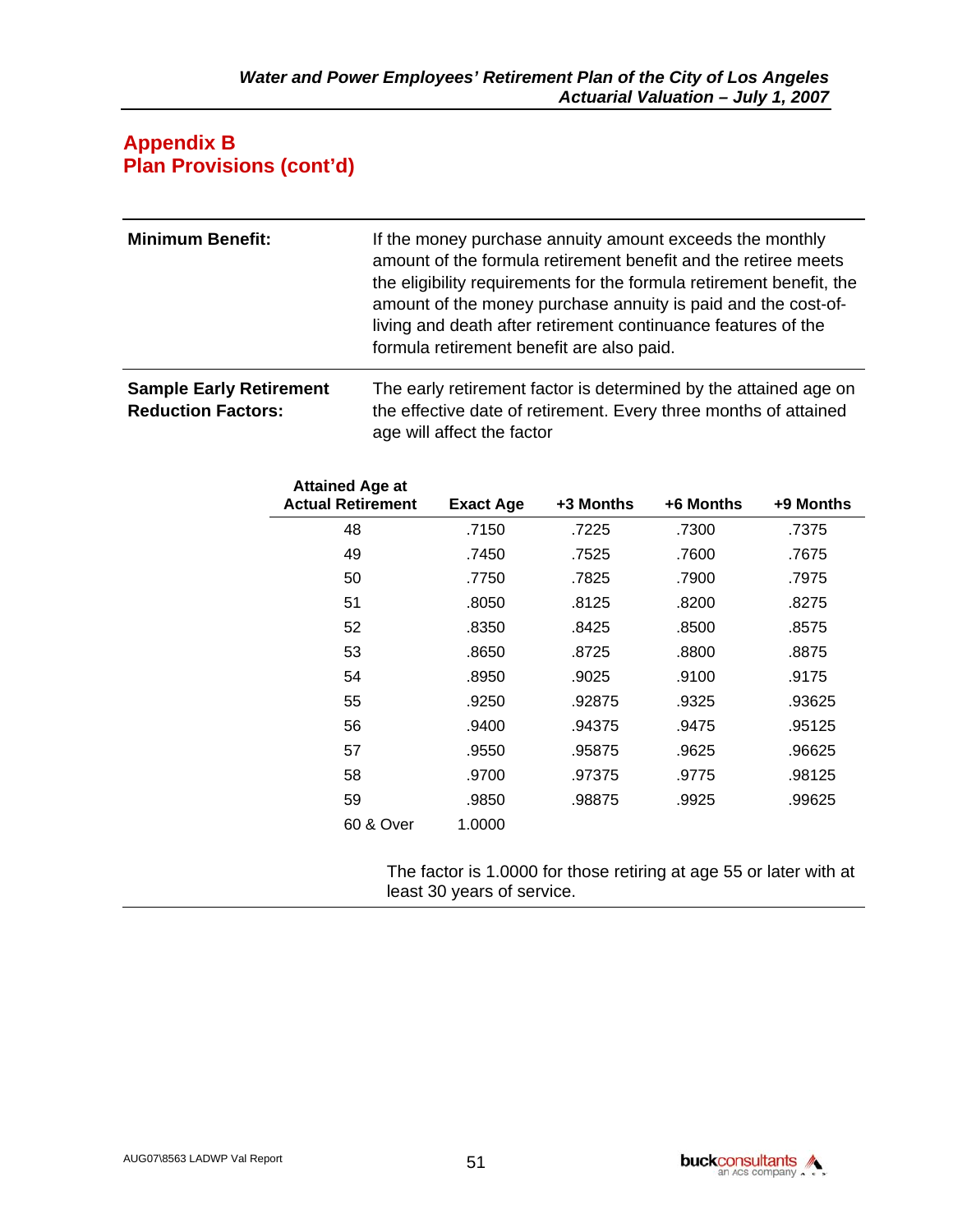## Appendix B
## Plan Provisions (cont'd)

**Minimum Benefit:**

If the money purchase annuity amount exceeds the monthly amount of the formula retirement benefit and the retiree meets the eligibility requirements for the formula retirement benefit, the amount of the money purchase annuity is paid and the cost-of-living and death after retirement continuance features of the formula retirement benefit are also paid.

**Sample Early Retirement Reduction Factors:**

The early retirement factor is determined by the attained age on the effective date of retirement. Every three months of attained age will affect the factor

| Attained Age at Actual Retirement | Exact Age | +3 Months | +6 Months | +9 Months |
|---|---|---|---|---|
| 48 | .7150 | .7225 | .7300 | .7375 |
| 49 | .7450 | .7525 | .7600 | .7675 |
| 50 | .7750 | .7825 | .7900 | .7975 |
| 51 | .8050 | .8125 | .8200 | .8275 |
| 52 | .8350 | .8425 | .8500 | .8575 |
| 53 | .8650 | .8725 | .8800 | .8875 |
| 54 | .8950 | .9025 | .9100 | .9175 |
| 55 | .9250 | .92875 | .9325 | .93625 |
| 56 | .9400 | .94375 | .9475 | .95125 |
| 57 | .9550 | .95875 | .9625 | .96625 |
| 58 | .9700 | .97375 | .9775 | .98125 |
| 59 | .9850 | .98875 | .9925 | .99625 |
| 60 & Over | 1.0000 | | | |

The factor is 1.0000 for those retiring at age 55 or later with at least 30 years of service.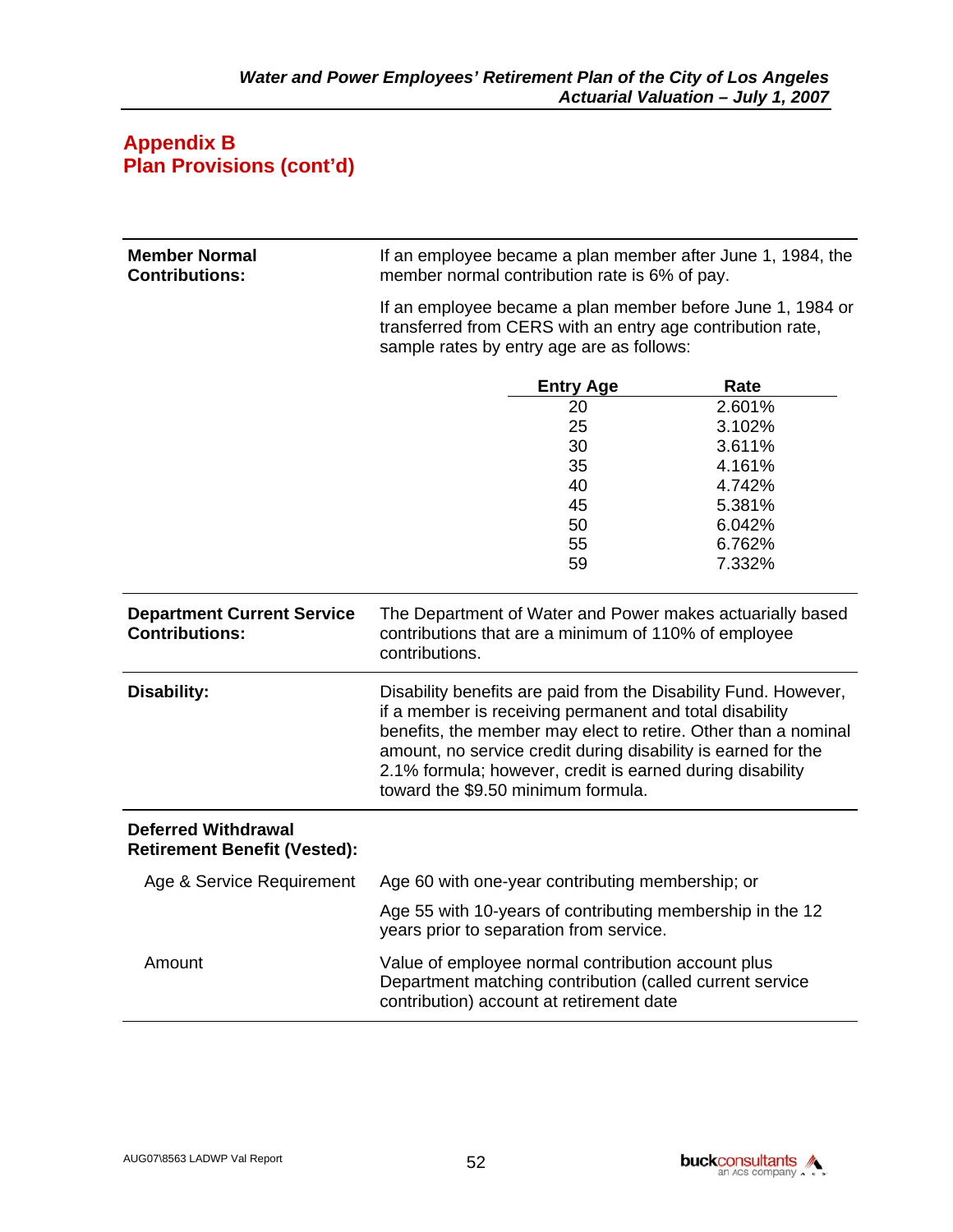## Appendix B
## Plan Provisions (cont'd)

**Member Normal Contributions:**

If an employee became a plan member after June 1, 1984, the member normal contribution rate is 6% of pay.

If an employee became a plan member before June 1, 1984 or transferred from CERS with an entry age contribution rate, sample rates by entry age are as follows:

| Entry Age | Rate |
|---|---|
| 20 | 2.601% |
| 25 | 3.102% |
| 30 | 3.611% |
| 35 | 4.161% |
| 40 | 4.742% |
| 45 | 5.381% |
| 50 | 6.042% |
| 55 | 6.762% |
| 59 | 7.332% |

**Department Current Service Contributions:**

The Department of Water and Power makes actuarially based contributions that are a minimum of 110% of employee contributions.

**Disability:**

Disability benefits are paid from the Disability Fund. However, if a member is receiving permanent and total disability benefits, the member may elect to retire. Other than a nominal amount, no service credit during disability is earned for the 2.1% formula; however, credit is earned during disability toward the $9.50 minimum formula.

**Deferred Withdrawal Retirement Benefit (Vested):**

Age & Service Requirement

Age 60 with one-year contributing membership; or

Age 55 with 10-years of contributing membership in the 12 years prior to separation from service.

Amount

Value of employee normal contribution account plus Department matching contribution (called current service contribution) account at retirement date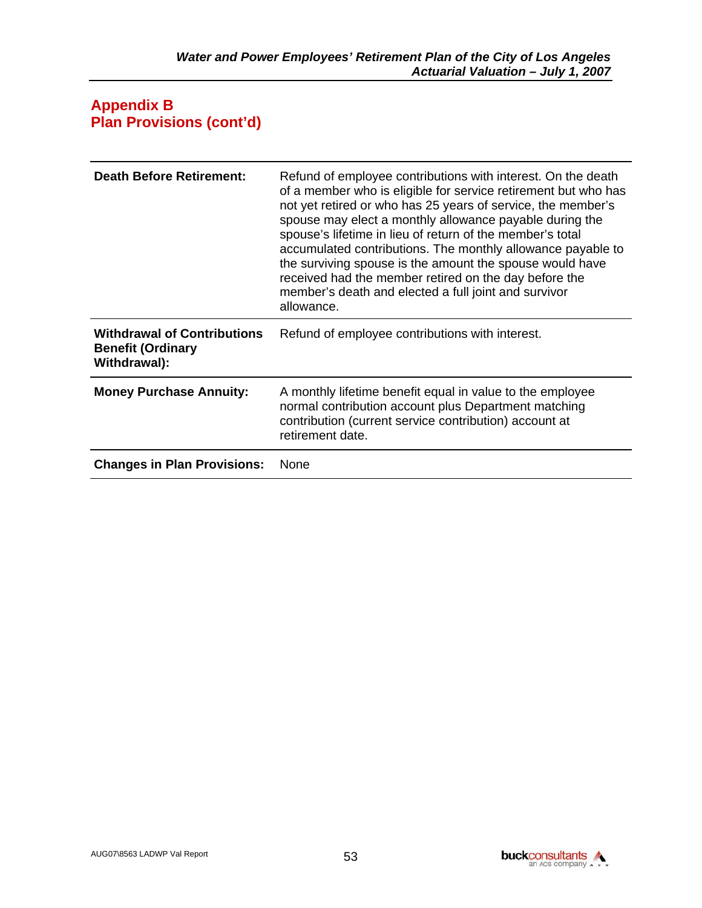## Appendix B
## Plan Provisions (cont'd)

| | |
|---|---|
| **Death Before Retirement:** | Refund of employee contributions with interest. On the death of a member who is eligible for service retirement but who has not yet retired or who has 25 years of service, the member's spouse may elect a monthly allowance payable during the spouse's lifetime in lieu of return of the member's total accumulated contributions. The monthly allowance payable to the surviving spouse is the amount the spouse would have received had the member retired on the day before the member's death and elected a full joint and survivor allowance. |
| **Withdrawal of Contributions Benefit (Ordinary Withdrawal):** | Refund of employee contributions with interest. |
| **Money Purchase Annuity:** | A monthly lifetime benefit equal in value to the employee normal contribution account plus Department matching contribution (current service contribution) account at retirement date. |
| **Changes in Plan Provisions:** | None |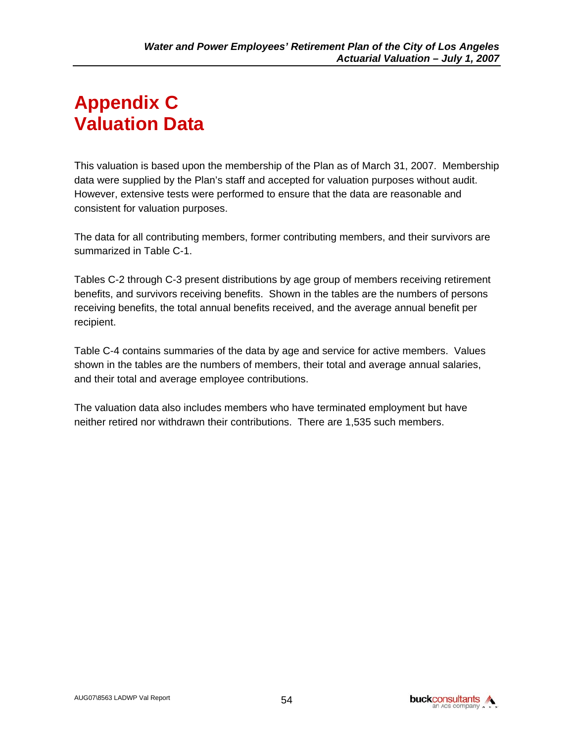# Appendix C
# Valuation Data

This valuation is based upon the membership of the Plan as of March 31, 2007. Membership data were supplied by the Plan's staff and accepted for valuation purposes without audit. However, extensive tests were performed to ensure that the data are reasonable and consistent for valuation purposes.

The data for all contributing members, former contributing members, and their survivors are summarized in Table C-1.

Tables C-2 through C-3 present distributions by age group of members receiving retirement benefits, and survivors receiving benefits. Shown in the tables are the numbers of persons receiving benefits, the total annual benefits received, and the average annual benefit per recipient.

Table C-4 contains summaries of the data by age and service for active members. Values shown in the tables are the numbers of members, their total and average annual salaries, and their total and average employee contributions.

The valuation data also includes members who have terminated employment but have neither retired nor withdrawn their contributions. There are 1,535 such members.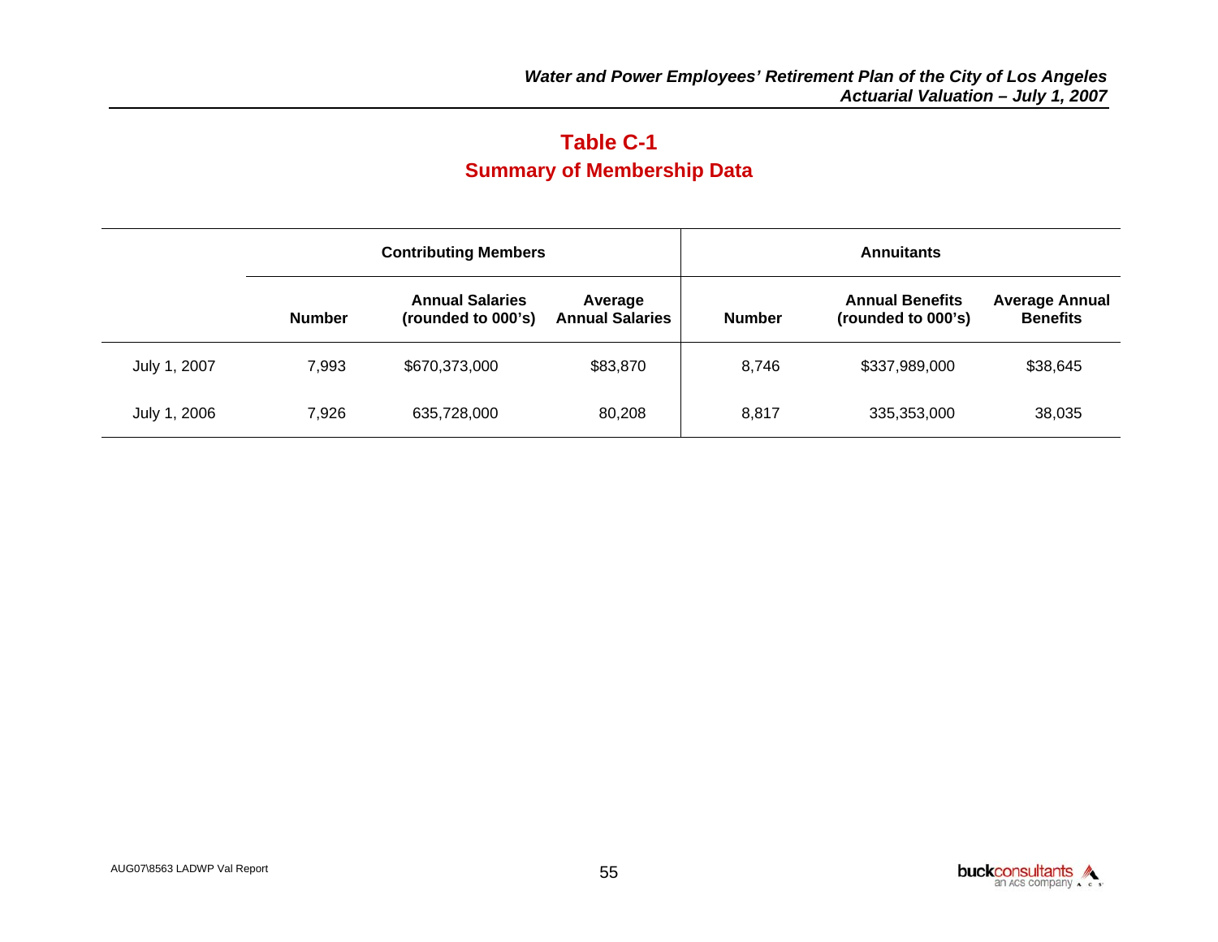## Table C-1
## Summary of Membership Data

| | Contributing Members | | | Annuitants | | |
|---|---|---|---|---|---|---|
| | Number | Annual Salaries (rounded to 000's) | Average Annual Salaries | Number | Annual Benefits (rounded to 000's) | Average Annual Benefits |
| July 1, 2007 | 7,993 | $670,373,000 | $83,870 | 8,746 | $337,989,000 | $38,645 |
| July 1, 2006 | 7,926 | 635,728,000 | 80,208 | 8,817 | 335,353,000 | 38,035 |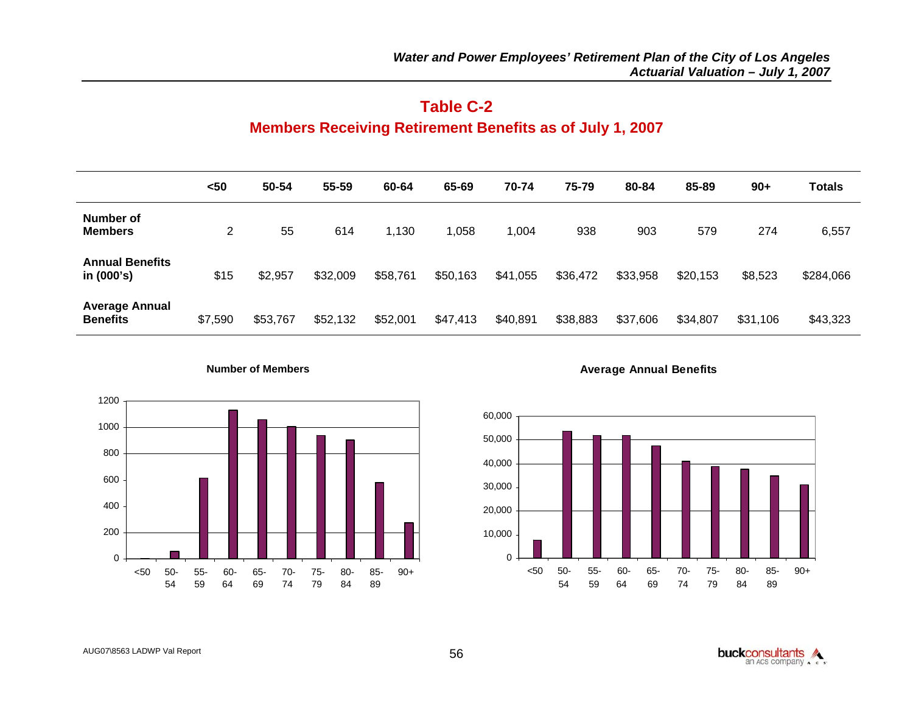# Table C-2

## Members Receiving Retirement Benefits as of July 1, 2007

| | <50 | 50-54 | 55-59 | 60-64 | 65-69 | 70-74 | 75-79 | 80-84 | 85-89 | 90+ | Totals |
|---|---|---|---|---|---|---|---|---|---|---|---|
| **Number of Members** | 2 | 55 | 614 | 1,130 | 1,058 | 1,004 | 938 | 903 | 579 | 274 | 6,557 |
| **Annual Benefits in (000's)** | $15 | $2,957 | $32,009 | $58,761 | $50,163 | $41,055 | $36,472 | $33,958 | $20,153 | $8,523 | $284,066 |
| **Average Annual Benefits** | $7,590 | $53,767 | $52,132 | $52,001 | $47,413 | $40,891 | $38,883 | $37,606 | $34,807 | $31,106 | $43,323 |

**Number of Members**

**Average Annual Benefits**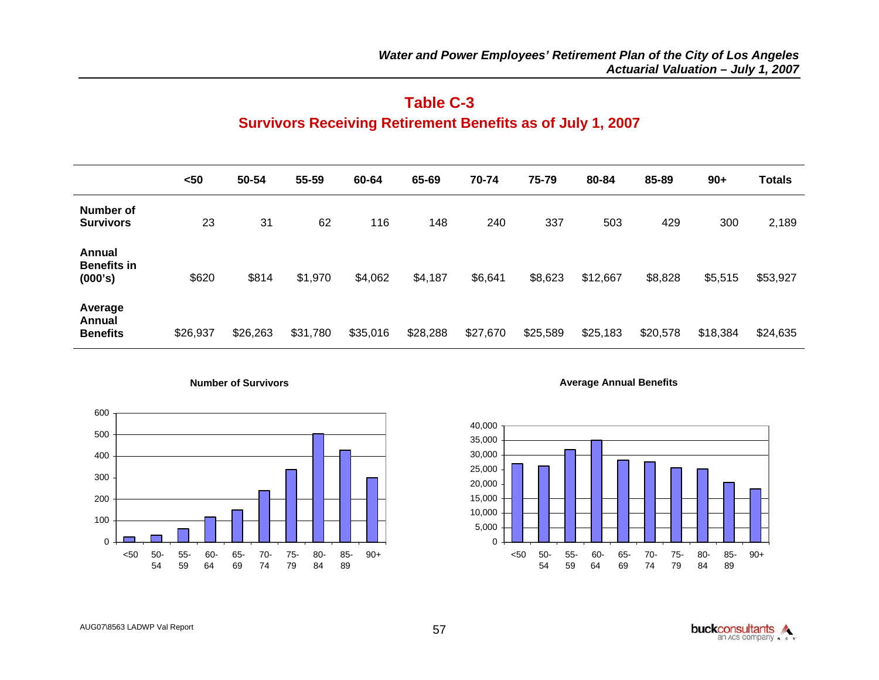# Table C-3

## Survivors Receiving Retirement Benefits as of July 1, 2007

| | <50 | 50-54 | 55-59 | 60-64 | 65-69 | 70-74 | 75-79 | 80-84 | 85-89 | 90+ | Totals |
|---|---|---|---|---|---|---|---|---|---|---|---|
| **Number of Survivors** | 23 | 31 | 62 | 116 | 148 | 240 | 337 | 503 | 429 | 300 | 2,189 |
| **Annual Benefits in (000's)** | $620 | $814 | $1,970 | $4,062 | $4,187 | $6,641 | $8,623 | $12,667 | $8,828 | $5,515 | $53,927 |
| **Average Annual Benefits** | $26,937 | $26,263 | $31,780 | $35,016 | $28,288 | $27,670 | $25,589 | $25,183 | $20,578 | $18,384 | $24,635 |

**Number of Survivors**

**Average Annual Benefits**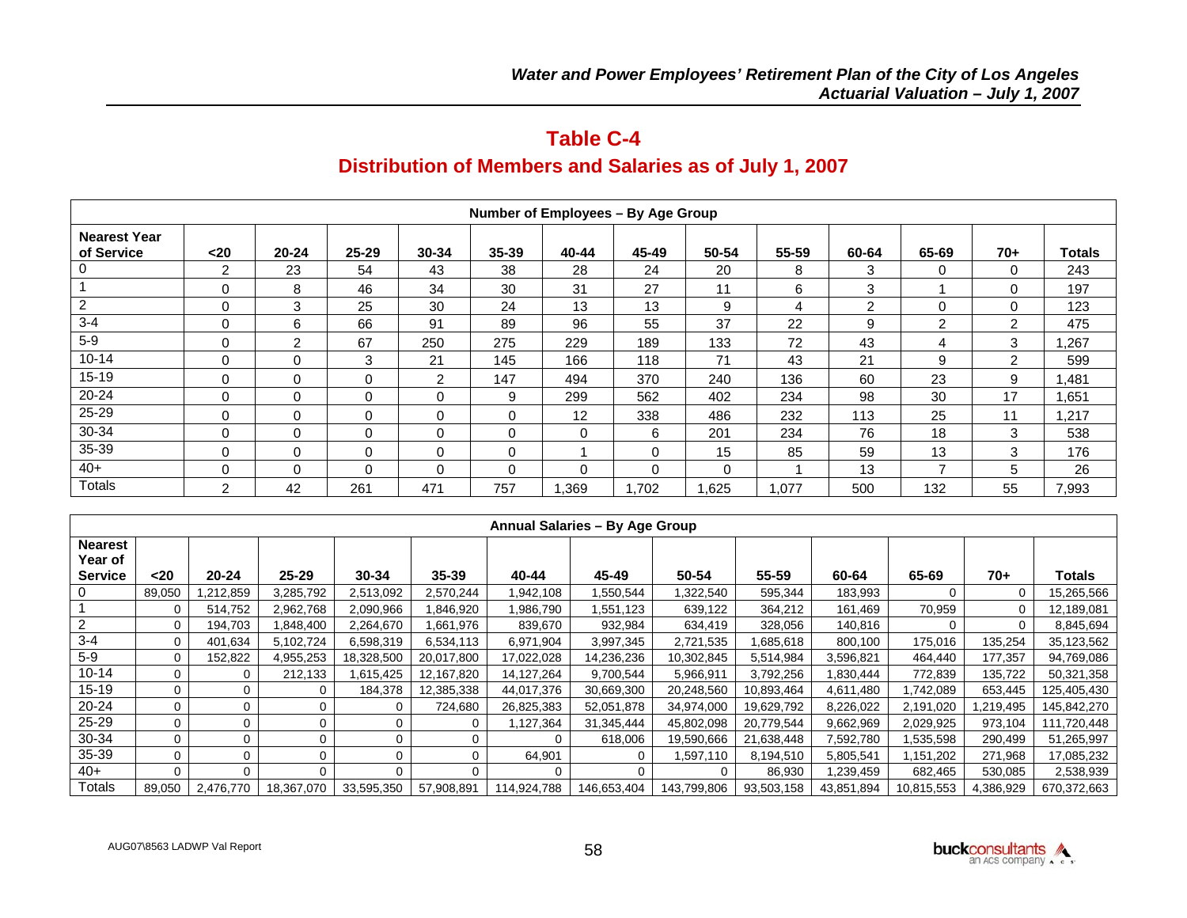## Table C-4

## Distribution of Members and Salaries as of July 1, 2007

| Number of Employees – By Age Group | | | | | | | | | | | | | |
|---|---|---|---|---|---|---|---|---|---|---|---|---|---|
| Nearest Year of Service | <20 | 20-24 | 25-29 | 30-34 | 35-39 | 40-44 | 45-49 | 50-54 | 55-59 | 60-64 | 65-69 | 70+ | Totals |
| 0 | 2 | 23 | 54 | 43 | 38 | 28 | 24 | 20 | 8 | 3 | 0 | 0 | 243 |
| 1 | 0 | 8 | 46 | 34 | 30 | 31 | 27 | 11 | 6 | 3 | 1 | 0 | 197 |
| 2 | 0 | 3 | 25 | 30 | 24 | 13 | 13 | 9 | 4 | 2 | 0 | 0 | 123 |
| 3-4 | 0 | 6 | 66 | 91 | 89 | 96 | 55 | 37 | 22 | 9 | 2 | 2 | 475 |
| 5-9 | 0 | 2 | 67 | 250 | 275 | 229 | 189 | 133 | 72 | 43 | 4 | 3 | 1,267 |
| 10-14 | 0 | 0 | 3 | 21 | 145 | 166 | 118 | 71 | 43 | 21 | 9 | 2 | 599 |
| 15-19 | 0 | 0 | 0 | 2 | 147 | 494 | 370 | 240 | 136 | 60 | 23 | 9 | 1,481 |
| 20-24 | 0 | 0 | 0 | 0 | 9 | 299 | 562 | 402 | 234 | 98 | 30 | 17 | 1,651 |
| 25-29 | 0 | 0 | 0 | 0 | 0 | 12 | 338 | 486 | 232 | 113 | 25 | 11 | 1,217 |
| 30-34 | 0 | 0 | 0 | 0 | 0 | 0 | 6 | 201 | 234 | 76 | 18 | 3 | 538 |
| 35-39 | 0 | 0 | 0 | 0 | 0 | 1 | 0 | 15 | 85 | 59 | 13 | 3 | 176 |
| 40+ | 0 | 0 | 0 | 0 | 0 | 0 | 0 | 0 | 1 | 13 | 7 | 5 | 26 |
| Totals | 2 | 42 | 261 | 471 | 757 | 1,369 | 1,702 | 1,625 | 1,077 | 500 | 132 | 55 | 7,993 |

| Annual Salaries – By Age Group | | | | | | | | | | | | | |
|---|---|---|---|---|---|---|---|---|---|---|---|---|---|
| Nearest Year of Service | <20 | 20-24 | 25-29 | 30-34 | 35-39 | 40-44 | 45-49 | 50-54 | 55-59 | 60-64 | 65-69 | 70+ | Totals |
| 0 | 89,050 | 1,212,859 | 3,285,792 | 2,513,092 | 2,570,244 | 1,942,108 | 1,550,544 | 1,322,540 | 595,344 | 183,993 | 0 | 0 | 15,265,566 |
| 1 | 0 | 514,752 | 2,962,768 | 2,090,966 | 1,846,920 | 1,986,790 | 1,551,123 | 639,122 | 364,212 | 161,469 | 70,959 | 0 | 12,189,081 |
| 2 | 0 | 194,703 | 1,848,400 | 2,264,670 | 1,661,976 | 839,670 | 932,984 | 634,419 | 328,056 | 140,816 | 0 | 0 | 8,845,694 |
| 3-4 | 0 | 401,634 | 5,102,724 | 6,598,319 | 6,534,113 | 6,971,904 | 3,997,345 | 2,721,535 | 1,685,618 | 800,100 | 175,016 | 135,254 | 35,123,562 |
| 5-9 | 0 | 152,822 | 4,955,253 | 18,328,500 | 20,017,800 | 17,022,028 | 14,236,236 | 10,302,845 | 5,514,984 | 3,596,821 | 464,440 | 177,357 | 94,769,086 |
| 10-14 | 0 | 0 | 212,133 | 1,615,425 | 12,167,820 | 14,127,264 | 9,700,544 | 5,966,911 | 3,792,256 | 1,830,444 | 772,839 | 135,722 | 50,321,358 |
| 15-19 | 0 | 0 | 0 | 184,378 | 12,385,338 | 44,017,376 | 30,669,300 | 20,248,560 | 10,893,464 | 4,611,480 | 1,742,089 | 653,445 | 125,405,430 |
| 20-24 | 0 | 0 | 0 | 0 | 724,680 | 26,825,383 | 52,051,878 | 34,974,000 | 19,629,792 | 8,226,022 | 2,191,020 | 1,219,495 | 145,842,270 |
| 25-29 | 0 | 0 | 0 | 0 | 0 | 1,127,364 | 31,345,444 | 45,802,098 | 20,779,544 | 9,662,969 | 2,029,925 | 973,104 | 111,720,448 |
| 30-34 | 0 | 0 | 0 | 0 | 0 | 0 | 618,006 | 19,590,666 | 21,638,448 | 7,592,780 | 1,535,598 | 290,499 | 51,265,997 |
| 35-39 | 0 | 0 | 0 | 0 | 0 | 64,901 | 0 | 1,597,110 | 8,194,510 | 5,805,541 | 1,151,202 | 271,968 | 17,085,232 |
| 40+ | 0 | 0 | 0 | 0 | 0 | 0 | 0 | 0 | 86,930 | 1,239,459 | 682,465 | 530,085 | 2,538,939 |
| Totals | 89,050 | 2,476,770 | 18,367,070 | 33,595,350 | 57,908,891 | 114,924,788 | 146,653,404 | 143,799,806 | 93,503,158 | 43,851,894 | 10,815,553 | 4,386,929 | 670,372,663 |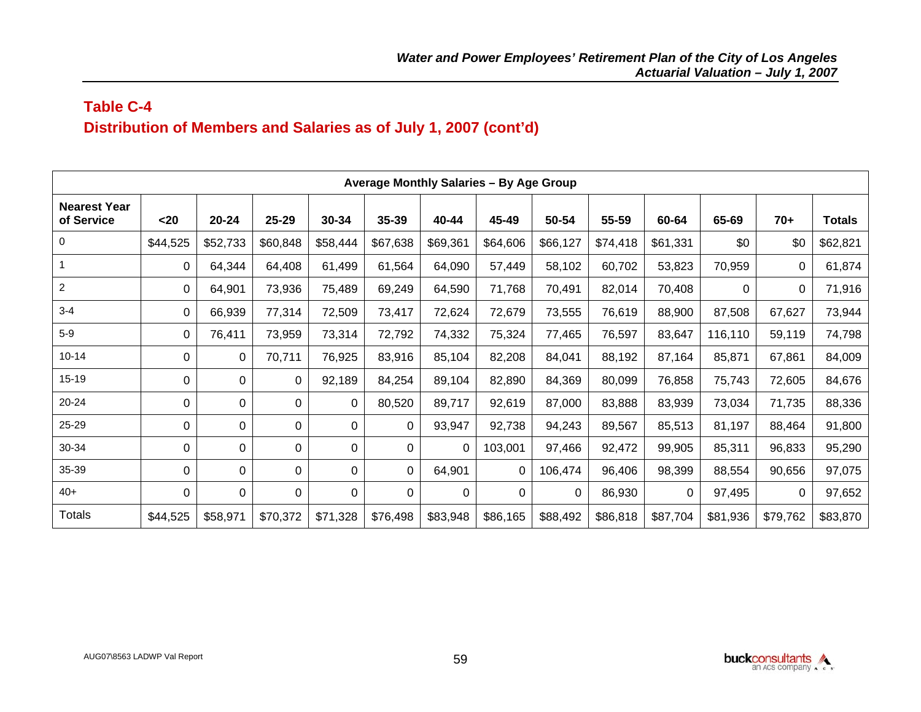## Table C-4

## Distribution of Members and Salaries as of July 1, 2007 (cont'd)

| Average Monthly Salaries – By Age Group | | | | | | | | | | | | | |
|---|---|---|---|---|---|---|---|---|---|---|---|---|---|
| **Nearest Year of Service** | **<20** | **20-24** | **25-29** | **30-34** | **35-39** | **40-44** | **45-49** | **50-54** | **55-59** | **60-64** | **65-69** | **70+** | **Totals** |
| 0 | $44,525 | $52,733 | $60,848 | $58,444 | $67,638 | $69,361 | $64,606 | $66,127 | $74,418 | $61,331 | $0 | $0 | $62,821 |
| 1 | 0 | 64,344 | 64,408 | 61,499 | 61,564 | 64,090 | 57,449 | 58,102 | 60,702 | 53,823 | 70,959 | 0 | 61,874 |
| 2 | 0 | 64,901 | 73,936 | 75,489 | 69,249 | 64,590 | 71,768 | 70,491 | 82,014 | 70,408 | 0 | 0 | 71,916 |
| 3-4 | 0 | 66,939 | 77,314 | 72,509 | 73,417 | 72,624 | 72,679 | 73,555 | 76,619 | 88,900 | 87,508 | 67,627 | 73,944 |
| 5-9 | 0 | 76,411 | 73,959 | 73,314 | 72,792 | 74,332 | 75,324 | 77,465 | 76,597 | 83,647 | 116,110 | 59,119 | 74,798 |
| 10-14 | 0 | 0 | 70,711 | 76,925 | 83,916 | 85,104 | 82,208 | 84,041 | 88,192 | 87,164 | 85,871 | 67,861 | 84,009 |
| 15-19 | 0 | 0 | 0 | 92,189 | 84,254 | 89,104 | 82,890 | 84,369 | 80,099 | 76,858 | 75,743 | 72,605 | 84,676 |
| 20-24 | 0 | 0 | 0 | 0 | 80,520 | 89,717 | 92,619 | 87,000 | 83,888 | 83,939 | 73,034 | 71,735 | 88,336 |
| 25-29 | 0 | 0 | 0 | 0 | 0 | 93,947 | 92,738 | 94,243 | 89,567 | 85,513 | 81,197 | 88,464 | 91,800 |
| 30-34 | 0 | 0 | 0 | 0 | 0 | 0 | 103,001 | 97,466 | 92,472 | 99,905 | 85,311 | 96,833 | 95,290 |
| 35-39 | 0 | 0 | 0 | 0 | 0 | 64,901 | 0 | 106,474 | 96,406 | 98,399 | 88,554 | 90,656 | 97,075 |
| 40+ | 0 | 0 | 0 | 0 | 0 | 0 | 0 | 0 | 86,930 | 0 | 97,495 | 0 | 97,652 |
| Totals | $44,525 | $58,971 | $70,372 | $71,328 | $76,498 | $83,948 | $86,165 | $88,492 | $86,818 | $87,704 | $81,936 | $79,762 | $83,870 |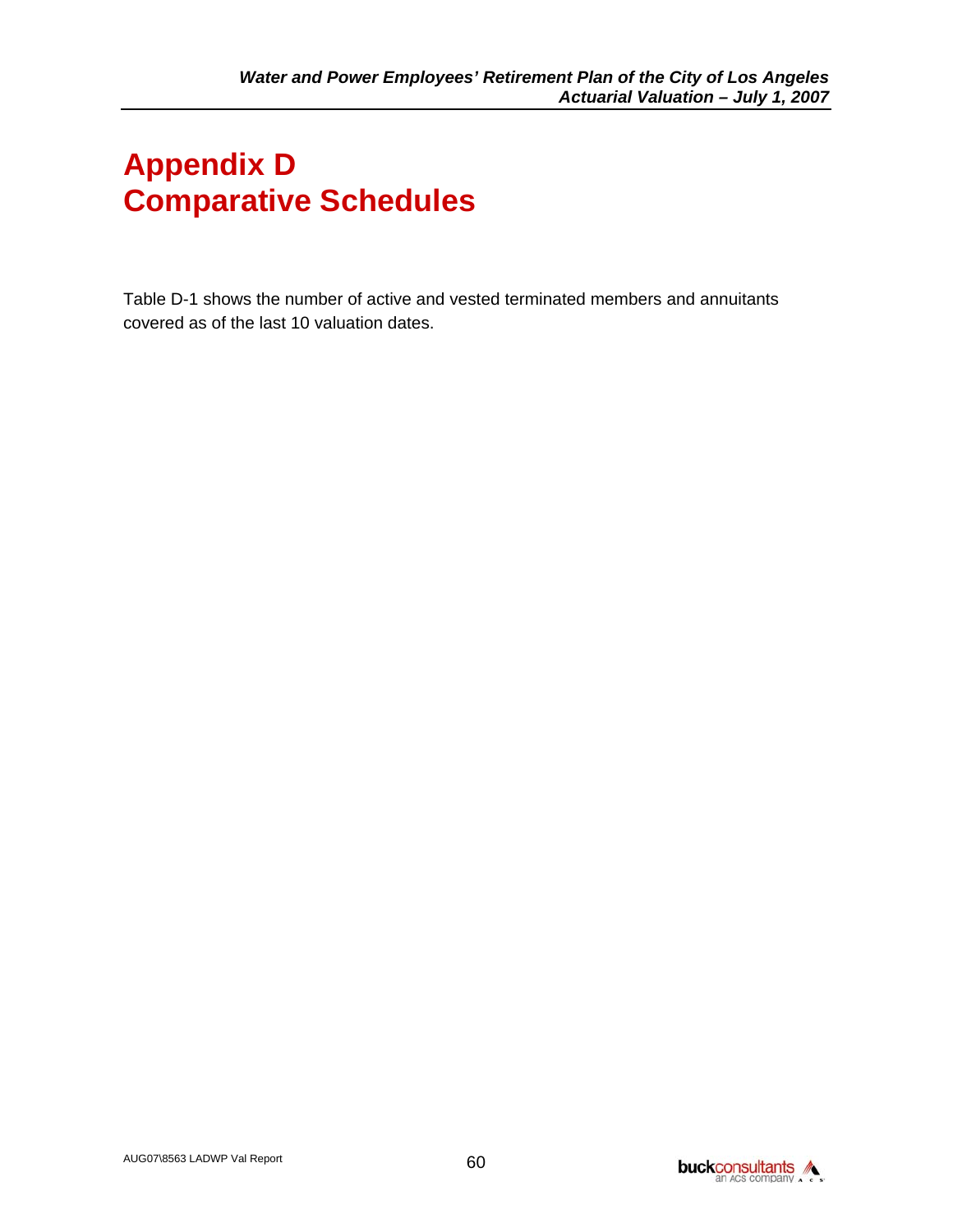# Appendix D
# Comparative Schedules

Table D-1 shows the number of active and vested terminated members and annuitants covered as of the last 10 valuation dates.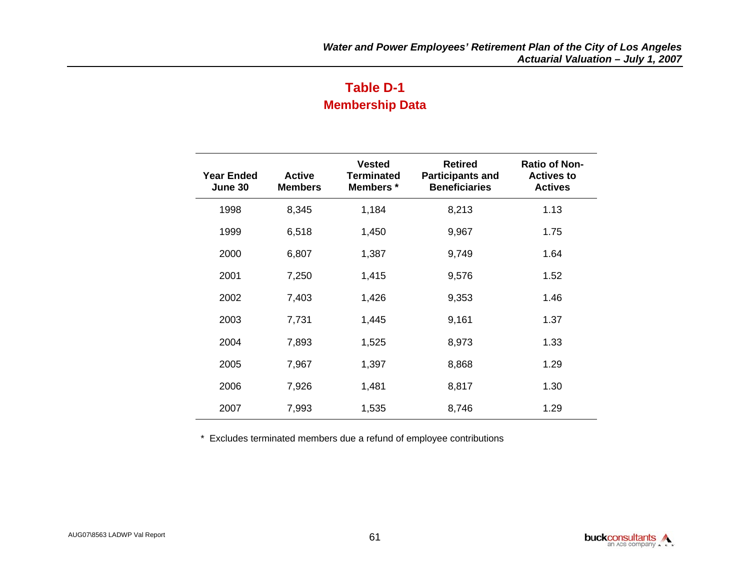# Table D-1
## Membership Data

| Year Ended June 30 | Active Members | Vested Terminated Members * | Retired Participants and Beneficiaries | Ratio of Non-Actives to Actives |
|---|---|---|---|---|
| 1998 | 8,345 | 1,184 | 8,213 | 1.13 |
| 1999 | 6,518 | 1,450 | 9,967 | 1.75 |
| 2000 | 6,807 | 1,387 | 9,749 | 1.64 |
| 2001 | 7,250 | 1,415 | 9,576 | 1.52 |
| 2002 | 7,403 | 1,426 | 9,353 | 1.46 |
| 2003 | 7,731 | 1,445 | 9,161 | 1.37 |
| 2004 | 7,893 | 1,525 | 8,973 | 1.33 |
| 2005 | 7,967 | 1,397 | 8,868 | 1.29 |
| 2006 | 7,926 | 1,481 | 8,817 | 1.30 |
| 2007 | 7,993 | 1,535 | 8,746 | 1.29 |

\* Excludes terminated members due a refund of employee contributions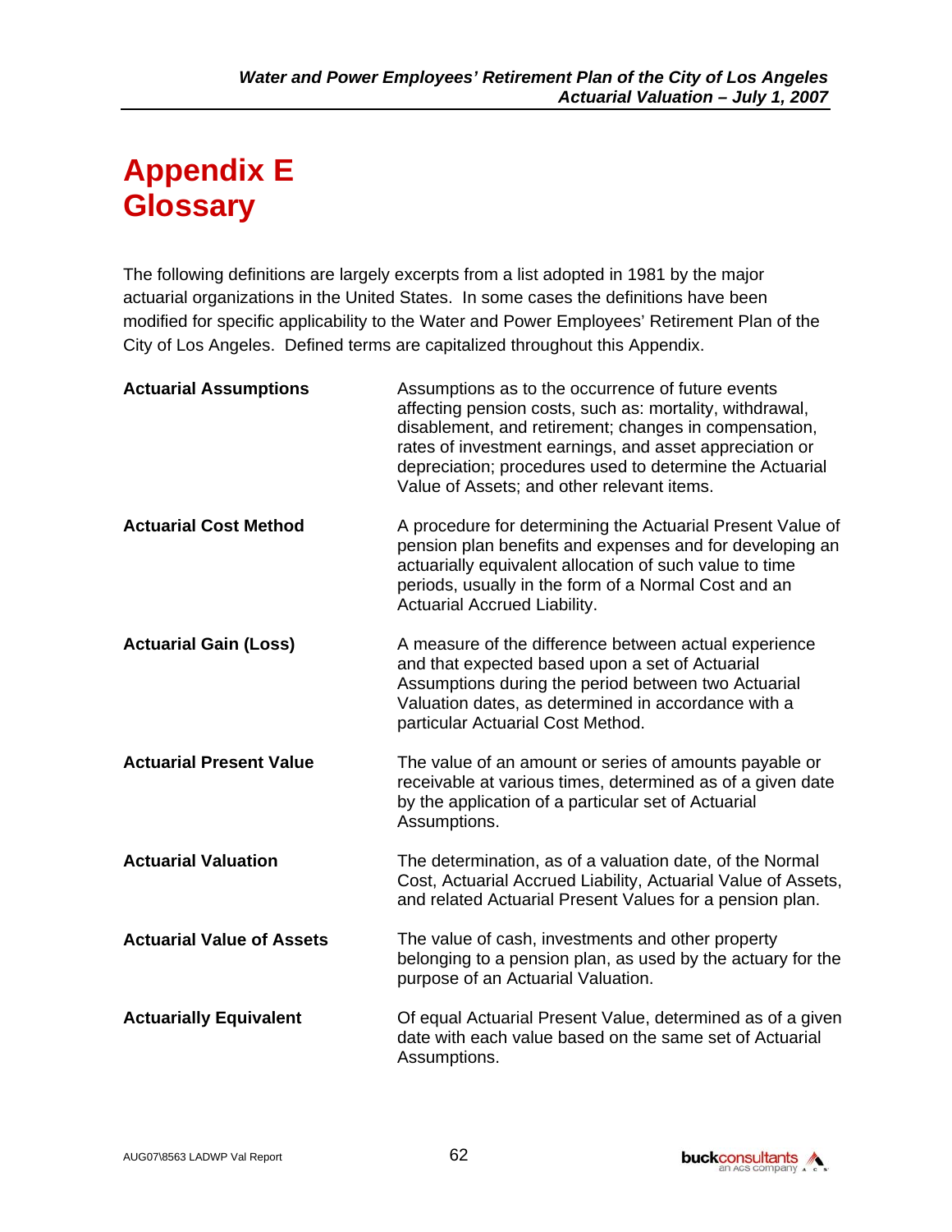# Appendix E
# Glossary

The following definitions are largely excerpts from a list adopted in 1981 by the major actuarial organizations in the United States. In some cases the definitions have been modified for specific applicability to the Water and Power Employees' Retirement Plan of the City of Los Angeles. Defined terms are capitalized throughout this Appendix.

**Actuarial Assumptions** — Assumptions as to the occurrence of future events affecting pension costs, such as: mortality, withdrawal, disablement, and retirement; changes in compensation, rates of investment earnings, and asset appreciation or depreciation; procedures used to determine the Actuarial Value of Assets; and other relevant items.

**Actuarial Cost Method** — A procedure for determining the Actuarial Present Value of pension plan benefits and expenses and for developing an actuarially equivalent allocation of such value to time periods, usually in the form of a Normal Cost and an Actuarial Accrued Liability.

**Actuarial Gain (Loss)** — A measure of the difference between actual experience and that expected based upon a set of Actuarial Assumptions during the period between two Actuarial Valuation dates, as determined in accordance with a particular Actuarial Cost Method.

**Actuarial Present Value** — The value of an amount or series of amounts payable or receivable at various times, determined as of a given date by the application of a particular set of Actuarial Assumptions.

**Actuarial Valuation** — The determination, as of a valuation date, of the Normal Cost, Actuarial Accrued Liability, Actuarial Value of Assets, and related Actuarial Present Values for a pension plan.

**Actuarial Value of Assets** — The value of cash, investments and other property belonging to a pension plan, as used by the actuary for the purpose of an Actuarial Valuation.

**Actuarially Equivalent** — Of equal Actuarial Present Value, determined as of a given date with each value based on the same set of Actuarial Assumptions.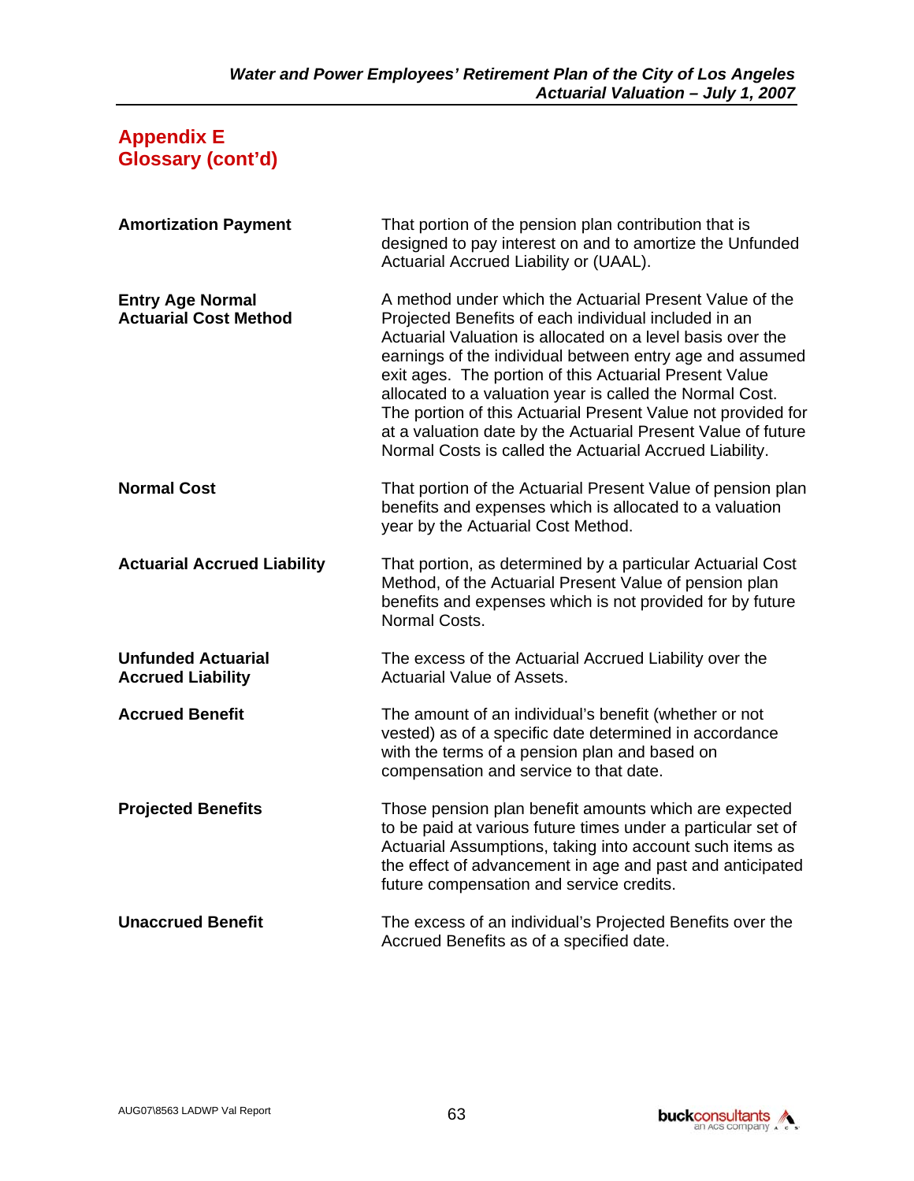# Appendix E
## Glossary (cont'd)

**Amortization Payment**

That portion of the pension plan contribution that is designed to pay interest on and to amortize the Unfunded Actuarial Accrued Liability or (UAAL).

**Entry Age Normal Actuarial Cost Method**

A method under which the Actuarial Present Value of the Projected Benefits of each individual included in an Actuarial Valuation is allocated on a level basis over the earnings of the individual between entry age and assumed exit ages. The portion of this Actuarial Present Value allocated to a valuation year is called the Normal Cost. The portion of this Actuarial Present Value not provided for at a valuation date by the Actuarial Present Value of future Normal Costs is called the Actuarial Accrued Liability.

**Normal Cost**

That portion of the Actuarial Present Value of pension plan benefits and expenses which is allocated to a valuation year by the Actuarial Cost Method.

**Actuarial Accrued Liability**

That portion, as determined by a particular Actuarial Cost Method, of the Actuarial Present Value of pension plan benefits and expenses which is not provided for by future Normal Costs.

**Unfunded Actuarial Accrued Liability**

The excess of the Actuarial Accrued Liability over the Actuarial Value of Assets.

**Accrued Benefit**

The amount of an individual's benefit (whether or not vested) as of a specific date determined in accordance with the terms of a pension plan and based on compensation and service to that date.

**Projected Benefits**

Those pension plan benefit amounts which are expected to be paid at various future times under a particular set of Actuarial Assumptions, taking into account such items as the effect of advancement in age and past and anticipated future compensation and service credits.

**Unaccrued Benefit**

The excess of an individual's Projected Benefits over the Accrued Benefits as of a specified date.